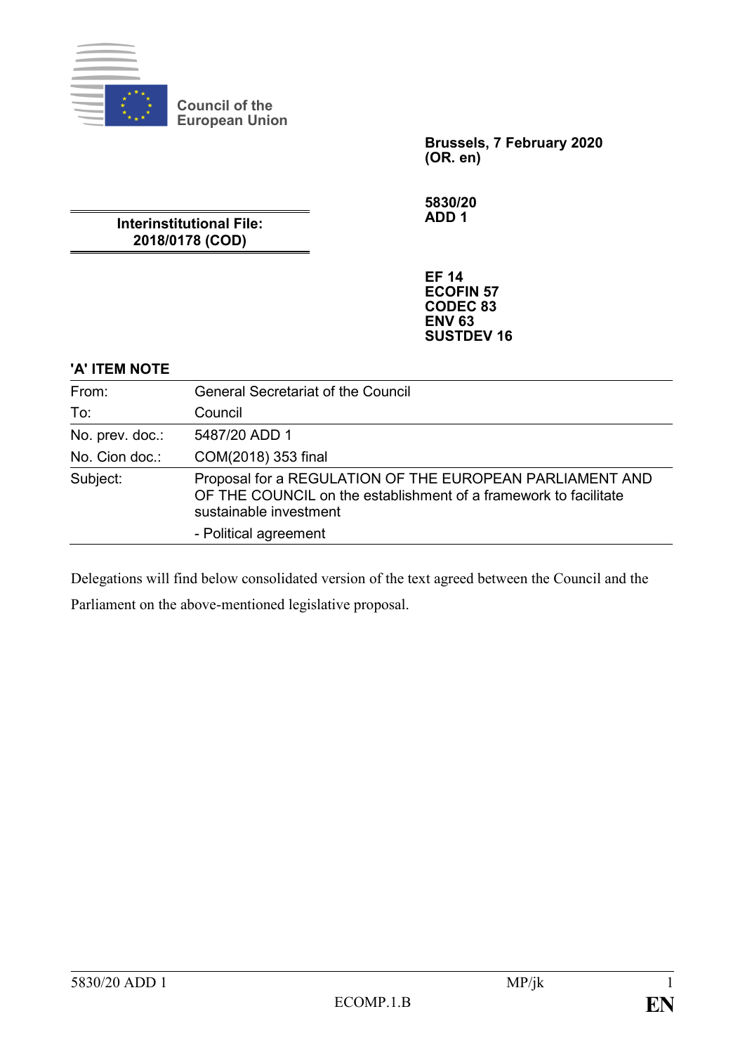Council of the European Union

**Brussels, 7 February 2020**
**(OR. en)**

**5830/20**
**ADD 1**

**Interinstitutional File:**
**2018/0178 (COD)**

**EF 14**
**ECOFIN 57**
**CODEC 83**
**ENV 63**
**SUSTDEV 16**

**'A' ITEM NOTE**

| | |
|---|---|
| From: | General Secretariat of the Council |
| To: | Council |
| No. prev. doc.: | 5487/20 ADD 1 |
| No. Cion doc.: | COM(2018) 353 final |
| Subject: | Proposal for a REGULATION OF THE EUROPEAN PARLIAMENT AND OF THE COUNCIL on the establishment of a framework to facilitate sustainable investment<br>- Political agreement |

Delegations will find below consolidated version of the text agreed between the Council and the Parliament on the above-mentioned legislative proposal.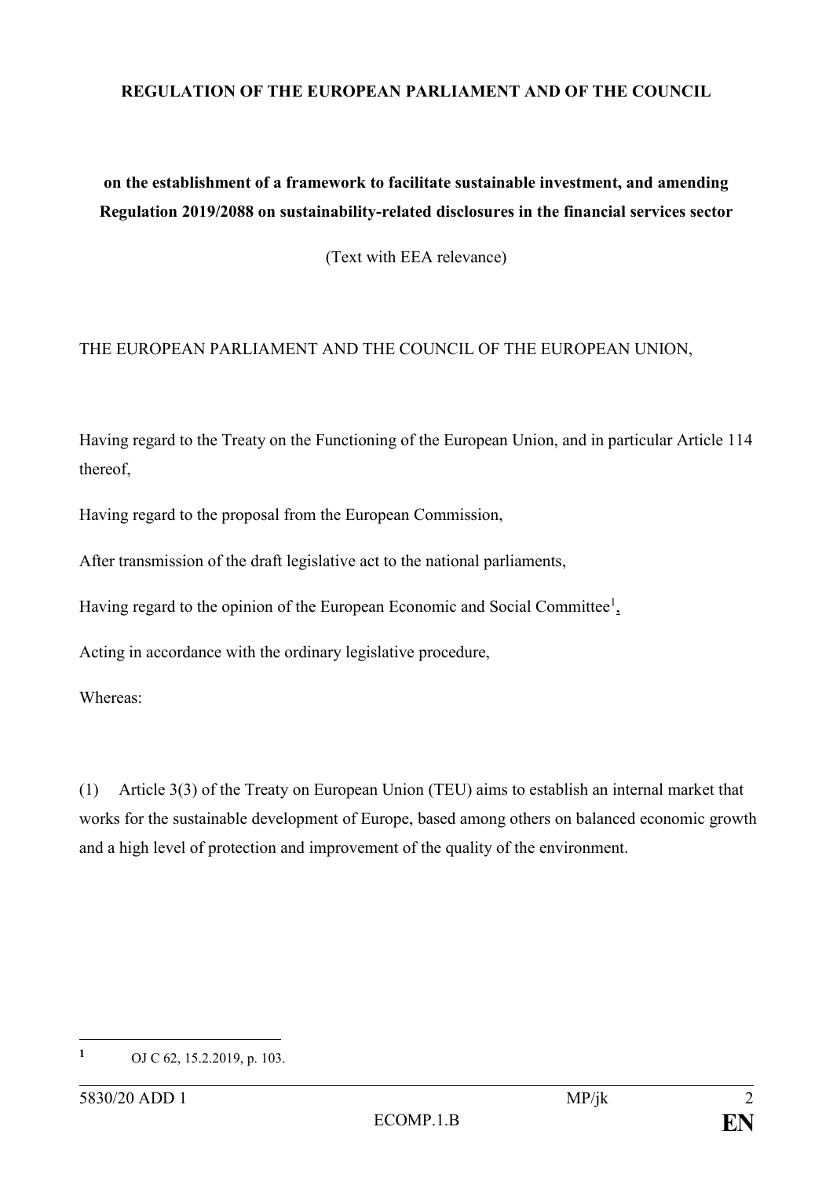**REGULATION OF THE EUROPEAN PARLIAMENT AND OF THE COUNCIL**

**on the establishment of a framework to facilitate sustainable investment, and amending Regulation 2019/2088 on sustainability-related disclosures in the financial services sector**

(Text with EEA relevance)

THE EUROPEAN PARLIAMENT AND THE COUNCIL OF THE EUROPEAN UNION,

Having regard to the Treaty on the Functioning of the European Union, and in particular Article 114 thereof,

Having regard to the proposal from the European Commission,

After transmission of the draft legislative act to the national parliaments,

Having regard to the opinion of the European Economic and Social Committee[1],

Acting in accordance with the ordinary legislative procedure,

Whereas:

(1) Article 3(3) of the Treaty on European Union (TEU) aims to establish an internal market that works for the sustainable development of Europe, based among others on balanced economic growth and a high level of protection and improvement of the quality of the environment.

---

[1] OJ C 62, 15.2.2019, p. 103.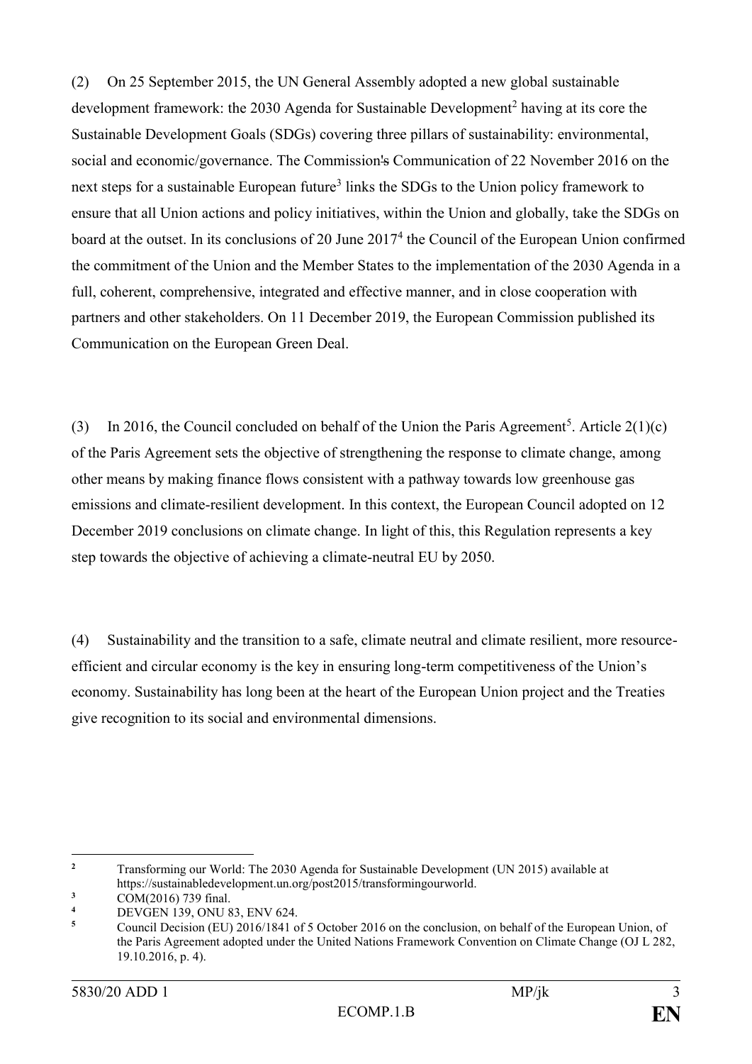(2) On 25 September 2015, the UN General Assembly adopted a new global sustainable development framework: the 2030 Agenda for Sustainable Development[2] having at its core the Sustainable Development Goals (SDGs) covering three pillars of sustainability: environmental, social and economic/governance. The Commission's Communication of 22 November 2016 on the next steps for a sustainable European future[3] links the SDGs to the Union policy framework to ensure that all Union actions and policy initiatives, within the Union and globally, take the SDGs on board at the outset. In its conclusions of 20 June 2017[4] the Council of the European Union confirmed the commitment of the Union and the Member States to the implementation of the 2030 Agenda in a full, coherent, comprehensive, integrated and effective manner, and in close cooperation with partners and other stakeholders. On 11 December 2019, the European Commission published its Communication on the European Green Deal.

(3) In 2016, the Council concluded on behalf of the Union the Paris Agreement[5]. Article 2(1)(c) of the Paris Agreement sets the objective of strengthening the response to climate change, among other means by making finance flows consistent with a pathway towards low greenhouse gas emissions and climate-resilient development. In this context, the European Council adopted on 12 December 2019 conclusions on climate change. In light of this, this Regulation represents a key step towards the objective of achieving a climate-neutral EU by 2050.

(4) Sustainability and the transition to a safe, climate neutral and climate resilient, more resource-efficient and circular economy is the key in ensuring long-term competitiveness of the Union's economy. Sustainability has long been at the heart of the European Union project and the Treaties give recognition to its social and environmental dimensions.

---

[2] Transforming our World: The 2030 Agenda for Sustainable Development (UN 2015) available at https://sustainabledevelopment.un.org/post2015/transformingourworld.

[3] COM(2016) 739 final.

[4] DEVGEN 139, ONU 83, ENV 624.

[5] Council Decision (EU) 2016/1841 of 5 October 2016 on the conclusion, on behalf of the European Union, of the Paris Agreement adopted under the United Nations Framework Convention on Climate Change (OJ L 282, 19.10.2016, p. 4).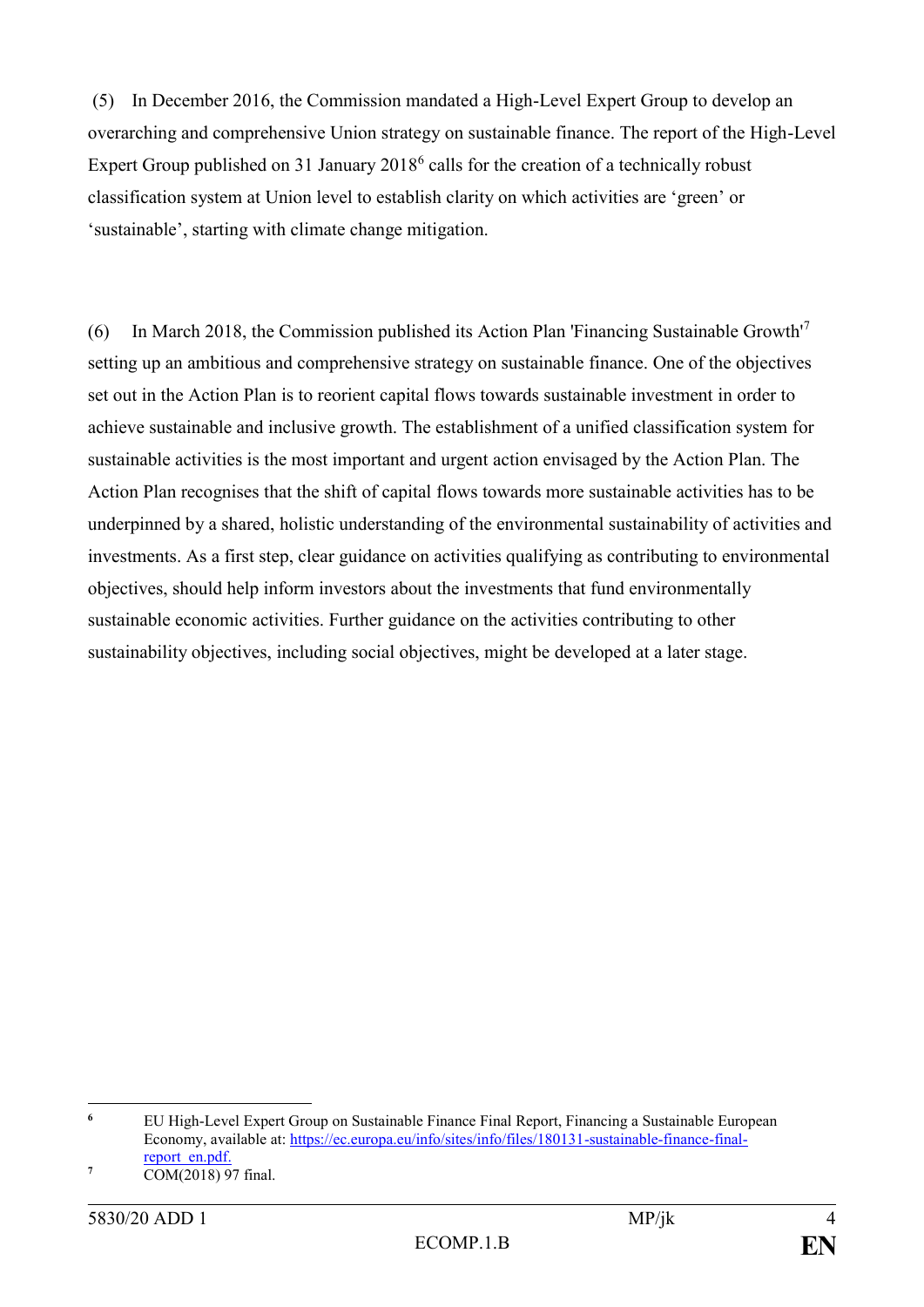(5) In December 2016, the Commission mandated a High-Level Expert Group to develop an overarching and comprehensive Union strategy on sustainable finance. The report of the High-Level Expert Group published on 31 January 2018[6] calls for the creation of a technically robust classification system at Union level to establish clarity on which activities are 'green' or 'sustainable', starting with climate change mitigation.

(6) In March 2018, the Commission published its Action Plan 'Financing Sustainable Growth'[7] setting up an ambitious and comprehensive strategy on sustainable finance. One of the objectives set out in the Action Plan is to reorient capital flows towards sustainable investment in order to achieve sustainable and inclusive growth. The establishment of a unified classification system for sustainable activities is the most important and urgent action envisaged by the Action Plan. The Action Plan recognises that the shift of capital flows towards more sustainable activities has to be underpinned by a shared, holistic understanding of the environmental sustainability of activities and investments. As a first step, clear guidance on activities qualifying as contributing to environmental objectives, should help inform investors about the investments that fund environmentally sustainable economic activities. Further guidance on the activities contributing to other sustainability objectives, including social objectives, might be developed at a later stage.

---

[6] EU High-Level Expert Group on Sustainable Finance Final Report, Financing a Sustainable European Economy, available at: https://ec.europa.eu/info/sites/info/files/180131-sustainable-finance-final-report_en.pdf.

[7] COM(2018) 97 final.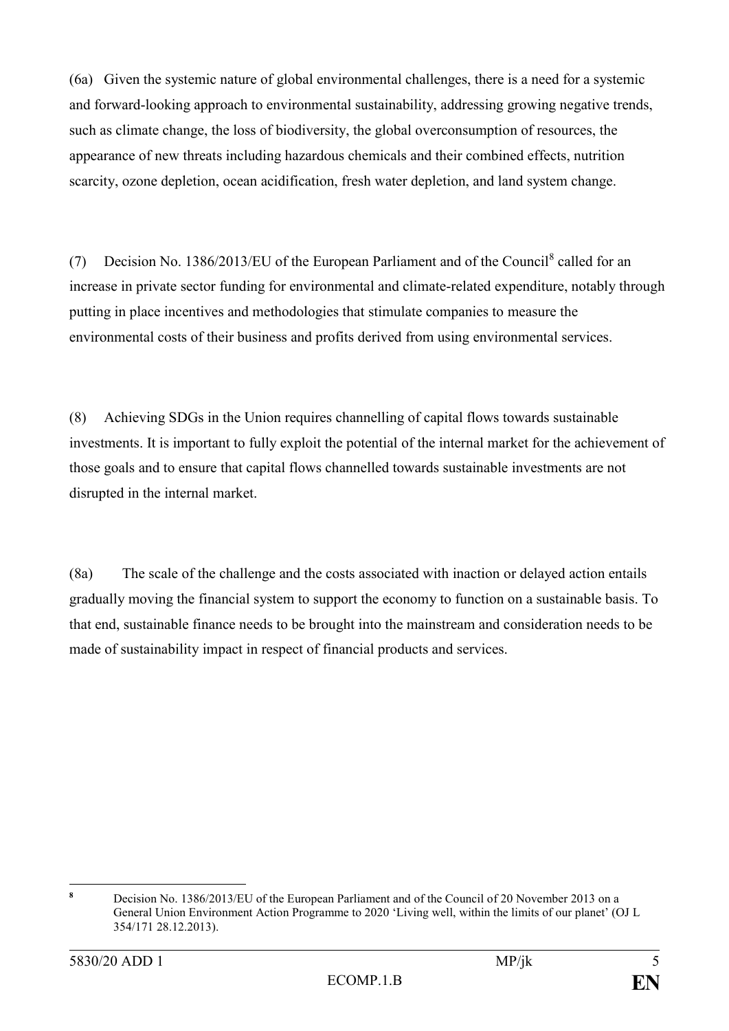(6a) Given the systemic nature of global environmental challenges, there is a need for a systemic and forward-looking approach to environmental sustainability, addressing growing negative trends, such as climate change, the loss of biodiversity, the global overconsumption of resources, the appearance of new threats including hazardous chemicals and their combined effects, nutrition scarcity, ozone depletion, ocean acidification, fresh water depletion, and land system change.

(7) Decision No. 1386/2013/EU of the European Parliament and of the Council[8] called for an increase in private sector funding for environmental and climate-related expenditure, notably through putting in place incentives and methodologies that stimulate companies to measure the environmental costs of their business and profits derived from using environmental services.

(8) Achieving SDGs in the Union requires channelling of capital flows towards sustainable investments. It is important to fully exploit the potential of the internal market for the achievement of those goals and to ensure that capital flows channelled towards sustainable investments are not disrupted in the internal market.

(8a) The scale of the challenge and the costs associated with inaction or delayed action entails gradually moving the financial system to support the economy to function on a sustainable basis. To that end, sustainable finance needs to be brought into the mainstream and consideration needs to be made of sustainability impact in respect of financial products and services.

---

[8] Decision No. 1386/2013/EU of the European Parliament and of the Council of 20 November 2013 on a General Union Environment Action Programme to 2020 'Living well, within the limits of our planet' (OJ L 354/171 28.12.2013).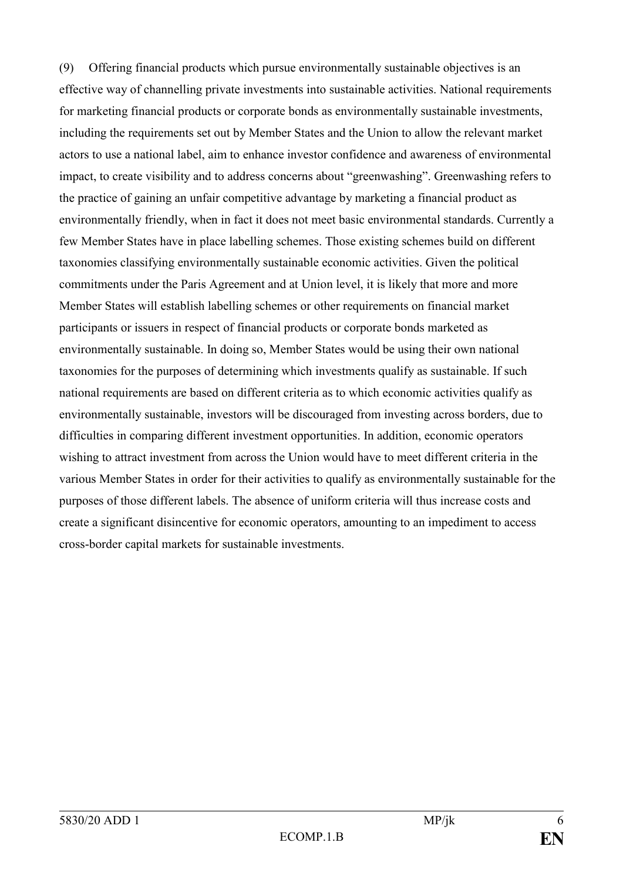(9) Offering financial products which pursue environmentally sustainable objectives is an effective way of channelling private investments into sustainable activities. National requirements for marketing financial products or corporate bonds as environmentally sustainable investments, including the requirements set out by Member States and the Union to allow the relevant market actors to use a national label, aim to enhance investor confidence and awareness of environmental impact, to create visibility and to address concerns about "greenwashing". Greenwashing refers to the practice of gaining an unfair competitive advantage by marketing a financial product as environmentally friendly, when in fact it does not meet basic environmental standards. Currently a few Member States have in place labelling schemes. Those existing schemes build on different taxonomies classifying environmentally sustainable economic activities. Given the political commitments under the Paris Agreement and at Union level, it is likely that more and more Member States will establish labelling schemes or other requirements on financial market participants or issuers in respect of financial products or corporate bonds marketed as environmentally sustainable. In doing so, Member States would be using their own national taxonomies for the purposes of determining which investments qualify as sustainable. If such national requirements are based on different criteria as to which economic activities qualify as environmentally sustainable, investors will be discouraged from investing across borders, due to difficulties in comparing different investment opportunities. In addition, economic operators wishing to attract investment from across the Union would have to meet different criteria in the various Member States in order for their activities to qualify as environmentally sustainable for the purposes of those different labels. The absence of uniform criteria will thus increase costs and create a significant disincentive for economic operators, amounting to an impediment to access cross-border capital markets for sustainable investments.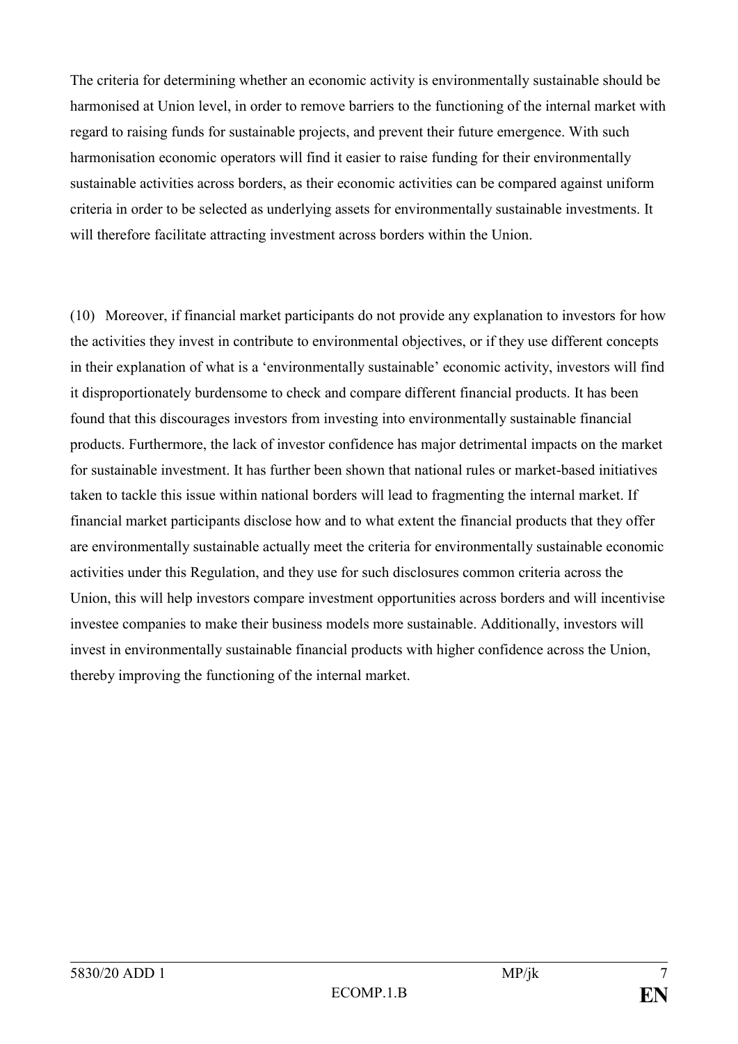The criteria for determining whether an economic activity is environmentally sustainable should be harmonised at Union level, in order to remove barriers to the functioning of the internal market with regard to raising funds for sustainable projects, and prevent their future emergence. With such harmonisation economic operators will find it easier to raise funding for their environmentally sustainable activities across borders, as their economic activities can be compared against uniform criteria in order to be selected as underlying assets for environmentally sustainable investments. It will therefore facilitate attracting investment across borders within the Union.

(10) Moreover, if financial market participants do not provide any explanation to investors for how the activities they invest in contribute to environmental objectives, or if they use different concepts in their explanation of what is a 'environmentally sustainable' economic activity, investors will find it disproportionately burdensome to check and compare different financial products. It has been found that this discourages investors from investing into environmentally sustainable financial products. Furthermore, the lack of investor confidence has major detrimental impacts on the market for sustainable investment. It has further been shown that national rules or market-based initiatives taken to tackle this issue within national borders will lead to fragmenting the internal market. If financial market participants disclose how and to what extent the financial products that they offer are environmentally sustainable actually meet the criteria for environmentally sustainable economic activities under this Regulation, and they use for such disclosures common criteria across the Union, this will help investors compare investment opportunities across borders and will incentivise investee companies to make their business models more sustainable. Additionally, investors will invest in environmentally sustainable financial products with higher confidence across the Union, thereby improving the functioning of the internal market.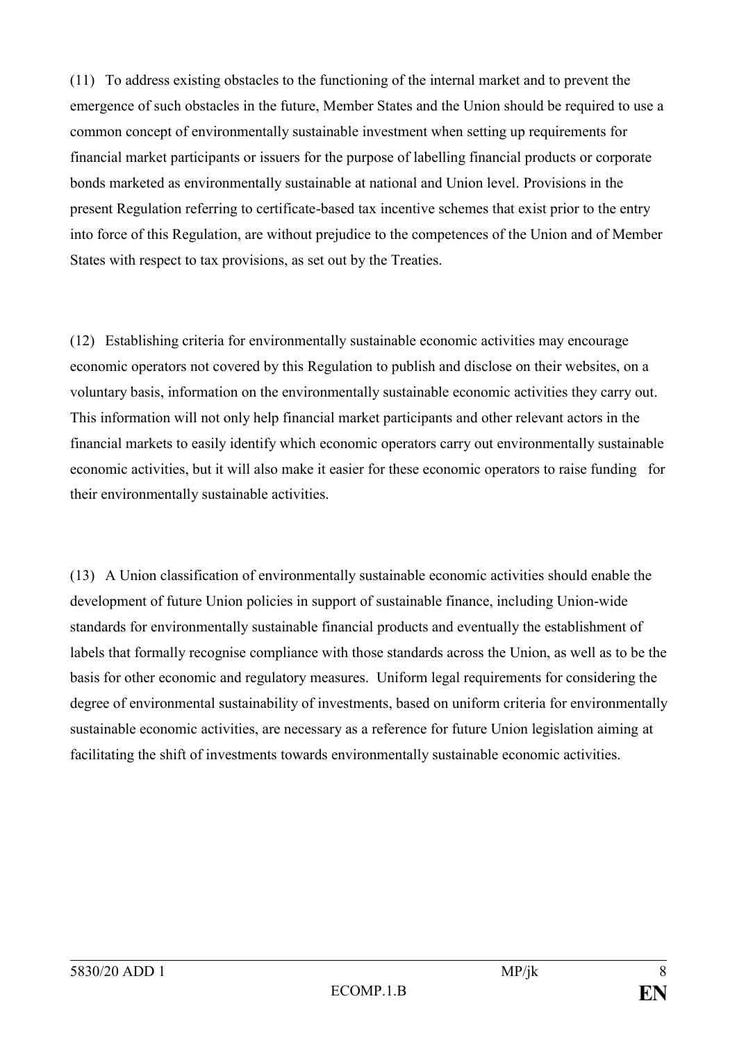(11) To address existing obstacles to the functioning of the internal market and to prevent the emergence of such obstacles in the future, Member States and the Union should be required to use a common concept of environmentally sustainable investment when setting up requirements for financial market participants or issuers for the purpose of labelling financial products or corporate bonds marketed as environmentally sustainable at national and Union level. Provisions in the present Regulation referring to certificate-based tax incentive schemes that exist prior to the entry into force of this Regulation, are without prejudice to the competences of the Union and of Member States with respect to tax provisions, as set out by the Treaties.

(12) Establishing criteria for environmentally sustainable economic activities may encourage economic operators not covered by this Regulation to publish and disclose on their websites, on a voluntary basis, information on the environmentally sustainable economic activities they carry out. This information will not only help financial market participants and other relevant actors in the financial markets to easily identify which economic operators carry out environmentally sustainable economic activities, but it will also make it easier for these economic operators to raise funding for their environmentally sustainable activities.

(13) A Union classification of environmentally sustainable economic activities should enable the development of future Union policies in support of sustainable finance, including Union-wide standards for environmentally sustainable financial products and eventually the establishment of labels that formally recognise compliance with those standards across the Union, as well as to be the basis for other economic and regulatory measures. Uniform legal requirements for considering the degree of environmental sustainability of investments, based on uniform criteria for environmentally sustainable economic activities, are necessary as a reference for future Union legislation aiming at facilitating the shift of investments towards environmentally sustainable economic activities.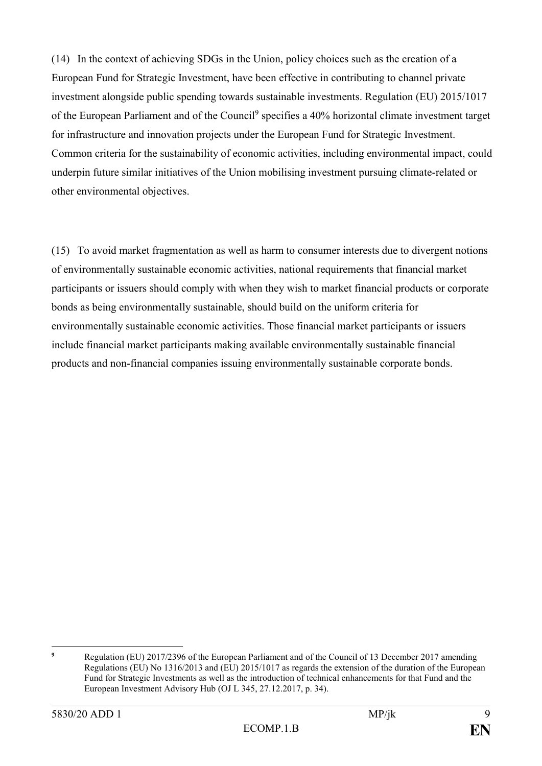(14) In the context of achieving SDGs in the Union, policy choices such as the creation of a European Fund for Strategic Investment, have been effective in contributing to channel private investment alongside public spending towards sustainable investments. Regulation (EU) 2015/1017 of the European Parliament and of the Council[9] specifies a 40% horizontal climate investment target for infrastructure and innovation projects under the European Fund for Strategic Investment. Common criteria for the sustainability of economic activities, including environmental impact, could underpin future similar initiatives of the Union mobilising investment pursuing climate-related or other environmental objectives.

(15) To avoid market fragmentation as well as harm to consumer interests due to divergent notions of environmentally sustainable economic activities, national requirements that financial market participants or issuers should comply with when they wish to market financial products or corporate bonds as being environmentally sustainable, should build on the uniform criteria for environmentally sustainable economic activities. Those financial market participants or issuers include financial market participants making available environmentally sustainable financial products and non-financial companies issuing environmentally sustainable corporate bonds.

---

[9] Regulation (EU) 2017/2396 of the European Parliament and of the Council of 13 December 2017 amending Regulations (EU) No 1316/2013 and (EU) 2015/1017 as regards the extension of the duration of the European Fund for Strategic Investments as well as the introduction of technical enhancements for that Fund and the European Investment Advisory Hub (OJ L 345, 27.12.2017, p. 34).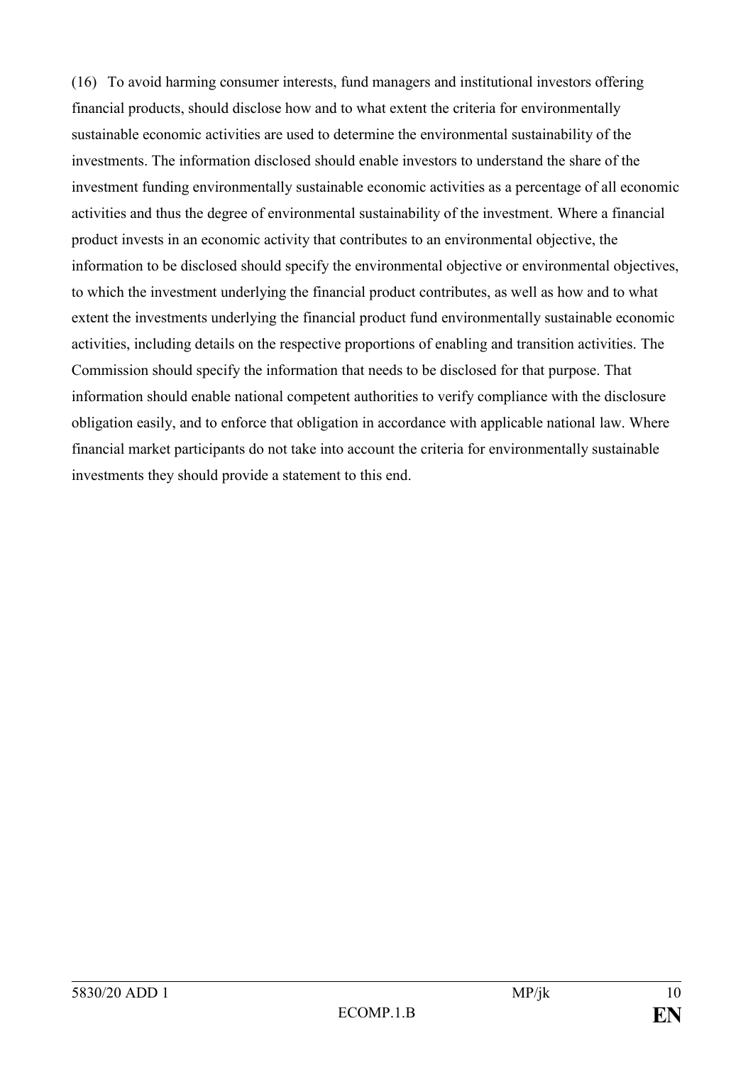(16) To avoid harming consumer interests, fund managers and institutional investors offering financial products, should disclose how and to what extent the criteria for environmentally sustainable economic activities are used to determine the environmental sustainability of the investments. The information disclosed should enable investors to understand the share of the investment funding environmentally sustainable economic activities as a percentage of all economic activities and thus the degree of environmental sustainability of the investment. Where a financial product invests in an economic activity that contributes to an environmental objective, the information to be disclosed should specify the environmental objective or environmental objectives, to which the investment underlying the financial product contributes, as well as how and to what extent the investments underlying the financial product fund environmentally sustainable economic activities, including details on the respective proportions of enabling and transition activities. The Commission should specify the information that needs to be disclosed for that purpose. That information should enable national competent authorities to verify compliance with the disclosure obligation easily, and to enforce that obligation in accordance with applicable national law. Where financial market participants do not take into account the criteria for environmentally sustainable investments they should provide a statement to this end.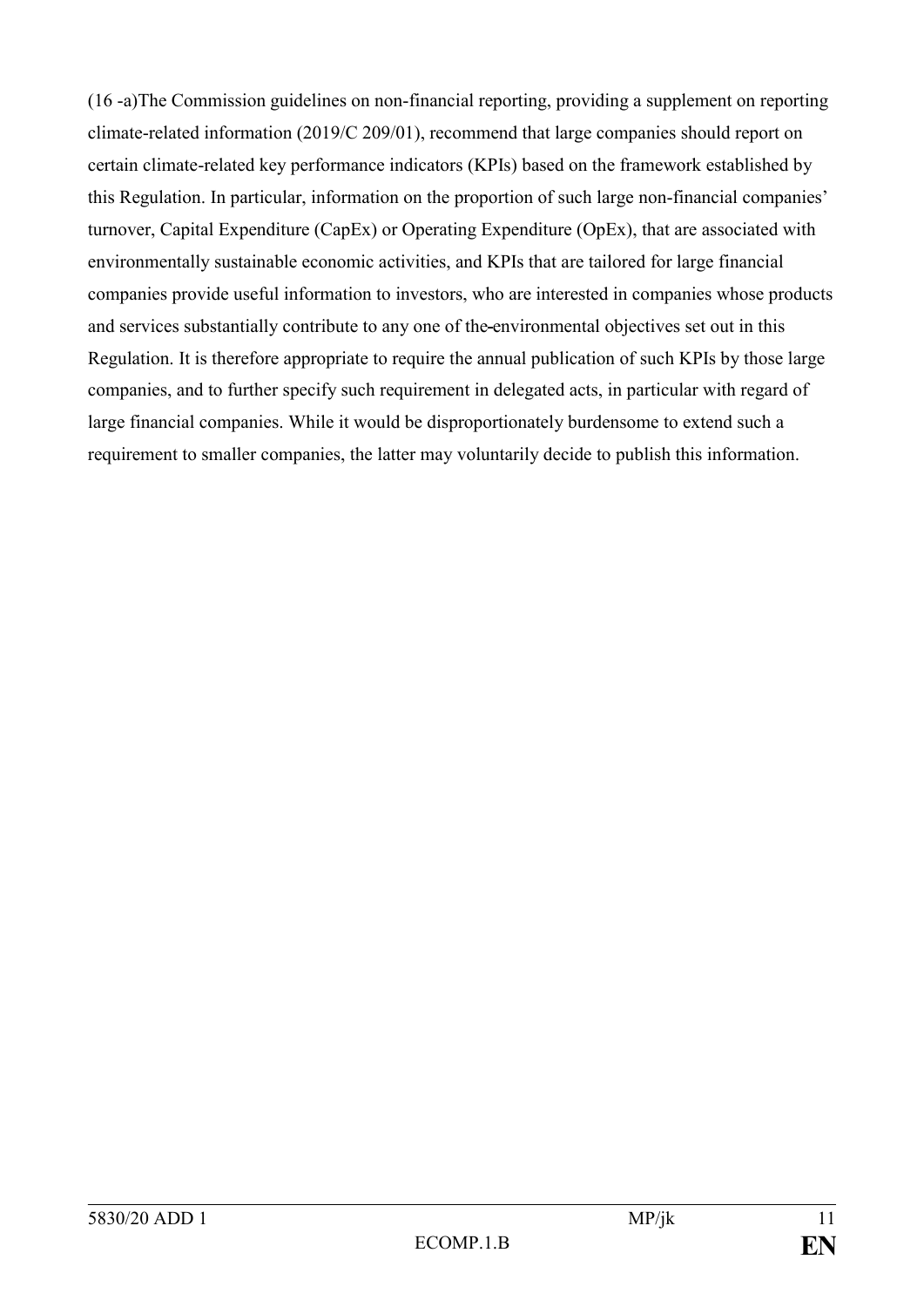(16 -a)The Commission guidelines on non-financial reporting, providing a supplement on reporting climate-related information (2019/C 209/01), recommend that large companies should report on certain climate-related key performance indicators (KPIs) based on the framework established by this Regulation. In particular, information on the proportion of such large non-financial companies' turnover, Capital Expenditure (CapEx) or Operating Expenditure (OpEx), that are associated with environmentally sustainable economic activities, and KPIs that are tailored for large financial companies provide useful information to investors, who are interested in companies whose products and services substantially contribute to any one of the environmental objectives set out in this Regulation. It is therefore appropriate to require the annual publication of such KPIs by those large companies, and to further specify such requirement in delegated acts, in particular with regard of large financial companies. While it would be disproportionately burdensome to extend such a requirement to smaller companies, the latter may voluntarily decide to publish this information.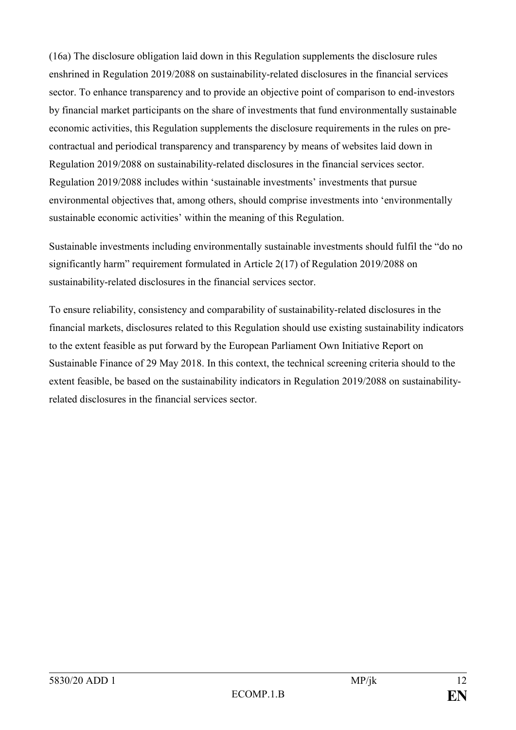(16a) The disclosure obligation laid down in this Regulation supplements the disclosure rules enshrined in Regulation 2019/2088 on sustainability-related disclosures in the financial services sector. To enhance transparency and to provide an objective point of comparison to end-investors by financial market participants on the share of investments that fund environmentally sustainable economic activities, this Regulation supplements the disclosure requirements in the rules on pre-contractual and periodical transparency and transparency by means of websites laid down in Regulation 2019/2088 on sustainability-related disclosures in the financial services sector. Regulation 2019/2088 includes within 'sustainable investments' investments that pursue environmental objectives that, among others, should comprise investments into 'environmentally sustainable economic activities' within the meaning of this Regulation.

Sustainable investments including environmentally sustainable investments should fulfil the "do no significantly harm" requirement formulated in Article 2(17) of Regulation 2019/2088 on sustainability-related disclosures in the financial services sector.

To ensure reliability, consistency and comparability of sustainability-related disclosures in the financial markets, disclosures related to this Regulation should use existing sustainability indicators to the extent feasible as put forward by the European Parliament Own Initiative Report on Sustainable Finance of 29 May 2018. In this context, the technical screening criteria should to the extent feasible, be based on the sustainability indicators in Regulation 2019/2088 on sustainability-related disclosures in the financial services sector.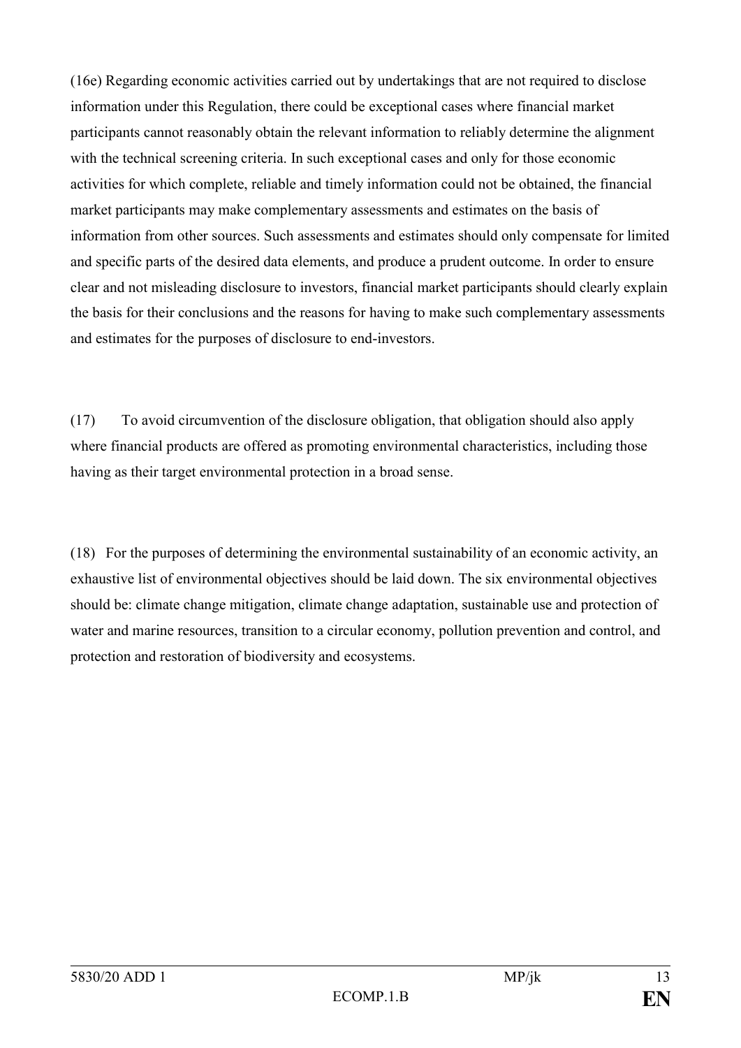(16e) Regarding economic activities carried out by undertakings that are not required to disclose information under this Regulation, there could be exceptional cases where financial market participants cannot reasonably obtain the relevant information to reliably determine the alignment with the technical screening criteria. In such exceptional cases and only for those economic activities for which complete, reliable and timely information could not be obtained, the financial market participants may make complementary assessments and estimates on the basis of information from other sources. Such assessments and estimates should only compensate for limited and specific parts of the desired data elements, and produce a prudent outcome. In order to ensure clear and not misleading disclosure to investors, financial market participants should clearly explain the basis for their conclusions and the reasons for having to make such complementary assessments and estimates for the purposes of disclosure to end-investors.

(17) To avoid circumvention of the disclosure obligation, that obligation should also apply where financial products are offered as promoting environmental characteristics, including those having as their target environmental protection in a broad sense.

(18) For the purposes of determining the environmental sustainability of an economic activity, an exhaustive list of environmental objectives should be laid down. The six environmental objectives should be: climate change mitigation, climate change adaptation, sustainable use and protection of water and marine resources, transition to a circular economy, pollution prevention and control, and protection and restoration of biodiversity and ecosystems.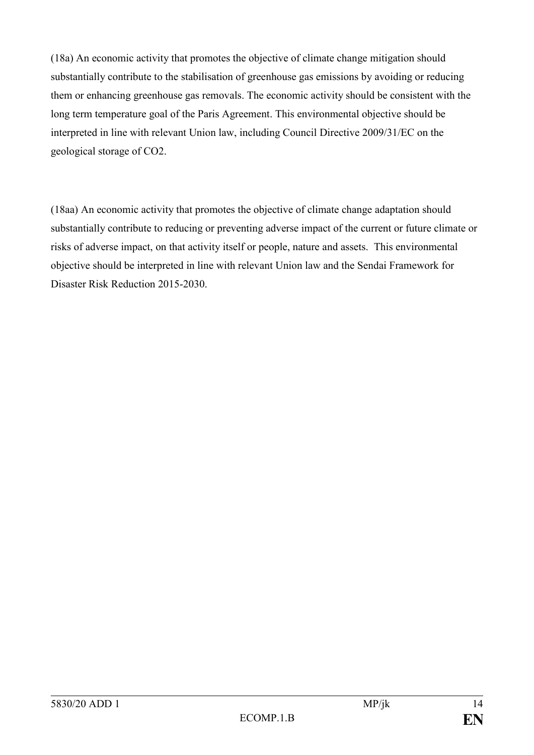(18a) An economic activity that promotes the objective of climate change mitigation should substantially contribute to the stabilisation of greenhouse gas emissions by avoiding or reducing them or enhancing greenhouse gas removals. The economic activity should be consistent with the long term temperature goal of the Paris Agreement. This environmental objective should be interpreted in line with relevant Union law, including Council Directive 2009/31/EC on the geological storage of $CO_2$.

(18aa) An economic activity that promotes the objective of climate change adaptation should substantially contribute to reducing or preventing adverse impact of the current or future climate or risks of adverse impact, on that activity itself or people, nature and assets. This environmental objective should be interpreted in line with relevant Union law and the Sendai Framework for Disaster Risk Reduction 2015-2030.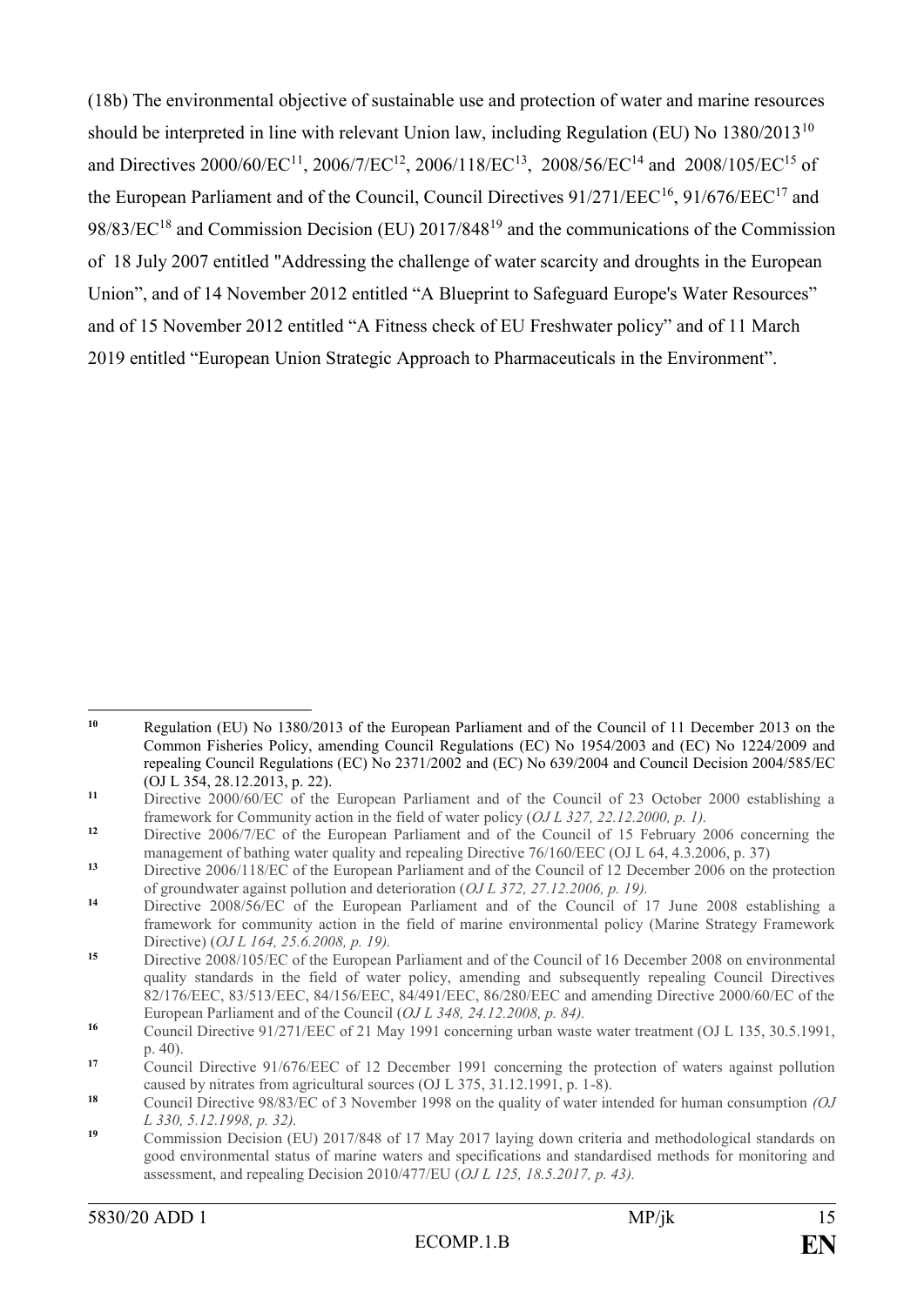(18b) The environmental objective of sustainable use and protection of water and marine resources should be interpreted in line with relevant Union law, including Regulation (EU) No 1380/2013[10] and Directives 2000/60/EC[11], 2006/7/EC[12], 2006/118/EC[13], 2008/56/EC[14] and 2008/105/EC[15] of the European Parliament and of the Council, Council Directives 91/271/EEC[16], 91/676/EEC[17] and 98/83/EC[18] and Commission Decision (EU) 2017/848[19] and the communications of the Commission of 18 July 2007 entitled "Addressing the challenge of water scarcity and droughts in the European Union", and of 14 November 2012 entitled "A Blueprint to Safeguard Europe's Water Resources" and of 15 November 2012 entitled "A Fitness check of EU Freshwater policy" and of 11 March 2019 entitled "European Union Strategic Approach to Pharmaceuticals in the Environment".

---

[10] Regulation (EU) No 1380/2013 of the European Parliament and of the Council of 11 December 2013 on the Common Fisheries Policy, amending Council Regulations (EC) No 1954/2003 and (EC) No 1224/2009 and repealing Council Regulations (EC) No 2371/2002 and (EC) No 639/2004 and Council Decision 2004/585/EC (OJ L 354, 28.12.2013, p. 22).

[11] Directive 2000/60/EC of the European Parliament and of the Council of 23 October 2000 establishing a framework for Community action in the field of water policy (*OJ L 327, 22.12.2000, p. 1).*

[12] Directive 2006/7/EC of the European Parliament and of the Council of 15 February 2006 concerning the management of bathing water quality and repealing Directive 76/160/EEC (OJ L 64, 4.3.2006, p. 37)

[13] Directive 2006/118/EC of the European Parliament and of the Council of 12 December 2006 on the protection of groundwater against pollution and deterioration (*OJ L 372, 27.12.2006, p. 19).*

[14] Directive 2008/56/EC of the European Parliament and of the Council of 17 June 2008 establishing a framework for community action in the field of marine environmental policy (Marine Strategy Framework Directive) (*OJ L 164, 25.6.2008, p. 19).*

[15] Directive 2008/105/EC of the European Parliament and of the Council of 16 December 2008 on environmental quality standards in the field of water policy, amending and subsequently repealing Council Directives 82/176/EEC, 83/513/EEC, 84/156/EEC, 84/491/EEC, 86/280/EEC and amending Directive 2000/60/EC of the European Parliament and of the Council (*OJ L 348, 24.12.2008, p. 84).*

[16] Council Directive 91/271/EEC of 21 May 1991 concerning urban waste water treatment (OJ L 135, 30.5.1991, p. 40).

[17] Council Directive 91/676/EEC of 12 December 1991 concerning the protection of waters against pollution caused by nitrates from agricultural sources (OJ L 375, 31.12.1991, p. 1-8).

[18] Council Directive 98/83/EC of 3 November 1998 on the quality of water intended for human consumption *(OJ L 330, 5.12.1998, p. 32).*

[19] Commission Decision (EU) 2017/848 of 17 May 2017 laying down criteria and methodological standards on good environmental status of marine waters and specifications and standardised methods for monitoring and assessment, and repealing Decision 2010/477/EU (*OJ L 125, 18.5.2017, p. 43).*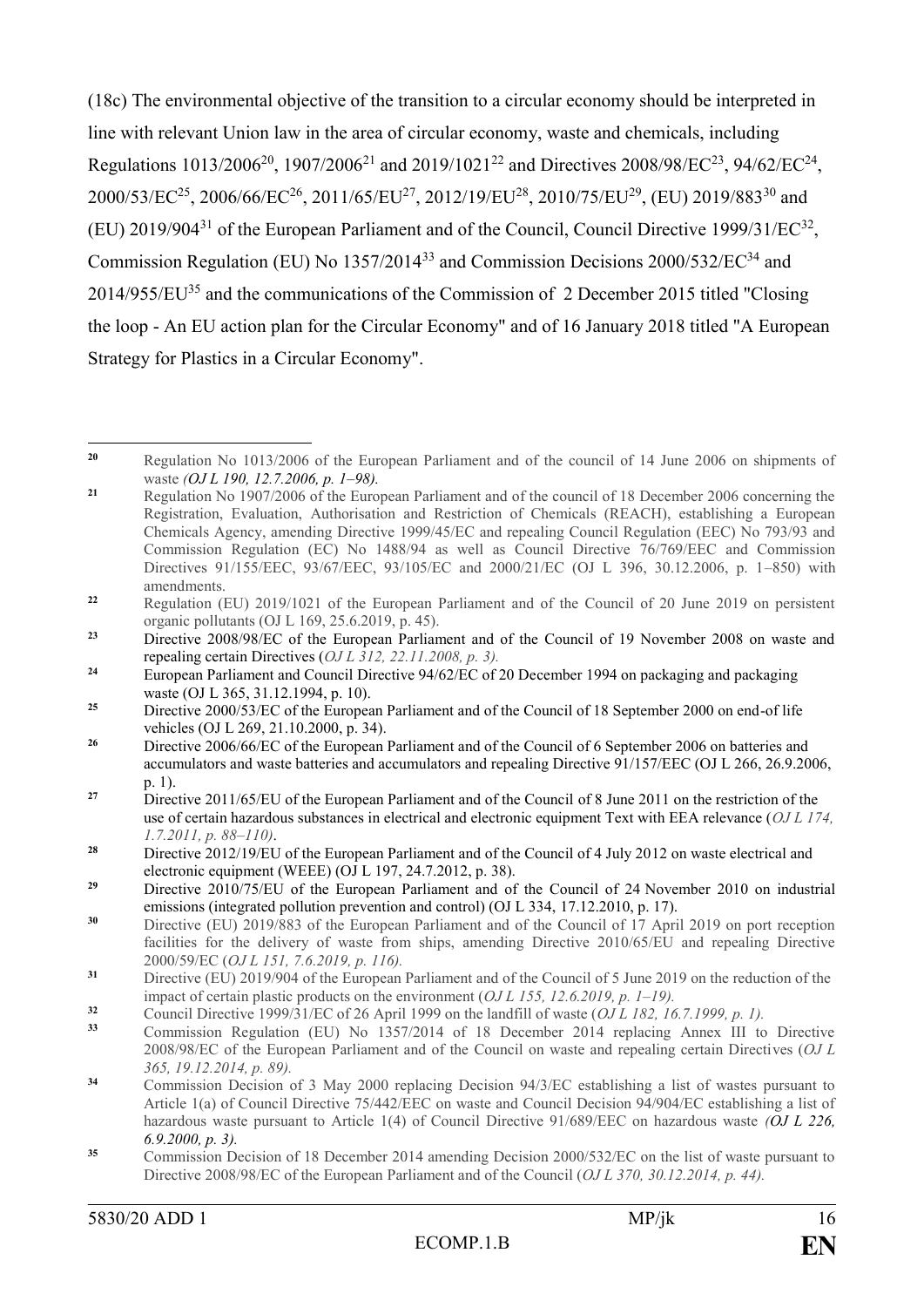(18c) The environmental objective of the transition to a circular economy should be interpreted in line with relevant Union law in the area of circular economy, waste and chemicals, including Regulations 1013/2006[20], 1907/2006[21] and 2019/1021[22] and Directives 2008/98/EC[23], 94/62/EC[24], 2000/53/EC[25], 2006/66/EC[26], 2011/65/EU[27], 2012/19/EU[28], 2010/75/EU[29], (EU) 2019/883[30] and (EU) 2019/904[31] of the European Parliament and of the Council, Council Directive 1999/31/EC[32], Commission Regulation (EU) No 1357/2014[33] and Commission Decisions 2000/532/EC[34] and 2014/955/EU[35] and the communications of the Commission of 2 December 2015 titled "Closing the loop - An EU action plan for the Circular Economy" and of 16 January 2018 titled "A European Strategy for Plastics in a Circular Economy".

---

[20] Regulation No 1013/2006 of the European Parliament and of the council of 14 June 2006 on shipments of waste *(OJ L 190, 12.7.2006, p. 1–98).*

[21] Regulation No 1907/2006 of the European Parliament and of the council of 18 December 2006 concerning the Registration, Evaluation, Authorisation and Restriction of Chemicals (REACH), establishing a European Chemicals Agency, amending Directive 1999/45/EC and repealing Council Regulation (EEC) No 793/93 and Commission Regulation (EC) No 1488/94 as well as Council Directive 76/769/EEC and Commission Directives 91/155/EEC, 93/67/EEC, 93/105/EC and 2000/21/EC (OJ L 396, 30.12.2006, p. 1–850) with amendments.

[22] Regulation (EU) 2019/1021 of the European Parliament and of the Council of 20 June 2019 on persistent organic pollutants (OJ L 169, 25.6.2019, p. 45).

[23] Directive 2008/98/EC of the European Parliament and of the Council of 19 November 2008 on waste and repealing certain Directives (*OJ L 312, 22.11.2008, p. 3).*

[24] European Parliament and Council Directive 94/62/EC of 20 December 1994 on packaging and packaging waste (OJ L 365, 31.12.1994, p. 10).

[25] Directive 2000/53/EC of the European Parliament and of the Council of 18 September 2000 on end-of life vehicles (OJ L 269, 21.10.2000, p. 34).

[26] Directive 2006/66/EC of the European Parliament and of the Council of 6 September 2006 on batteries and accumulators and waste batteries and accumulators and repealing Directive 91/157/EEC (OJ L 266, 26.9.2006, p. 1).

[27] Directive 2011/65/EU of the European Parliament and of the Council of 8 June 2011 on the restriction of the use of certain hazardous substances in electrical and electronic equipment Text with EEA relevance (*OJ L 174, 1.7.2011, p. 88–110)*.

[28] Directive 2012/19/EU of the European Parliament and of the Council of 4 July 2012 on waste electrical and electronic equipment (WEEE) (OJ L 197, 24.7.2012, p. 38).

[29] Directive 2010/75/EU of the European Parliament and of the Council of 24 November 2010 on industrial emissions (integrated pollution prevention and control) (OJ L 334, 17.12.2010, p. 17).

[30] Directive (EU) 2019/883 of the European Parliament and of the Council of 17 April 2019 on port reception facilities for the delivery of waste from ships, amending Directive 2010/65/EU and repealing Directive 2000/59/EC (*OJ L 151, 7.6.2019, p. 116).*

[31] Directive (EU) 2019/904 of the European Parliament and of the Council of 5 June 2019 on the reduction of the impact of certain plastic products on the environment (*OJ L 155, 12.6.2019, p. 1–19).*

[32] Council Directive 1999/31/EC of 26 April 1999 on the landfill of waste (*OJ L 182, 16.7.1999, p. 1).*

[33] Commission Regulation (EU) No 1357/2014 of 18 December 2014 replacing Annex III to Directive 2008/98/EC of the European Parliament and of the Council on waste and repealing certain Directives (*OJ L 365, 19.12.2014, p. 89).*

[34] Commission Decision of 3 May 2000 replacing Decision 94/3/EC establishing a list of wastes pursuant to Article 1(a) of Council Directive 75/442/EEC on waste and Council Decision 94/904/EC establishing a list of hazardous waste pursuant to Article 1(4) of Council Directive 91/689/EEC on hazardous waste *(OJ L 226, 6.9.2000, p. 3).*

[35] Commission Decision of 18 December 2014 amending Decision 2000/532/EC on the list of waste pursuant to Directive 2008/98/EC of the European Parliament and of the Council (*OJ L 370, 30.12.2014, p. 44).*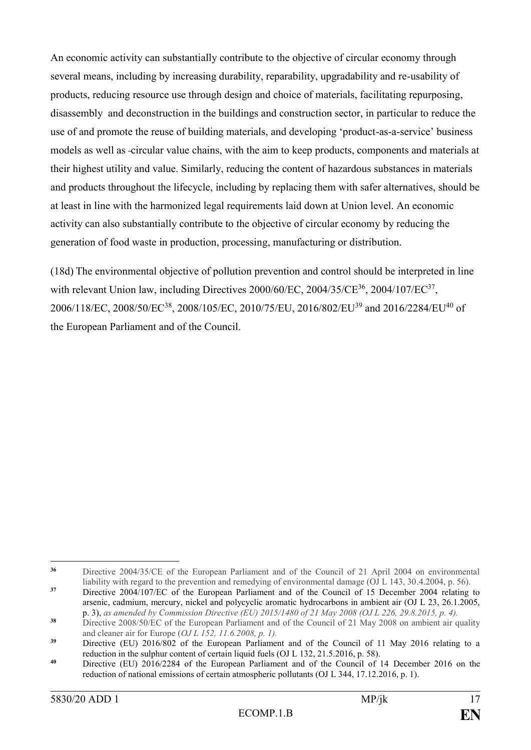An economic activity can substantially contribute to the objective of circular economy through several means, including by increasing durability, reparability, upgradability and re-usability of products, reducing resource use through design and choice of materials, facilitating repurposing, disassembly and deconstruction in the buildings and construction sector, in particular to reduce the use of and promote the reuse of building materials, and developing 'product-as-a-service' business models as well as circular value chains, with the aim to keep products, components and materials at their highest utility and value. Similarly, reducing the content of hazardous substances in materials and products throughout the lifecycle, including by replacing them with safer alternatives, should be at least in line with the harmonized legal requirements laid down at Union level. An economic activity can also substantially contribute to the objective of circular economy by reducing the generation of food waste in production, processing, manufacturing or distribution.

(18d) The environmental objective of pollution prevention and control should be interpreted in line with relevant Union law, including Directives 2000/60/EC, 2004/35/CE[36], 2004/107/EC[37], 2006/118/EC, 2008/50/EC[38], 2008/105/EC, 2010/75/EU, 2016/802/EU[39] and 2016/2284/EU[40] of the European Parliament and of the Council.

---

[36] Directive 2004/35/CE of the European Parliament and of the Council of 21 April 2004 on environmental liability with regard to the prevention and remedying of environmental damage (OJ L 143, 30.4.2004, p. 56).

[37] Directive 2004/107/EC of the European Parliament and of the Council of 15 December 2004 relating to arsenic, cadmium, mercury, nickel and polycyclic aromatic hydrocarbons in ambient air (OJ L 23, 26.1.2005, p. 3), *as amended by Commission Directive (EU) 2015/1480 of 21 May 2008 (OJ L 226, 29.8.2015, p. 4).*

[38] Directive 2008/50/EC of the European Parliament and of the Council of 21 May 2008 on ambient air quality and cleaner air for Europe (*OJ L 152, 11.6.2008, p. 1).*

[39] Directive (EU) 2016/802 of the European Parliament and of the Council of 11 May 2016 relating to a reduction in the sulphur content of certain liquid fuels (OJ L 132, 21.5.2016, p. 58).

[40] Directive (EU) 2016/2284 of the European Parliament and of the Council of 14 December 2016 on the reduction of national emissions of certain atmospheric pollutants (OJ L 344, 17.12.2016, p. 1).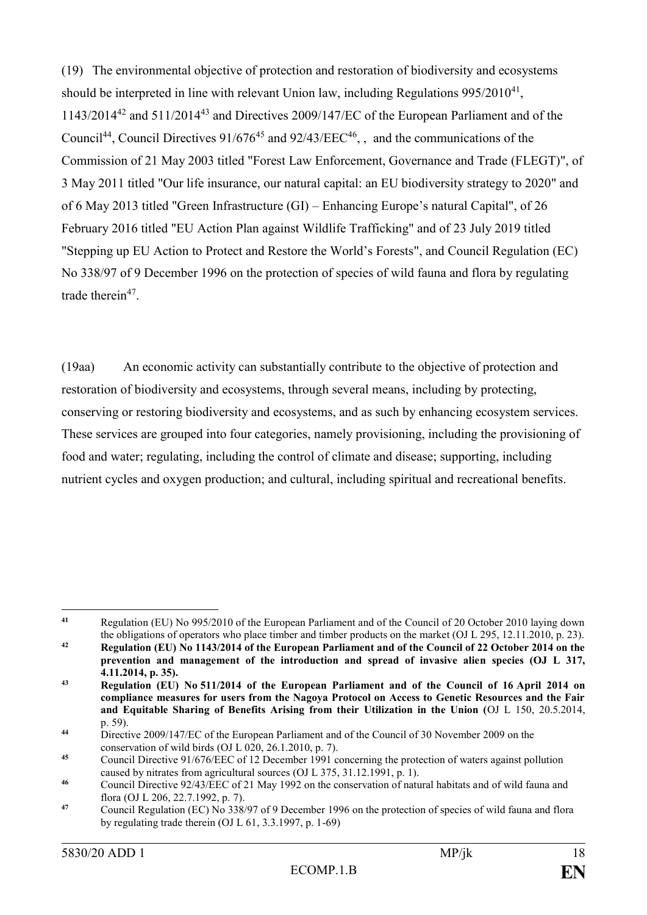(19) The environmental objective of protection and restoration of biodiversity and ecosystems should be interpreted in line with relevant Union law, including Regulations 995/2010[41], 1143/2014[42] and 511/2014[43] and Directives 2009/147/EC of the European Parliament and of the Council[44], Council Directives 91/676[45] and 92/43/EEC[46], , and the communications of the Commission of 21 May 2003 titled "Forest Law Enforcement, Governance and Trade (FLEGT)", of 3 May 2011 titled "Our life insurance, our natural capital: an EU biodiversity strategy to 2020" and of 6 May 2013 titled "Green Infrastructure (GI) – Enhancing Europe's natural Capital", of 26 February 2016 titled "EU Action Plan against Wildlife Trafficking" and of 23 July 2019 titled "Stepping up EU Action to Protect and Restore the World's Forests", and Council Regulation (EC) No 338/97 of 9 December 1996 on the protection of species of wild fauna and flora by regulating trade therein[47].

(19aa) An economic activity can substantially contribute to the objective of protection and restoration of biodiversity and ecosystems, through several means, including by protecting, conserving or restoring biodiversity and ecosystems, and as such by enhancing ecosystem services. These services are grouped into four categories, namely provisioning, including the provisioning of food and water; regulating, including the control of climate and disease; supporting, including nutrient cycles and oxygen production; and cultural, including spiritual and recreational benefits.

---

[41] Regulation (EU) No 995/2010 of the European Parliament and of the Council of 20 October 2010 laying down the obligations of operators who place timber and timber products on the market (OJ L 295, 12.11.2010, p. 23).

[42] **Regulation (EU) No 1143/2014 of the European Parliament and of the Council of 22 October 2014 on the prevention and management of the introduction and spread of invasive alien species (OJ L 317, 4.11.2014, p. 35).**

[43] **Regulation (EU) No 511/2014 of the European Parliament and of the Council of 16 April 2014 on compliance measures for users from the Nagoya Protocol on Access to Genetic Resources and the Fair and Equitable Sharing of Benefits Arising from their Utilization in the Union (**OJ L 150, 20.5.2014, p. 59).

[44] Directive 2009/147/EC of the European Parliament and of the Council of 30 November 2009 on the conservation of wild birds (OJ L 020, 26.1.2010, p. 7).

[45] Council Directive 91/676/EEC of 12 December 1991 concerning the protection of waters against pollution caused by nitrates from agricultural sources (OJ L 375, 31.12.1991, p. 1).

[46] Council Directive 92/43/EEC of 21 May 1992 on the conservation of natural habitats and of wild fauna and flora (OJ L 206, 22.7.1992, p. 7).

[47] Council Regulation (EC) No 338/97 of 9 December 1996 on the protection of species of wild fauna and flora by regulating trade therein (OJ L 61, 3.3.1997, p. 1-69)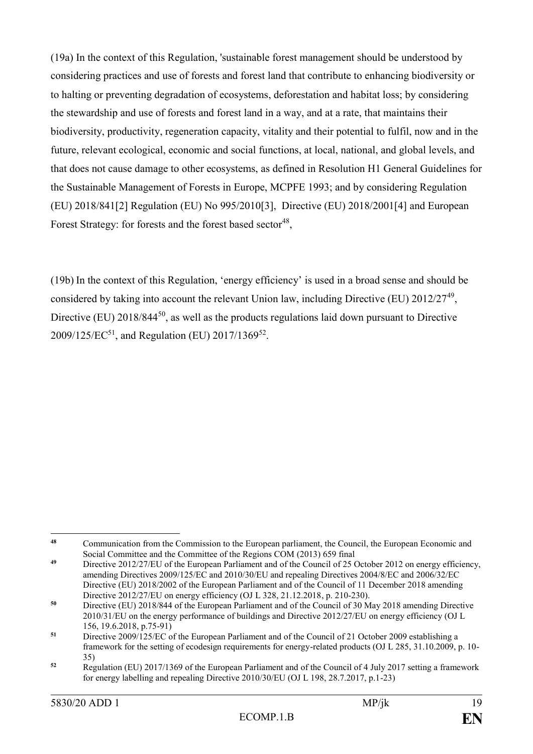(19a) In the context of this Regulation, 'sustainable forest management should be understood by considering practices and use of forests and forest land that contribute to enhancing biodiversity or to halting or preventing degradation of ecosystems, deforestation and habitat loss; by considering the stewardship and use of forests and forest land in a way, and at a rate, that maintains their biodiversity, productivity, regeneration capacity, vitality and their potential to fulfil, now and in the future, relevant ecological, economic and social functions, at local, national, and global levels, and that does not cause damage to other ecosystems, as defined in Resolution H1 General Guidelines for the Sustainable Management of Forests in Europe, MCPFE 1993; and by considering Regulation (EU) 2018/841[2] Regulation (EU) No 995/2010[3], Directive (EU) 2018/2001[4] and European Forest Strategy: for forests and the forest based sector[48],

(19b) In the context of this Regulation, 'energy efficiency' is used in a broad sense and should be considered by taking into account the relevant Union law, including Directive (EU) 2012/27[49], Directive (EU) 2018/844[50], as well as the products regulations laid down pursuant to Directive 2009/125/EC[51], and Regulation (EU) 2017/1369[52].

---

[48] Communication from the Commission to the European parliament, the Council, the European Economic and Social Committee and the Committee of the Regions COM (2013) 659 final

[49] Directive 2012/27/EU of the European Parliament and of the Council of 25 October 2012 on energy efficiency, amending Directives 2009/125/EC and 2010/30/EU and repealing Directives 2004/8/EC and 2006/32/EC Directive (EU) 2018/2002 of the European Parliament and of the Council of 11 December 2018 amending Directive 2012/27/EU on energy efficiency (OJ L 328, 21.12.2018, p. 210-230).

[50] Directive (EU) 2018/844 of the European Parliament and of the Council of 30 May 2018 amending Directive 2010/31/EU on the energy performance of buildings and Directive 2012/27/EU on energy efficiency (OJ L 156, 19.6.2018, p.75-91)

[51] Directive 2009/125/EC of the European Parliament and of the Council of 21 October 2009 establishing a framework for the setting of ecodesign requirements for energy-related products (OJ L 285, 31.10.2009, p. 10-35)

[52] Regulation (EU) 2017/1369 of the European Parliament and of the Council of 4 July 2017 setting a framework for energy labelling and repealing Directive 2010/30/EU (OJ L 198, 28.7.2017, p.1-23)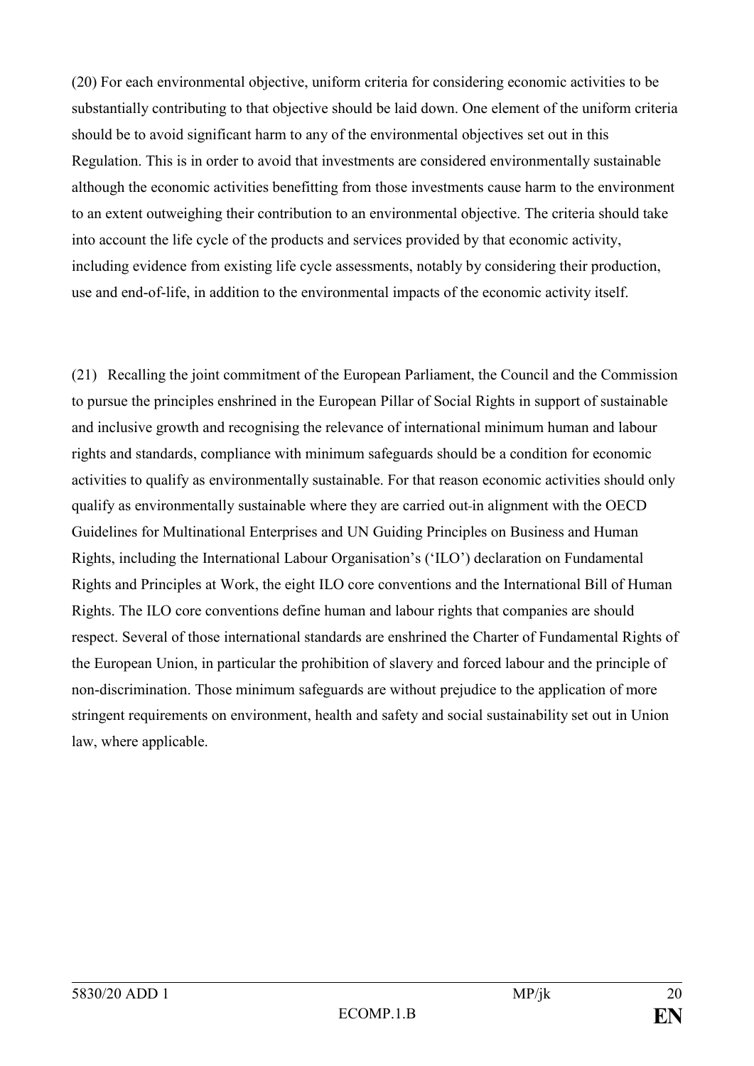(20) For each environmental objective, uniform criteria for considering economic activities to be substantially contributing to that objective should be laid down. One element of the uniform criteria should be to avoid significant harm to any of the environmental objectives set out in this Regulation. This is in order to avoid that investments are considered environmentally sustainable although the economic activities benefitting from those investments cause harm to the environment to an extent outweighing their contribution to an environmental objective. The criteria should take into account the life cycle of the products and services provided by that economic activity, including evidence from existing life cycle assessments, notably by considering their production, use and end-of-life, in addition to the environmental impacts of the economic activity itself.

(21) Recalling the joint commitment of the European Parliament, the Council and the Commission to pursue the principles enshrined in the European Pillar of Social Rights in support of sustainable and inclusive growth and recognising the relevance of international minimum human and labour rights and standards, compliance with minimum safeguards should be a condition for economic activities to qualify as environmentally sustainable. For that reason economic activities should only qualify as environmentally sustainable where they are carried out in alignment with the OECD Guidelines for Multinational Enterprises and UN Guiding Principles on Business and Human Rights, including the International Labour Organisation's ('ILO') declaration on Fundamental Rights and Principles at Work, the eight ILO core conventions and the International Bill of Human Rights. The ILO core conventions define human and labour rights that companies are should respect. Several of those international standards are enshrined the Charter of Fundamental Rights of the European Union, in particular the prohibition of slavery and forced labour and the principle of non-discrimination. Those minimum safeguards are without prejudice to the application of more stringent requirements on environment, health and safety and social sustainability set out in Union law, where applicable.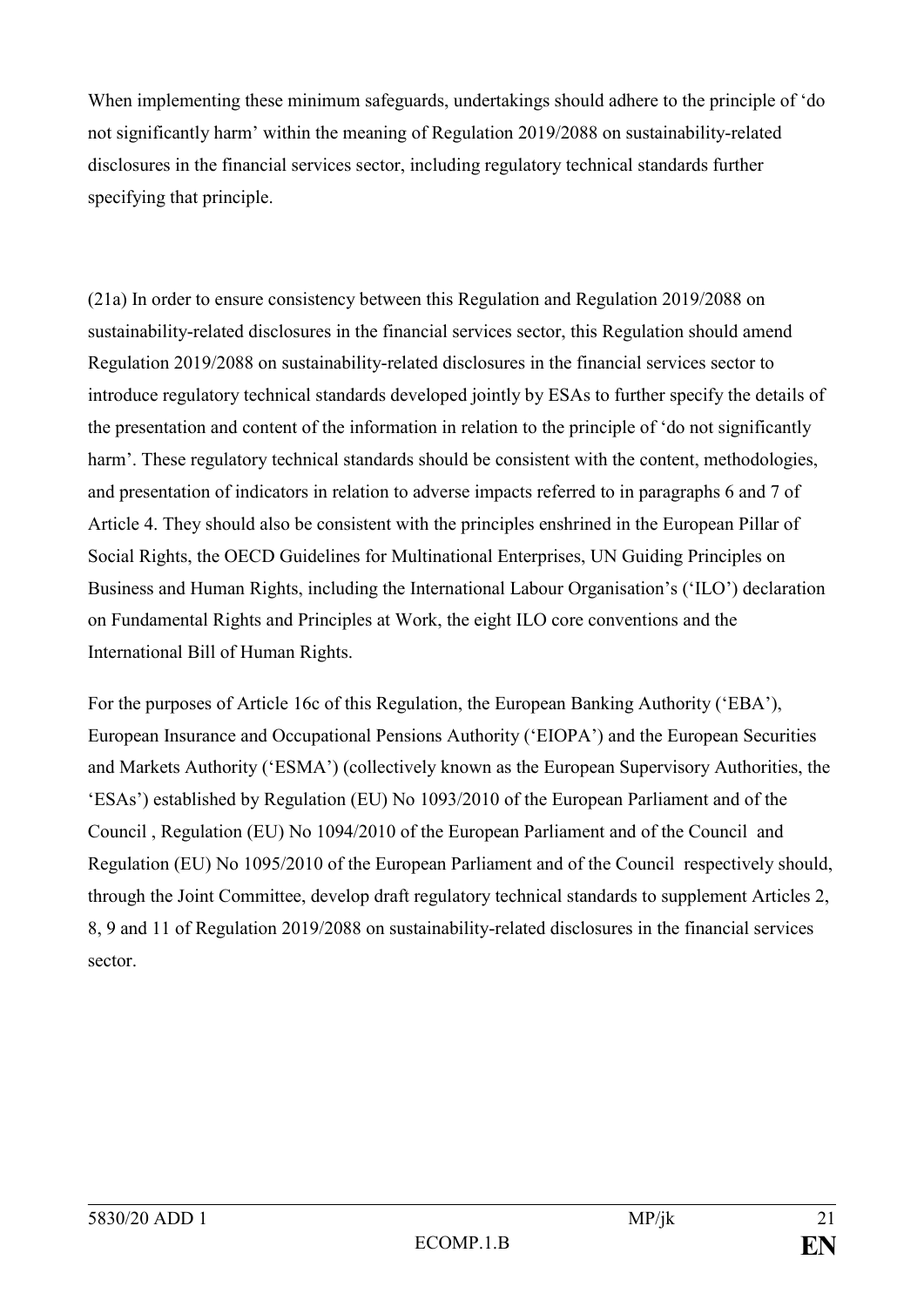When implementing these minimum safeguards, undertakings should adhere to the principle of 'do not significantly harm' within the meaning of Regulation 2019/2088 on sustainability-related disclosures in the financial services sector, including regulatory technical standards further specifying that principle.

(21a) In order to ensure consistency between this Regulation and Regulation 2019/2088 on sustainability-related disclosures in the financial services sector, this Regulation should amend Regulation 2019/2088 on sustainability-related disclosures in the financial services sector to introduce regulatory technical standards developed jointly by ESAs to further specify the details of the presentation and content of the information in relation to the principle of 'do not significantly harm'. These regulatory technical standards should be consistent with the content, methodologies, and presentation of indicators in relation to adverse impacts referred to in paragraphs 6 and 7 of Article 4. They should also be consistent with the principles enshrined in the European Pillar of Social Rights, the OECD Guidelines for Multinational Enterprises, UN Guiding Principles on Business and Human Rights, including the International Labour Organisation's ('ILO') declaration on Fundamental Rights and Principles at Work, the eight ILO core conventions and the International Bill of Human Rights.

For the purposes of Article 16c of this Regulation, the European Banking Authority ('EBA'), European Insurance and Occupational Pensions Authority ('EIOPA') and the European Securities and Markets Authority ('ESMA') (collectively known as the European Supervisory Authorities, the 'ESAs') established by Regulation (EU) No 1093/2010 of the European Parliament and of the Council , Regulation (EU) No 1094/2010 of the European Parliament and of the Council and Regulation (EU) No 1095/2010 of the European Parliament and of the Council respectively should, through the Joint Committee, develop draft regulatory technical standards to supplement Articles 2, 8, 9 and 11 of Regulation 2019/2088 on sustainability-related disclosures in the financial services sector.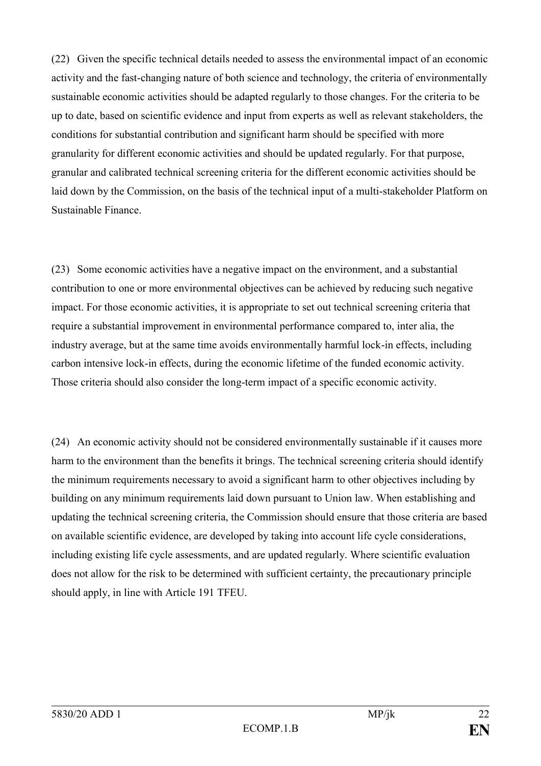(22) Given the specific technical details needed to assess the environmental impact of an economic activity and the fast-changing nature of both science and technology, the criteria of environmentally sustainable economic activities should be adapted regularly to those changes. For the criteria to be up to date, based on scientific evidence and input from experts as well as relevant stakeholders, the conditions for substantial contribution and significant harm should be specified with more granularity for different economic activities and should be updated regularly. For that purpose, granular and calibrated technical screening criteria for the different economic activities should be laid down by the Commission, on the basis of the technical input of a multi-stakeholder Platform on Sustainable Finance.

(23) Some economic activities have a negative impact on the environment, and a substantial contribution to one or more environmental objectives can be achieved by reducing such negative impact. For those economic activities, it is appropriate to set out technical screening criteria that require a substantial improvement in environmental performance compared to, inter alia, the industry average, but at the same time avoids environmentally harmful lock-in effects, including carbon intensive lock-in effects, during the economic lifetime of the funded economic activity. Those criteria should also consider the long-term impact of a specific economic activity.

(24) An economic activity should not be considered environmentally sustainable if it causes more harm to the environment than the benefits it brings. The technical screening criteria should identify the minimum requirements necessary to avoid a significant harm to other objectives including by building on any minimum requirements laid down pursuant to Union law. When establishing and updating the technical screening criteria, the Commission should ensure that those criteria are based on available scientific evidence, are developed by taking into account life cycle considerations, including existing life cycle assessments, and are updated regularly. Where scientific evaluation does not allow for the risk to be determined with sufficient certainty, the precautionary principle should apply, in line with Article 191 TFEU.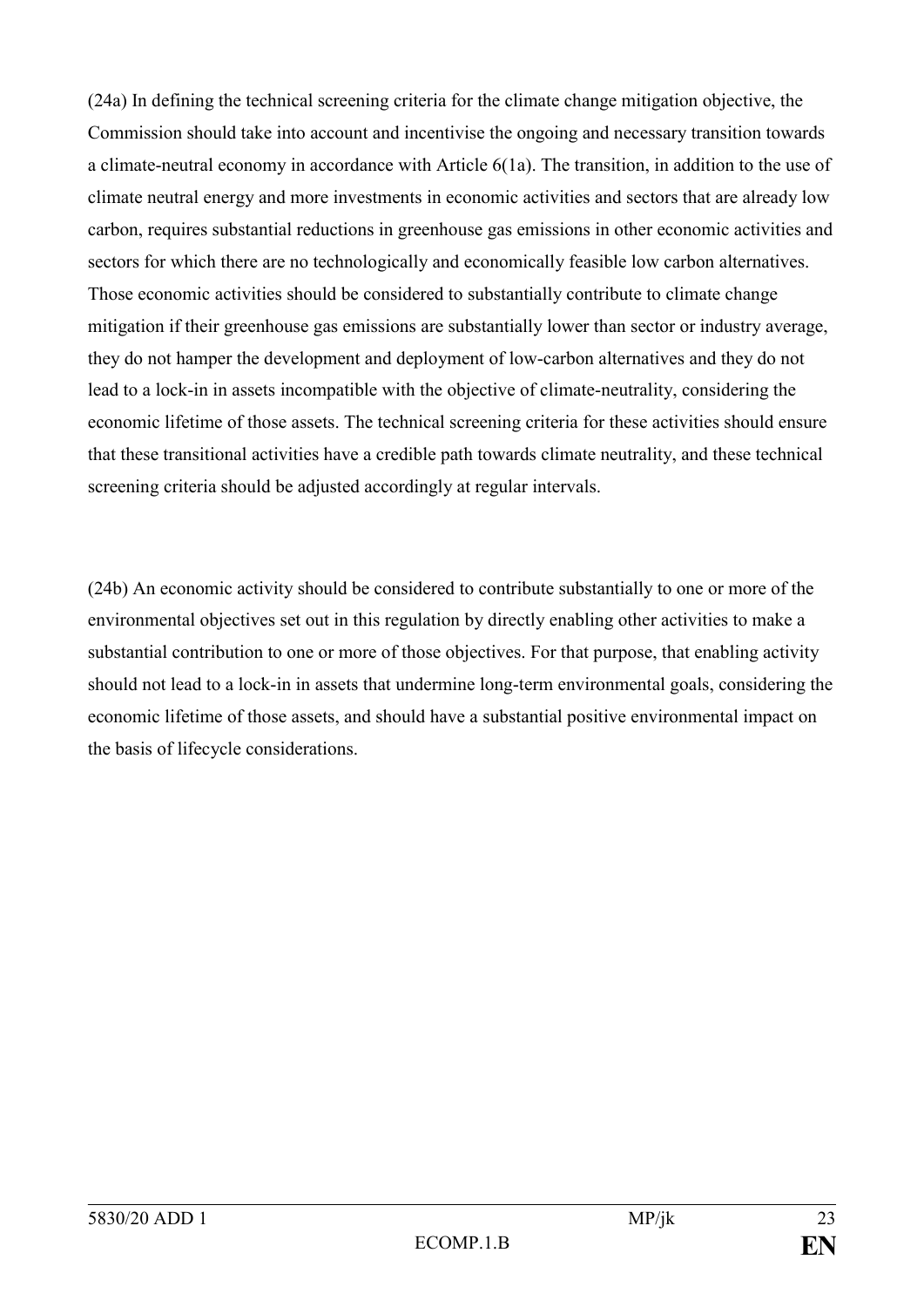(24a) In defining the technical screening criteria for the climate change mitigation objective, the Commission should take into account and incentivise the ongoing and necessary transition towards a climate-neutral economy in accordance with Article 6(1a). The transition, in addition to the use of climate neutral energy and more investments in economic activities and sectors that are already low carbon, requires substantial reductions in greenhouse gas emissions in other economic activities and sectors for which there are no technologically and economically feasible low carbon alternatives. Those economic activities should be considered to substantially contribute to climate change mitigation if their greenhouse gas emissions are substantially lower than sector or industry average, they do not hamper the development and deployment of low-carbon alternatives and they do not lead to a lock-in in assets incompatible with the objective of climate-neutrality, considering the economic lifetime of those assets. The technical screening criteria for these activities should ensure that these transitional activities have a credible path towards climate neutrality, and these technical screening criteria should be adjusted accordingly at regular intervals.

(24b) An economic activity should be considered to contribute substantially to one or more of the environmental objectives set out in this regulation by directly enabling other activities to make a substantial contribution to one or more of those objectives. For that purpose, that enabling activity should not lead to a lock-in in assets that undermine long-term environmental goals, considering the economic lifetime of those assets, and should have a substantial positive environmental impact on the basis of lifecycle considerations.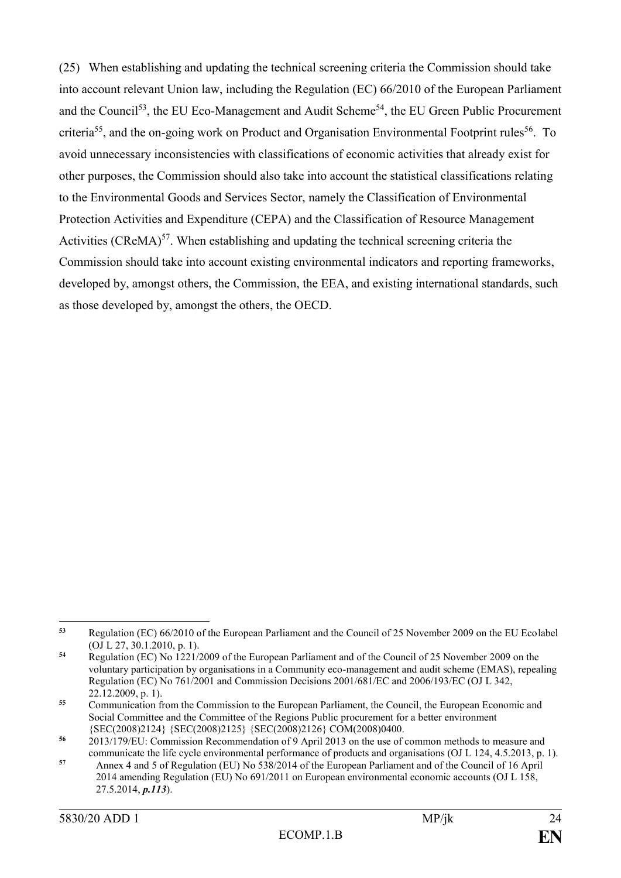(25) When establishing and updating the technical screening criteria the Commission should take into account relevant Union law, including the Regulation (EC) 66/2010 of the European Parliament and the Council[53], the EU Eco-Management and Audit Scheme[54], the EU Green Public Procurement criteria[55], and the on-going work on Product and Organisation Environmental Footprint rules[56]. To avoid unnecessary inconsistencies with classifications of economic activities that already exist for other purposes, the Commission should also take into account the statistical classifications relating to the Environmental Goods and Services Sector, namely the Classification of Environmental Protection Activities and Expenditure (CEPA) and the Classification of Resource Management Activities (CReMA)[57]. When establishing and updating the technical screening criteria the Commission should take into account existing environmental indicators and reporting frameworks, developed by, amongst others, the Commission, the EEA, and existing international standards, such as those developed by, amongst the others, the OECD.

---

[53] Regulation (EC) 66/2010 of the European Parliament and the Council of 25 November 2009 on the EU Ecolabel (OJ L 27, 30.1.2010, p. 1).

[54] Regulation (EC) No 1221/2009 of the European Parliament and of the Council of 25 November 2009 on the voluntary participation by organisations in a Community eco-management and audit scheme (EMAS), repealing Regulation (EC) No 761/2001 and Commission Decisions 2001/681/EC and 2006/193/EC (OJ L 342, 22.12.2009, p. 1).

[55] Communication from the Commission to the European Parliament, the Council, the European Economic and Social Committee and the Committee of the Regions Public procurement for a better environment {SEC(2008)2124} {SEC(2008)2125} {SEC(2008)2126} COM(2008)0400.

[56] 2013/179/EU: Commission Recommendation of 9 April 2013 on the use of common methods to measure and communicate the life cycle environmental performance of products and organisations (OJ L 124, 4.5.2013, p. 1).

[57] Annex 4 and 5 of Regulation (EU) No 538/2014 of the European Parliament and of the Council of 16 April 2014 amending Regulation (EU) No 691/2011 on European environmental economic accounts (OJ L 158, 27.5.2014, ***p.113***).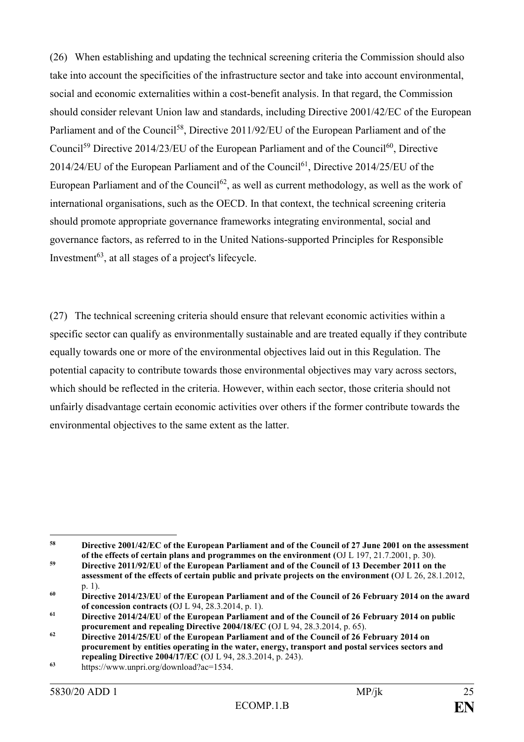(26) When establishing and updating the technical screening criteria the Commission should also take into account the specificities of the infrastructure sector and take into account environmental, social and economic externalities within a cost-benefit analysis. In that regard, the Commission should consider relevant Union law and standards, including Directive 2001/42/EC of the European Parliament and of the Council[58], Directive 2011/92/EU of the European Parliament and of the Council[59] Directive 2014/23/EU of the European Parliament and of the Council[60], Directive 2014/24/EU of the European Parliament and of the Council[61], Directive 2014/25/EU of the European Parliament and of the Council[62], as well as current methodology, as well as the work of international organisations, such as the OECD. In that context, the technical screening criteria should promote appropriate governance frameworks integrating environmental, social and governance factors, as referred to in the United Nations-supported Principles for Responsible Investment[63], at all stages of a project's lifecycle.

(27) The technical screening criteria should ensure that relevant economic activities within a specific sector can qualify as environmentally sustainable and are treated equally if they contribute equally towards one or more of the environmental objectives laid out in this Regulation. The potential capacity to contribute towards those environmental objectives may vary across sectors, which should be reflected in the criteria. However, within each sector, those criteria should not unfairly disadvantage certain economic activities over others if the former contribute towards the environmental objectives to the same extent as the latter.

---

[58] **Directive 2001/42/EC of the European Parliament and of the Council of 27 June 2001 on the assessment of the effects of certain plans and programmes on the environment (**OJ L 197, 21.7.2001, p. 30).

[59] **Directive 2011/92/EU of the European Parliament and of the Council of 13 December 2011 on the assessment of the effects of certain public and private projects on the environment (**OJ L 26, 28.1.2012, p. 1).

[60] **Directive 2014/23/EU of the European Parliament and of the Council of 26 February 2014 on the award of concession contracts (**OJ L 94, 28.3.2014, p. 1).

[61] **Directive 2014/24/EU of the European Parliament and of the Council of 26 February 2014 on public procurement and repealing Directive 2004/18/EC (**OJ L 94, 28.3.2014, p. 65).

[62] **Directive 2014/25/EU of the European Parliament and of the Council of 26 February 2014 on procurement by entities operating in the water, energy, transport and postal services sectors and repealing Directive 2004/17/EC (**OJ L 94, 28.3.2014, p. 243).

[63] https://www.unpri.org/download?ac=1534.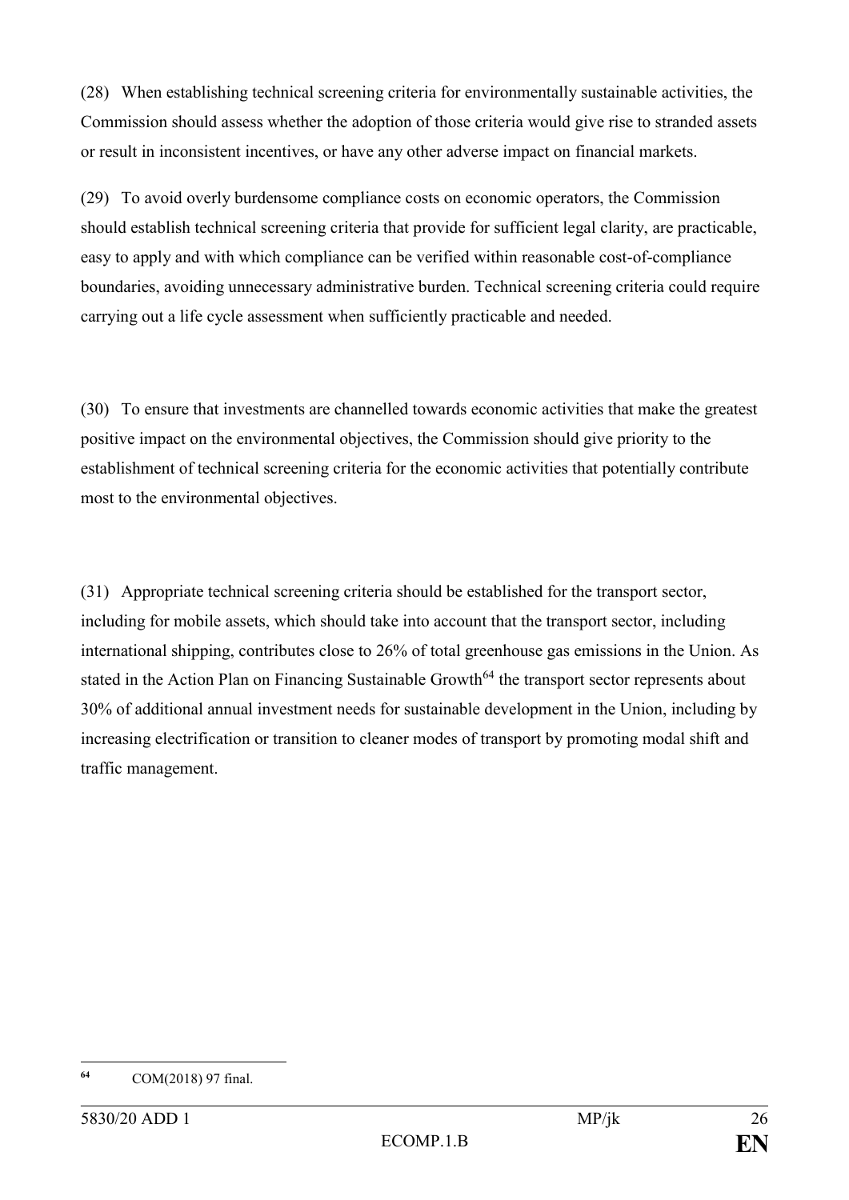(28) When establishing technical screening criteria for environmentally sustainable activities, the Commission should assess whether the adoption of those criteria would give rise to stranded assets or result in inconsistent incentives, or have any other adverse impact on financial markets.

(29) To avoid overly burdensome compliance costs on economic operators, the Commission should establish technical screening criteria that provide for sufficient legal clarity, are practicable, easy to apply and with which compliance can be verified within reasonable cost-of-compliance boundaries, avoiding unnecessary administrative burden. Technical screening criteria could require carrying out a life cycle assessment when sufficiently practicable and needed.

(30) To ensure that investments are channelled towards economic activities that make the greatest positive impact on the environmental objectives, the Commission should give priority to the establishment of technical screening criteria for the economic activities that potentially contribute most to the environmental objectives.

(31) Appropriate technical screening criteria should be established for the transport sector, including for mobile assets, which should take into account that the transport sector, including international shipping, contributes close to 26% of total greenhouse gas emissions in the Union. As stated in the Action Plan on Financing Sustainable Growth[64] the transport sector represents about 30% of additional annual investment needs for sustainable development in the Union, including by increasing electrification or transition to cleaner modes of transport by promoting modal shift and traffic management.

---

[64] COM(2018) 97 final.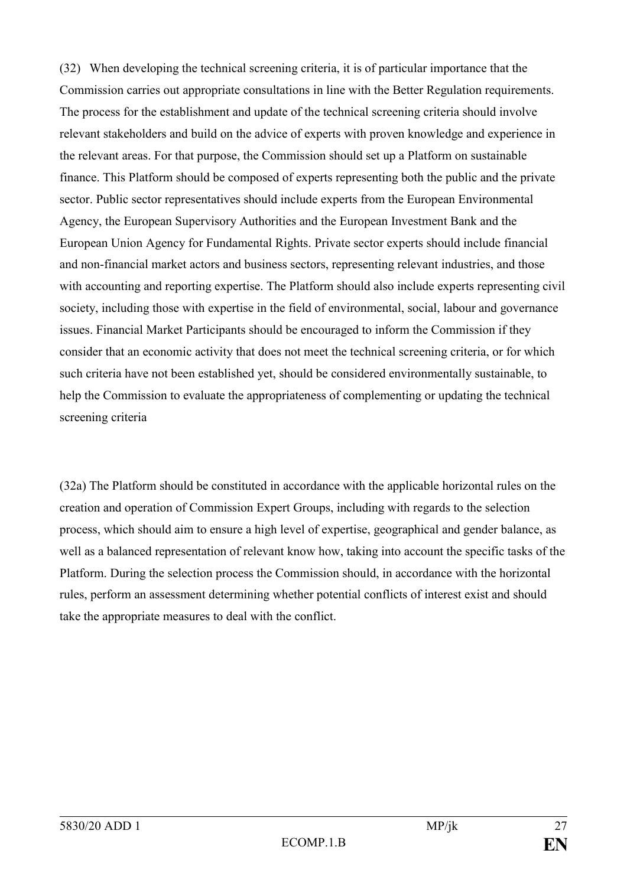(32) When developing the technical screening criteria, it is of particular importance that the Commission carries out appropriate consultations in line with the Better Regulation requirements. The process for the establishment and update of the technical screening criteria should involve relevant stakeholders and build on the advice of experts with proven knowledge and experience in the relevant areas. For that purpose, the Commission should set up a Platform on sustainable finance. This Platform should be composed of experts representing both the public and the private sector. Public sector representatives should include experts from the European Environmental Agency, the European Supervisory Authorities and the European Investment Bank and the European Union Agency for Fundamental Rights. Private sector experts should include financial and non-financial market actors and business sectors, representing relevant industries, and those with accounting and reporting expertise. The Platform should also include experts representing civil society, including those with expertise in the field of environmental, social, labour and governance issues. Financial Market Participants should be encouraged to inform the Commission if they consider that an economic activity that does not meet the technical screening criteria, or for which such criteria have not been established yet, should be considered environmentally sustainable, to help the Commission to evaluate the appropriateness of complementing or updating the technical screening criteria

(32a) The Platform should be constituted in accordance with the applicable horizontal rules on the creation and operation of Commission Expert Groups, including with regards to the selection process, which should aim to ensure a high level of expertise, geographical and gender balance, as well as a balanced representation of relevant know how, taking into account the specific tasks of the Platform. During the selection process the Commission should, in accordance with the horizontal rules, perform an assessment determining whether potential conflicts of interest exist and should take the appropriate measures to deal with the conflict.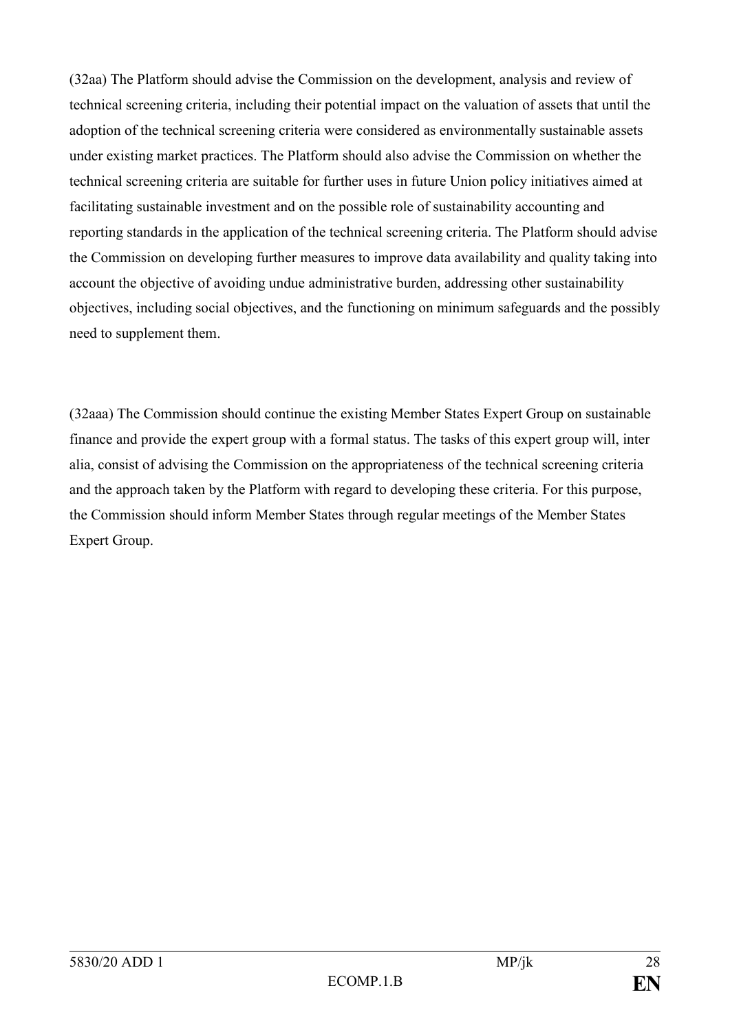(32aa) The Platform should advise the Commission on the development, analysis and review of technical screening criteria, including their potential impact on the valuation of assets that until the adoption of the technical screening criteria were considered as environmentally sustainable assets under existing market practices. The Platform should also advise the Commission on whether the technical screening criteria are suitable for further uses in future Union policy initiatives aimed at facilitating sustainable investment and on the possible role of sustainability accounting and reporting standards in the application of the technical screening criteria. The Platform should advise the Commission on developing further measures to improve data availability and quality taking into account the objective of avoiding undue administrative burden, addressing other sustainability objectives, including social objectives, and the functioning on minimum safeguards and the possibly need to supplement them.

(32aaa) The Commission should continue the existing Member States Expert Group on sustainable finance and provide the expert group with a formal status. The tasks of this expert group will, inter alia, consist of advising the Commission on the appropriateness of the technical screening criteria and the approach taken by the Platform with regard to developing these criteria. For this purpose, the Commission should inform Member States through regular meetings of the Member States Expert Group.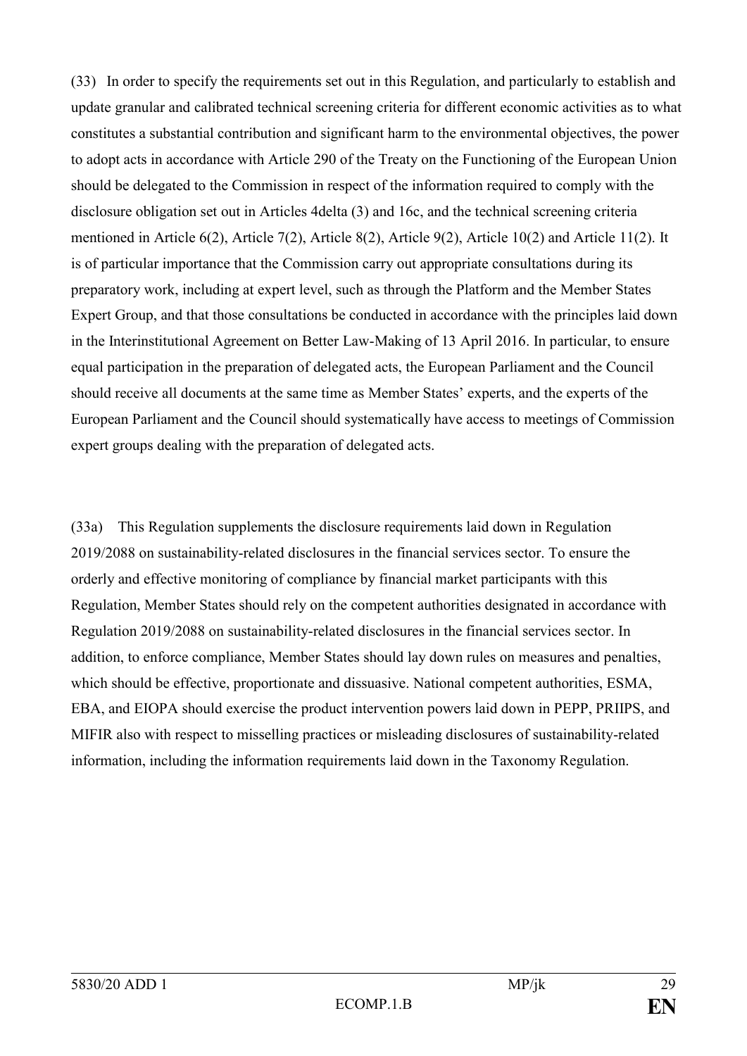(33) In order to specify the requirements set out in this Regulation, and particularly to establish and update granular and calibrated technical screening criteria for different economic activities as to what constitutes a substantial contribution and significant harm to the environmental objectives, the power to adopt acts in accordance with Article 290 of the Treaty on the Functioning of the European Union should be delegated to the Commission in respect of the information required to comply with the disclosure obligation set out in Articles 4delta (3) and 16c, and the technical screening criteria mentioned in Article 6(2), Article 7(2), Article 8(2), Article 9(2), Article 10(2) and Article 11(2). It is of particular importance that the Commission carry out appropriate consultations during its preparatory work, including at expert level, such as through the Platform and the Member States Expert Group, and that those consultations be conducted in accordance with the principles laid down in the Interinstitutional Agreement on Better Law-Making of 13 April 2016. In particular, to ensure equal participation in the preparation of delegated acts, the European Parliament and the Council should receive all documents at the same time as Member States' experts, and the experts of the European Parliament and the Council should systematically have access to meetings of Commission expert groups dealing with the preparation of delegated acts.

(33a) This Regulation supplements the disclosure requirements laid down in Regulation 2019/2088 on sustainability-related disclosures in the financial services sector. To ensure the orderly and effective monitoring of compliance by financial market participants with this Regulation, Member States should rely on the competent authorities designated in accordance with Regulation 2019/2088 on sustainability-related disclosures in the financial services sector. In addition, to enforce compliance, Member States should lay down rules on measures and penalties, which should be effective, proportionate and dissuasive. National competent authorities, ESMA, EBA, and EIOPA should exercise the product intervention powers laid down in PEPP, PRIIPS, and MIFIR also with respect to misselling practices or misleading disclosures of sustainability-related information, including the information requirements laid down in the Taxonomy Regulation.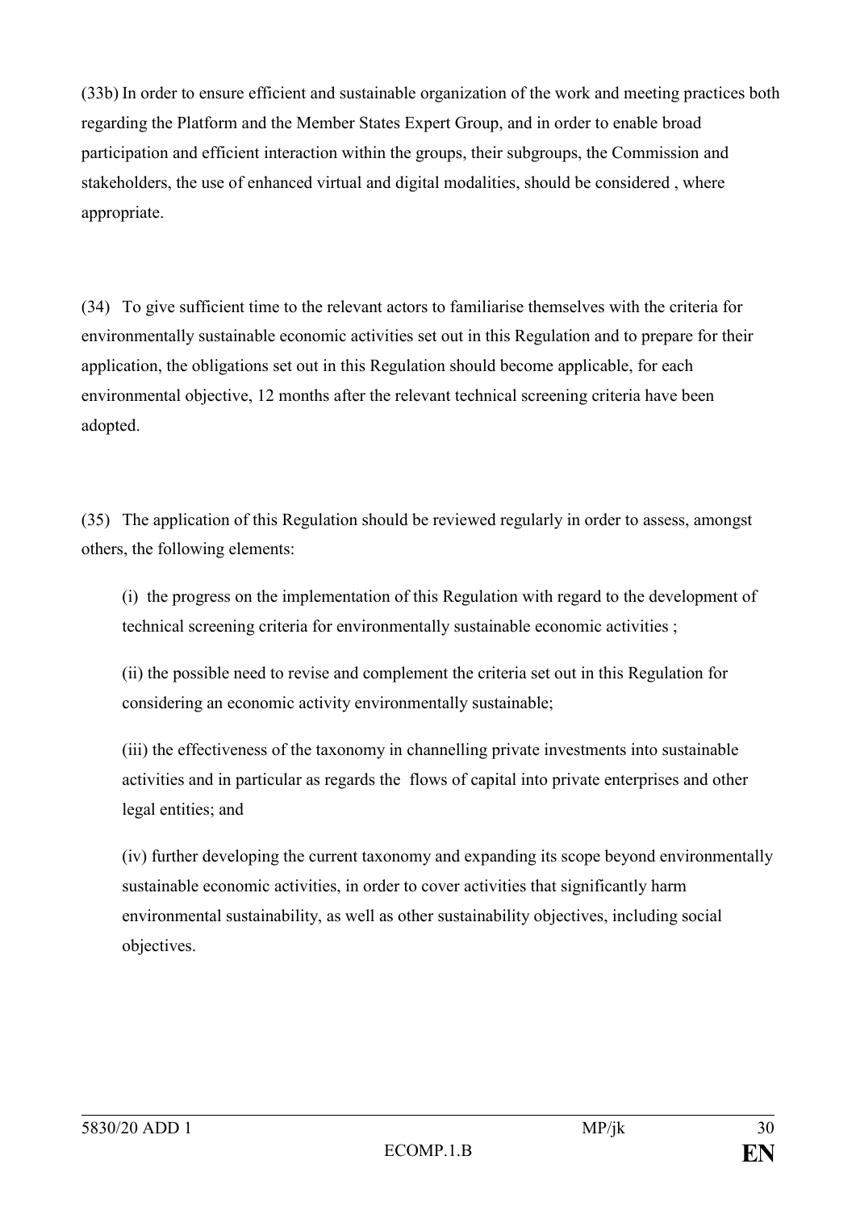(33b) In order to ensure efficient and sustainable organization of the work and meeting practices both regarding the Platform and the Member States Expert Group, and in order to enable broad participation and efficient interaction within the groups, their subgroups, the Commission and stakeholders, the use of enhanced virtual and digital modalities, should be considered , where appropriate.

(34) To give sufficient time to the relevant actors to familiarise themselves with the criteria for environmentally sustainable economic activities set out in this Regulation and to prepare for their application, the obligations set out in this Regulation should become applicable, for each environmental objective, 12 months after the relevant technical screening criteria have been adopted.

(35) The application of this Regulation should be reviewed regularly in order to assess, amongst others, the following elements:

(i) the progress on the implementation of this Regulation with regard to the development of technical screening criteria for environmentally sustainable economic activities ;

(ii) the possible need to revise and complement the criteria set out in this Regulation for considering an economic activity environmentally sustainable;

(iii) the effectiveness of the taxonomy in channelling private investments into sustainable activities and in particular as regards the flows of capital into private enterprises and other legal entities; and

(iv) further developing the current taxonomy and expanding its scope beyond environmentally sustainable economic activities, in order to cover activities that significantly harm environmental sustainability, as well as other sustainability objectives, including social objectives.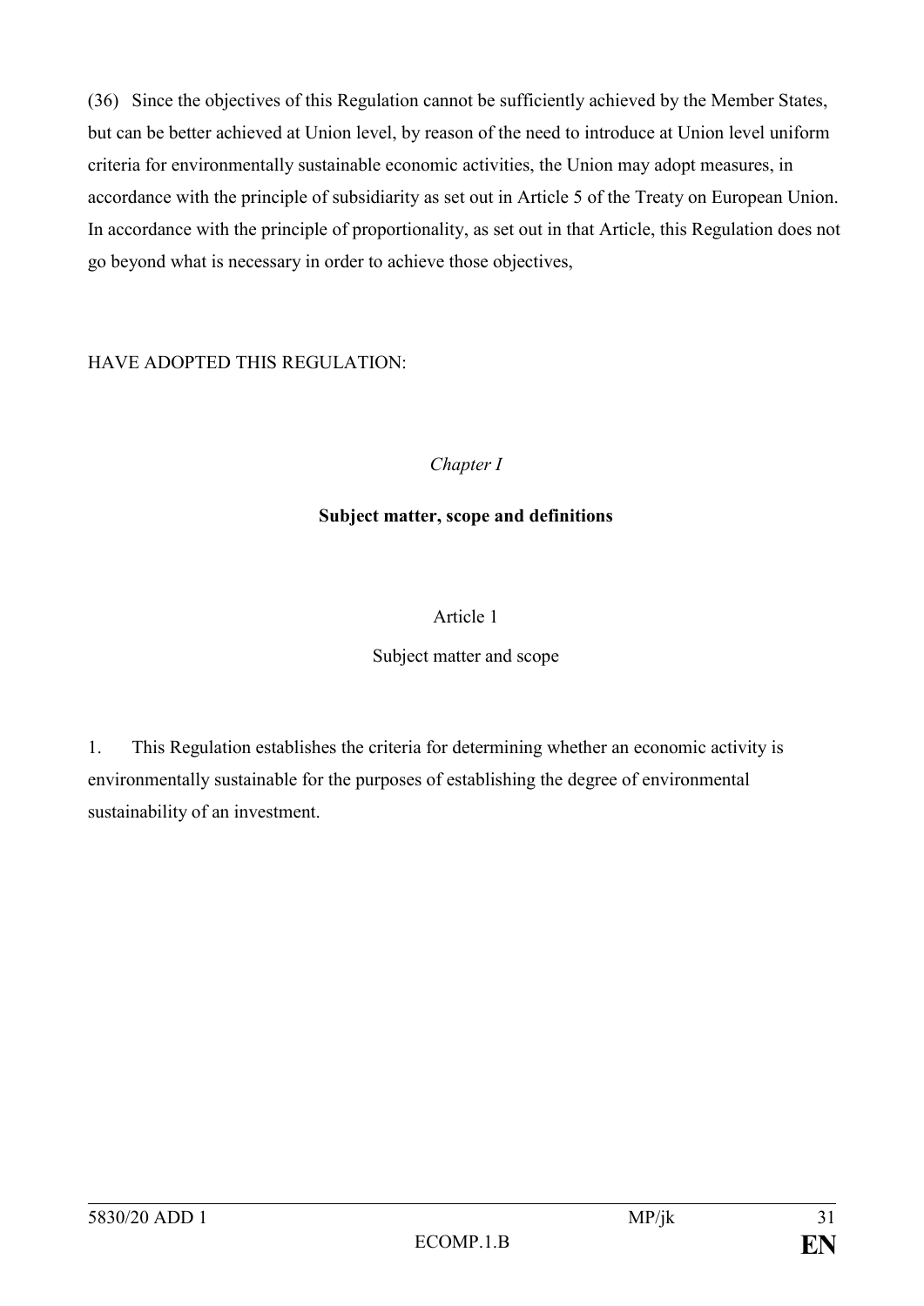(36) Since the objectives of this Regulation cannot be sufficiently achieved by the Member States, but can be better achieved at Union level, by reason of the need to introduce at Union level uniform criteria for environmentally sustainable economic activities, the Union may adopt measures, in accordance with the principle of subsidiarity as set out in Article 5 of the Treaty on European Union. In accordance with the principle of proportionality, as set out in that Article, this Regulation does not go beyond what is necessary in order to achieve those objectives,

HAVE ADOPTED THIS REGULATION:

*Chapter I*

**Subject matter, scope and definitions**

Article 1

Subject matter and scope

1. This Regulation establishes the criteria for determining whether an economic activity is environmentally sustainable for the purposes of establishing the degree of environmental sustainability of an investment.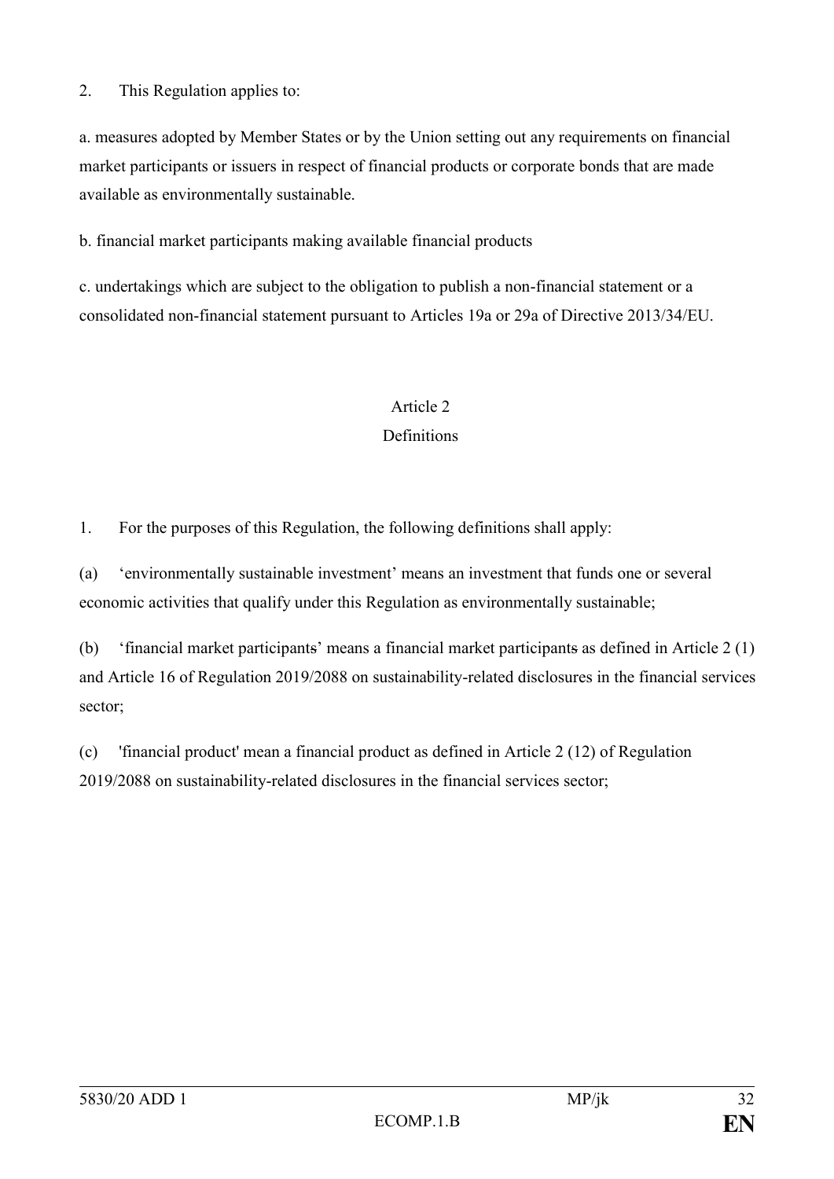2. This Regulation applies to:

a. measures adopted by Member States or by the Union setting out any requirements on financial market participants or issuers in respect of financial products or corporate bonds that are made available as environmentally sustainable.

b. financial market participants making available financial products

c. undertakings which are subject to the obligation to publish a non-financial statement or a consolidated non-financial statement pursuant to Articles 19a or 29a of Directive 2013/34/EU.

### Article 2
### Definitions

1. For the purposes of this Regulation, the following definitions shall apply:

(a) 'environmentally sustainable investment' means an investment that funds one or several economic activities that qualify under this Regulation as environmentally sustainable;

(b) 'financial market participants' means a financial market participants as defined in Article 2 (1) and Article 16 of Regulation 2019/2088 on sustainability-related disclosures in the financial services sector;

(c) 'financial product' mean a financial product as defined in Article 2 (12) of Regulation 2019/2088 on sustainability-related disclosures in the financial services sector;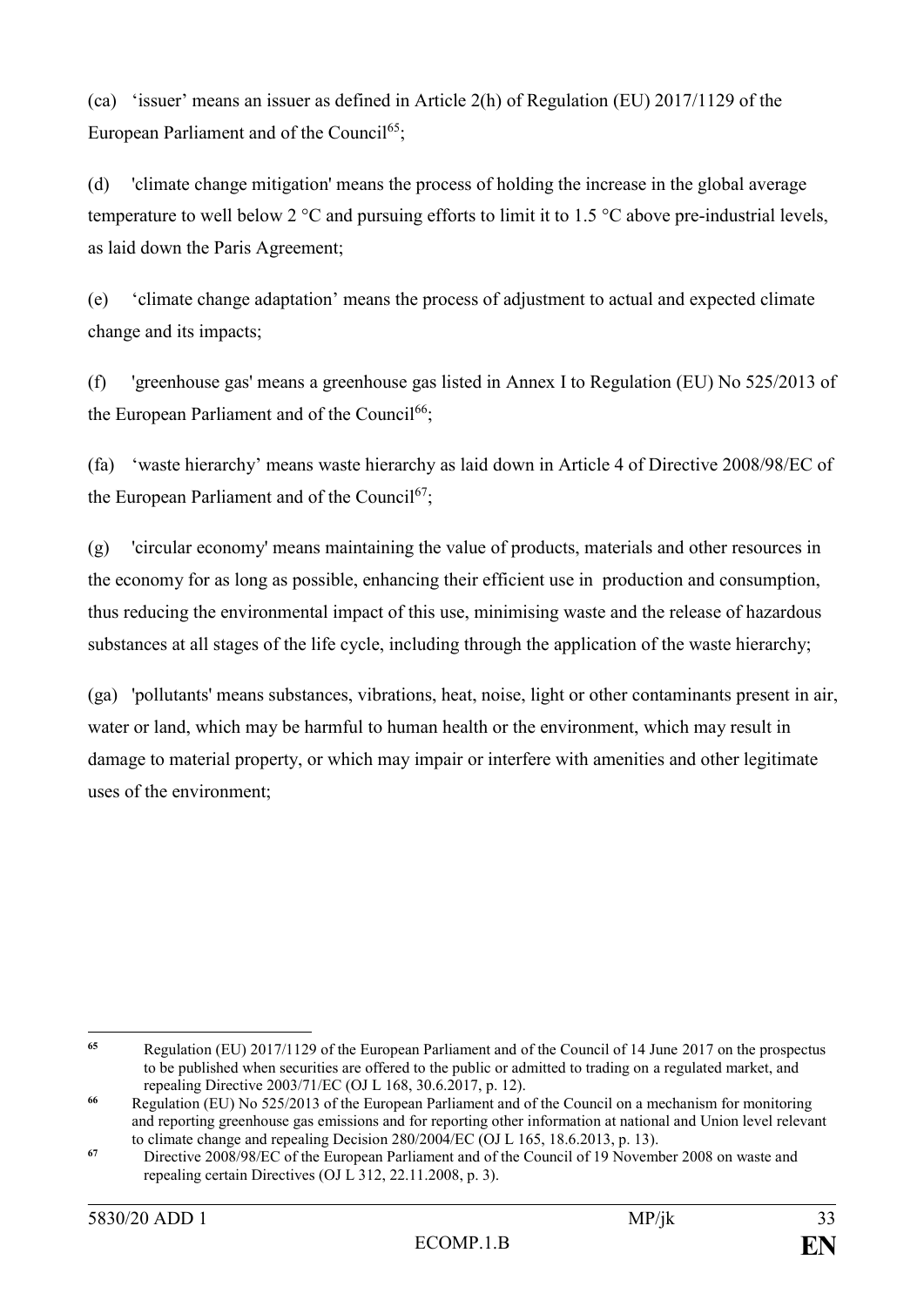(ca) 'issuer' means an issuer as defined in Article 2(h) of Regulation (EU) 2017/1129 of the European Parliament and of the Council[65];

(d) 'climate change mitigation' means the process of holding the increase in the global average temperature to well below 2 °C and pursuing efforts to limit it to 1.5 °C above pre-industrial levels, as laid down the Paris Agreement;

(e) 'climate change adaptation' means the process of adjustment to actual and expected climate change and its impacts;

(f) 'greenhouse gas' means a greenhouse gas listed in Annex I to Regulation (EU) No 525/2013 of the European Parliament and of the Council[66];

(fa) 'waste hierarchy' means waste hierarchy as laid down in Article 4 of Directive 2008/98/EC of the European Parliament and of the Council[67];

(g) 'circular economy' means maintaining the value of products, materials and other resources in the economy for as long as possible, enhancing their efficient use in production and consumption, thus reducing the environmental impact of this use, minimising waste and the release of hazardous substances at all stages of the life cycle, including through the application of the waste hierarchy;

(ga) 'pollutants' means substances, vibrations, heat, noise, light or other contaminants present in air, water or land, which may be harmful to human health or the environment, which may result in damage to material property, or which may impair or interfere with amenities and other legitimate uses of the environment;

---

[65] Regulation (EU) 2017/1129 of the European Parliament and of the Council of 14 June 2017 on the prospectus to be published when securities are offered to the public or admitted to trading on a regulated market, and repealing Directive 2003/71/EC (OJ L 168, 30.6.2017, p. 12).

[66] Regulation (EU) No 525/2013 of the European Parliament and of the Council on a mechanism for monitoring and reporting greenhouse gas emissions and for reporting other information at national and Union level relevant to climate change and repealing Decision 280/2004/EC (OJ L 165, 18.6.2013, p. 13).

[67] Directive 2008/98/EC of the European Parliament and of the Council of 19 November 2008 on waste and repealing certain Directives (OJ L 312, 22.11.2008, p. 3).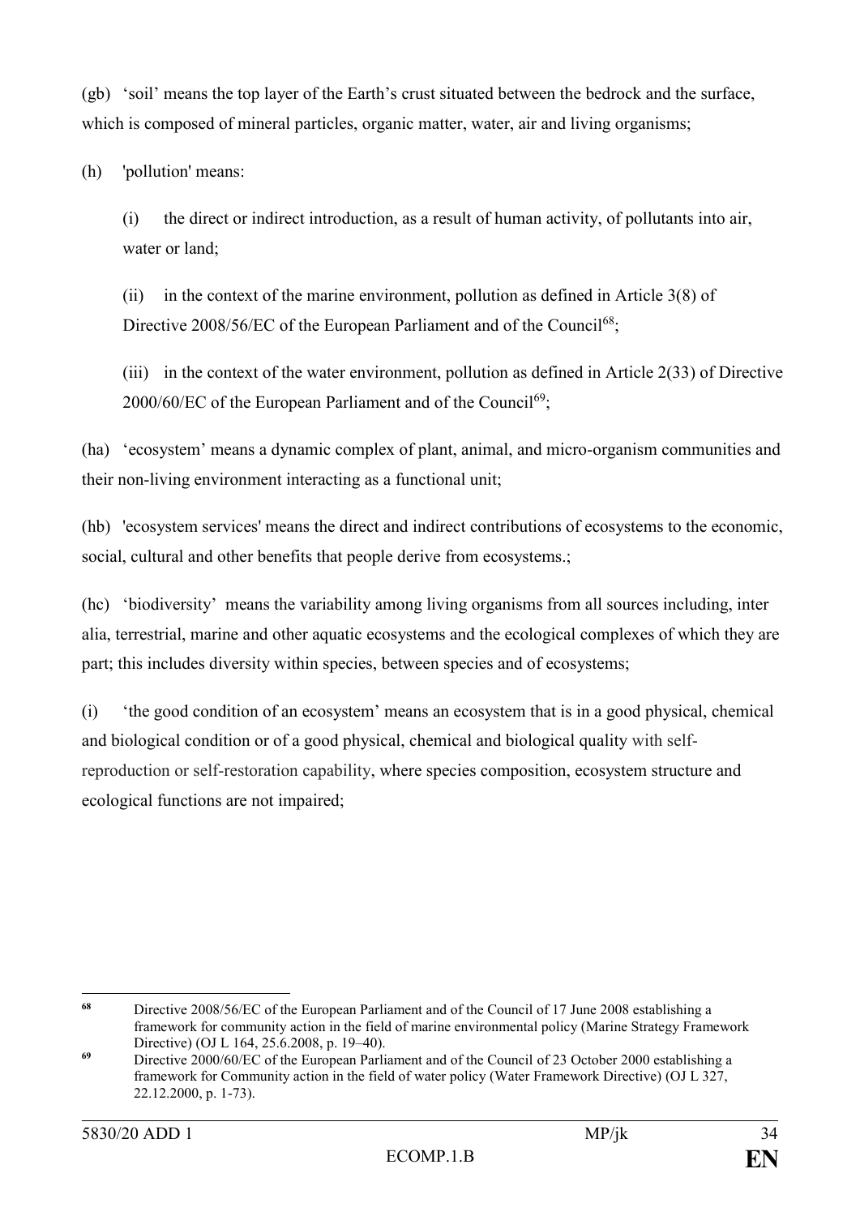(gb) 'soil' means the top layer of the Earth's crust situated between the bedrock and the surface, which is composed of mineral particles, organic matter, water, air and living organisms;

(h) 'pollution' means:

(i) the direct or indirect introduction, as a result of human activity, of pollutants into air, water or land;

(ii) in the context of the marine environment, pollution as defined in Article 3(8) of Directive 2008/56/EC of the European Parliament and of the Council[68];

(iii) in the context of the water environment, pollution as defined in Article 2(33) of Directive 2000/60/EC of the European Parliament and of the Council[69];

(ha) 'ecosystem' means a dynamic complex of plant, animal, and micro-organism communities and their non-living environment interacting as a functional unit;

(hb) 'ecosystem services' means the direct and indirect contributions of ecosystems to the economic, social, cultural and other benefits that people derive from ecosystems.;

(hc) 'biodiversity' means the variability among living organisms from all sources including, inter alia, terrestrial, marine and other aquatic ecosystems and the ecological complexes of which they are part; this includes diversity within species, between species and of ecosystems;

(i) 'the good condition of an ecosystem' means an ecosystem that is in a good physical, chemical and biological condition or of a good physical, chemical and biological quality with self-reproduction or self-restoration capability, where species composition, ecosystem structure and ecological functions are not impaired;

---

[68] Directive 2008/56/EC of the European Parliament and of the Council of 17 June 2008 establishing a framework for community action in the field of marine environmental policy (Marine Strategy Framework Directive) (OJ L 164, 25.6.2008, p. 19–40).

[69] Directive 2000/60/EC of the European Parliament and of the Council of 23 October 2000 establishing a framework for Community action in the field of water policy (Water Framework Directive) (OJ L 327, 22.12.2000, p. 1-73).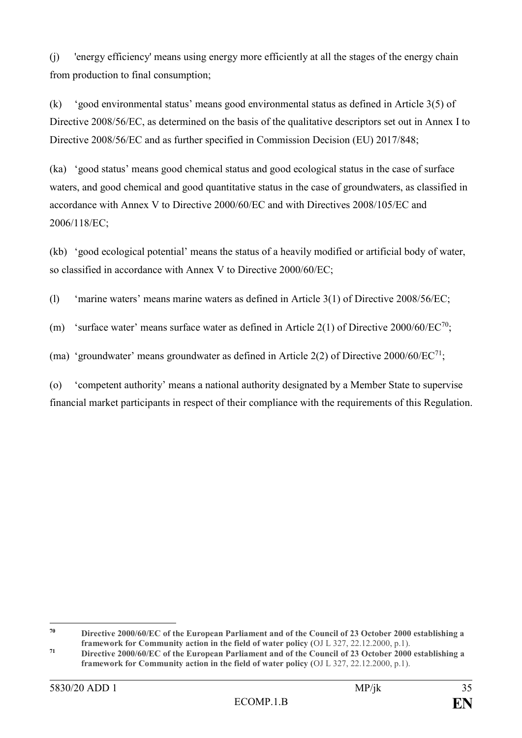(j) 'energy efficiency' means using energy more efficiently at all the stages of the energy chain from production to final consumption;

(k) 'good environmental status' means good environmental status as defined in Article 3(5) of Directive 2008/56/EC, as determined on the basis of the qualitative descriptors set out in Annex I to Directive 2008/56/EC and as further specified in Commission Decision (EU) 2017/848;

(ka) 'good status' means good chemical status and good ecological status in the case of surface waters, and good chemical and good quantitative status in the case of groundwaters, as classified in accordance with Annex V to Directive 2000/60/EC and with Directives 2008/105/EC and 2006/118/EC;

(kb) 'good ecological potential' means the status of a heavily modified or artificial body of water, so classified in accordance with Annex V to Directive 2000/60/EC;

(l) 'marine waters' means marine waters as defined in Article 3(1) of Directive 2008/56/EC;

(m) 'surface water' means surface water as defined in Article 2(1) of Directive 2000/60/EC[70];

(ma) 'groundwater' means groundwater as defined in Article 2(2) of Directive 2000/60/EC[71];

(o) 'competent authority' means a national authority designated by a Member State to supervise financial market participants in respect of their compliance with the requirements of this Regulation.

---

[70] **Directive 2000/60/EC of the European Parliament and of the Council of 23 October 2000 establishing a framework for Community action in the field of water policy** (OJ L 327, 22.12.2000, p.1).

[71] **Directive 2000/60/EC of the European Parliament and of the Council of 23 October 2000 establishing a framework for Community action in the field of water policy** (OJ L 327, 22.12.2000, p.1).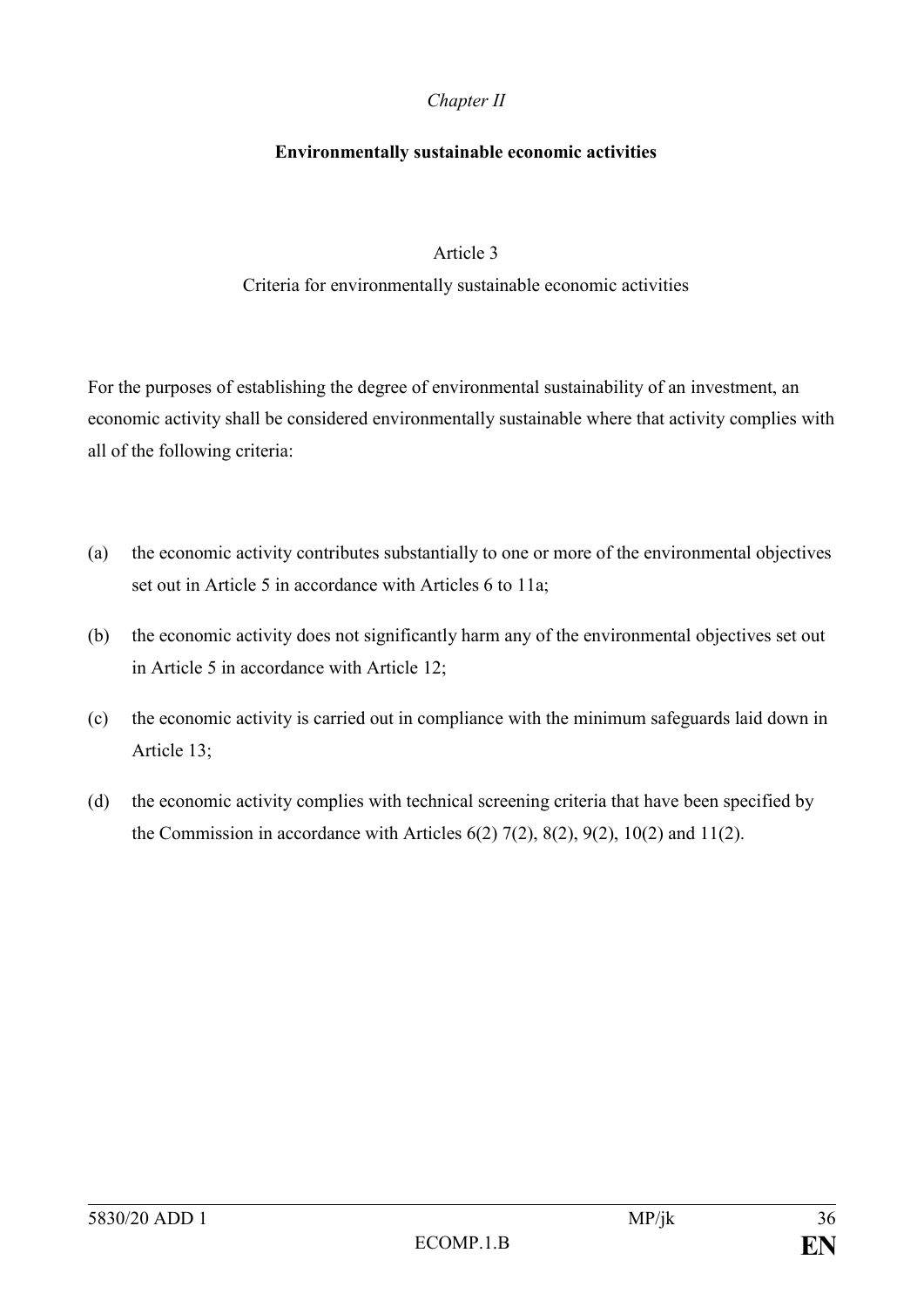*Chapter II*

## Environmentally sustainable economic activities

### Article 3

Criteria for environmentally sustainable economic activities

For the purposes of establishing the degree of environmental sustainability of an investment, an economic activity shall be considered environmentally sustainable where that activity complies with all of the following criteria:

(a) the economic activity contributes substantially to one or more of the environmental objectives set out in Article 5 in accordance with Articles 6 to 11a;

(b) the economic activity does not significantly harm any of the environmental objectives set out in Article 5 in accordance with Article 12;

(c) the economic activity is carried out in compliance with the minimum safeguards laid down in Article 13;

(d) the economic activity complies with technical screening criteria that have been specified by the Commission in accordance with Articles 6(2) 7(2), 8(2), 9(2), 10(2) and 11(2).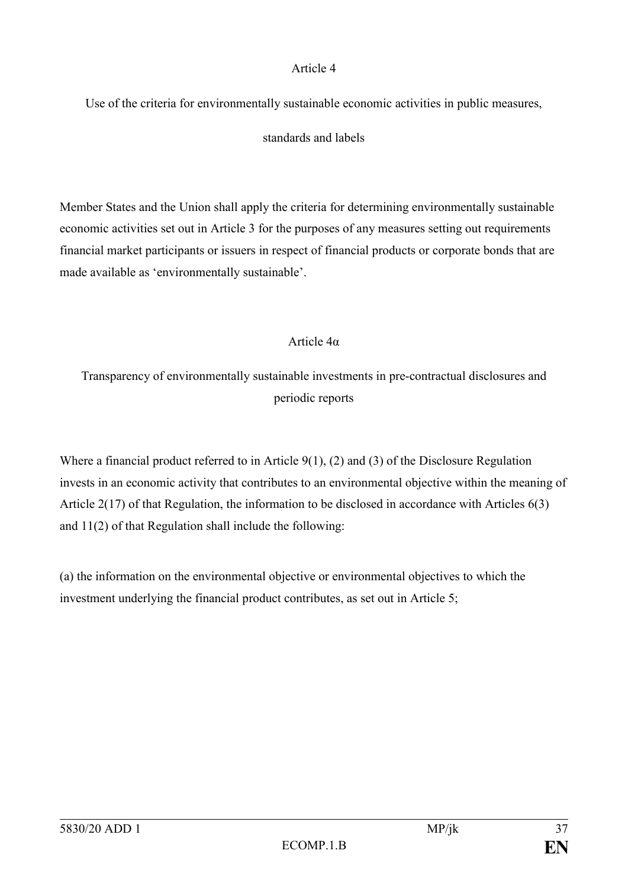### Article 4

### Use of the criteria for environmentally sustainable economic activities in public measures, standards and labels

Member States and the Union shall apply the criteria for determining environmentally sustainable economic activities set out in Article 3 for the purposes of any measures setting out requirements financial market participants or issuers in respect of financial products or corporate bonds that are made available as ‘environmentally sustainable’.

### Article 4α

### Transparency of environmentally sustainable investments in pre-contractual disclosures and periodic reports

Where a financial product referred to in Article 9(1), (2) and (3) of the Disclosure Regulation invests in an economic activity that contributes to an environmental objective within the meaning of Article 2(17) of that Regulation, the information to be disclosed in accordance with Articles 6(3) and 11(2) of that Regulation shall include the following:

(a) the information on the environmental objective or environmental objectives to which the investment underlying the financial product contributes, as set out in Article 5;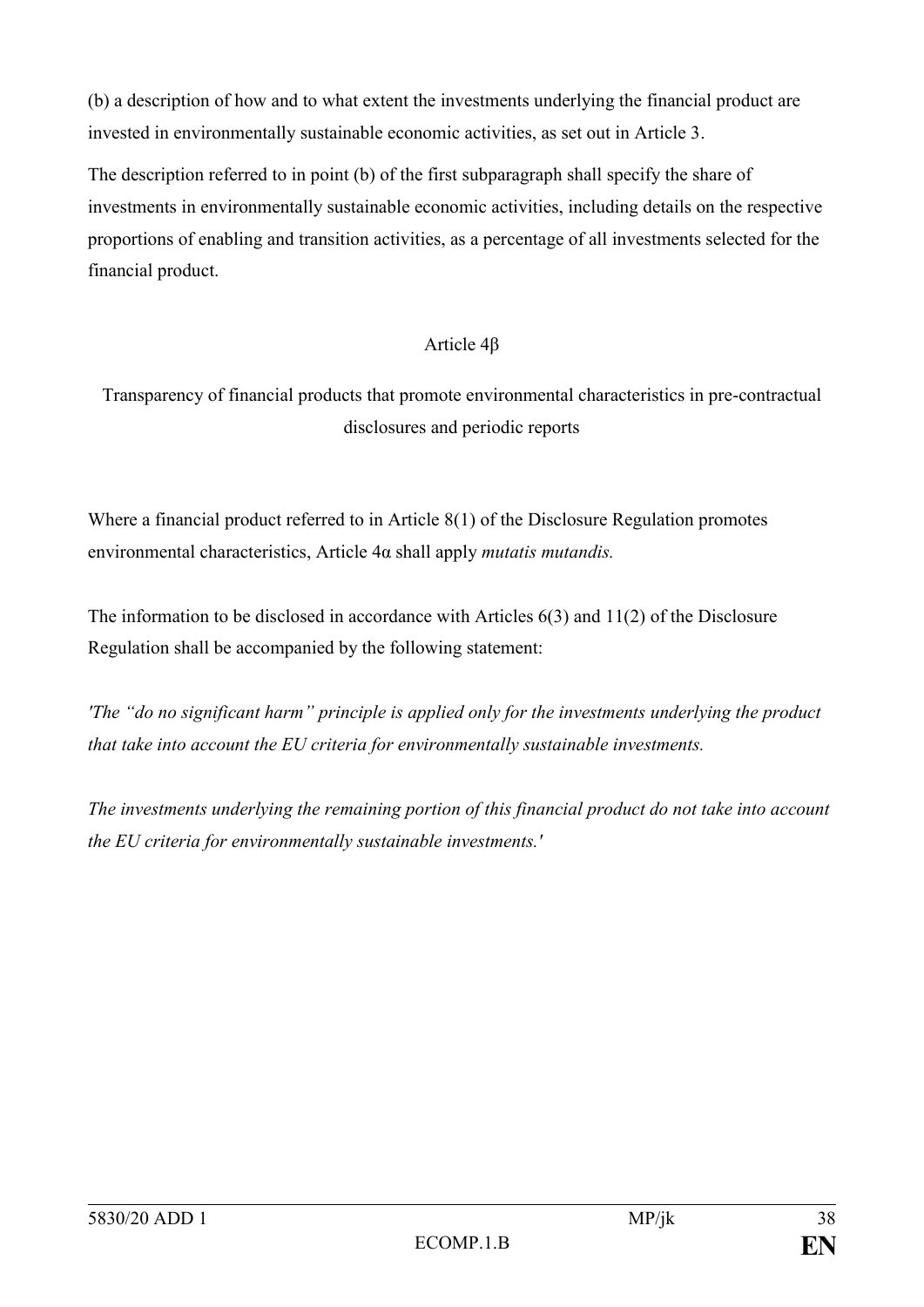(b) a description of how and to what extent the investments underlying the financial product are invested in environmentally sustainable economic activities, as set out in Article 3.

The description referred to in point (b) of the first subparagraph shall specify the share of investments in environmentally sustainable economic activities, including details on the respective proportions of enabling and transition activities, as a percentage of all investments selected for the financial product.

## Article 4β

## Transparency of financial products that promote environmental characteristics in pre-contractual disclosures and periodic reports

Where a financial product referred to in Article 8(1) of the Disclosure Regulation promotes environmental characteristics, Article 4α shall apply *mutatis mutandis.*

The information to be disclosed in accordance with Articles 6(3) and 11(2) of the Disclosure Regulation shall be accompanied by the following statement:

*'The "do no significant harm" principle is applied only for the investments underlying the product that take into account the EU criteria for environmentally sustainable investments.*

*The investments underlying the remaining portion of this financial product do not take into account the EU criteria for environmentally sustainable investments.'*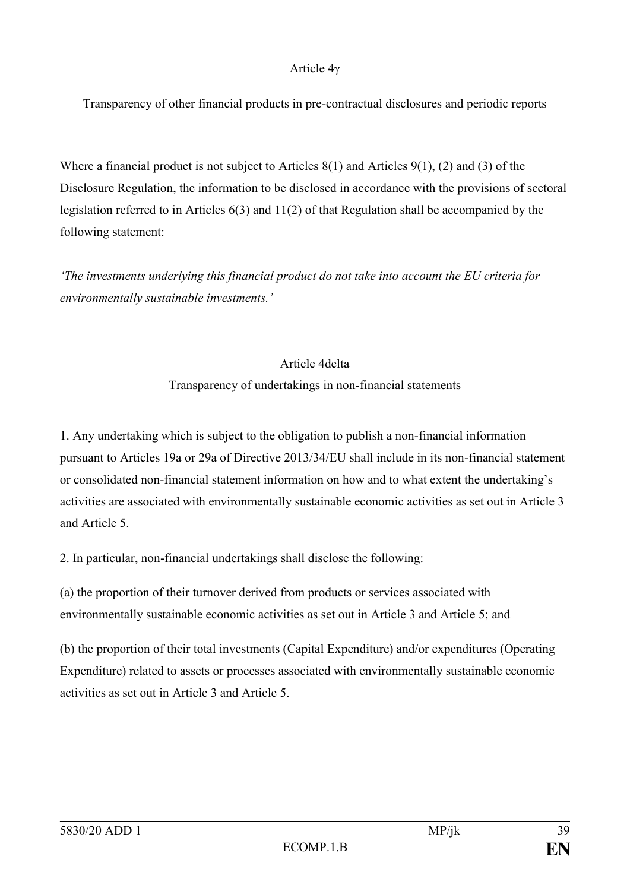Article 4γ

Transparency of other financial products in pre-contractual disclosures and periodic reports

Where a financial product is not subject to Articles 8(1) and Articles 9(1), (2) and (3) of the Disclosure Regulation, the information to be disclosed in accordance with the provisions of sectoral legislation referred to in Articles 6(3) and 11(2) of that Regulation shall be accompanied by the following statement:

*'The investments underlying this financial product do not take into account the EU criteria for environmentally sustainable investments.'*

Article 4delta

Transparency of undertakings in non-financial statements

1. Any undertaking which is subject to the obligation to publish a non-financial information pursuant to Articles 19a or 29a of Directive 2013/34/EU shall include in its non-financial statement or consolidated non-financial statement information on how and to what extent the undertaking's activities are associated with environmentally sustainable economic activities as set out in Article 3 and Article 5.

2. In particular, non-financial undertakings shall disclose the following:

(a) the proportion of their turnover derived from products or services associated with environmentally sustainable economic activities as set out in Article 3 and Article 5; and

(b) the proportion of their total investments (Capital Expenditure) and/or expenditures (Operating Expenditure) related to assets or processes associated with environmentally sustainable economic activities as set out in Article 3 and Article 5.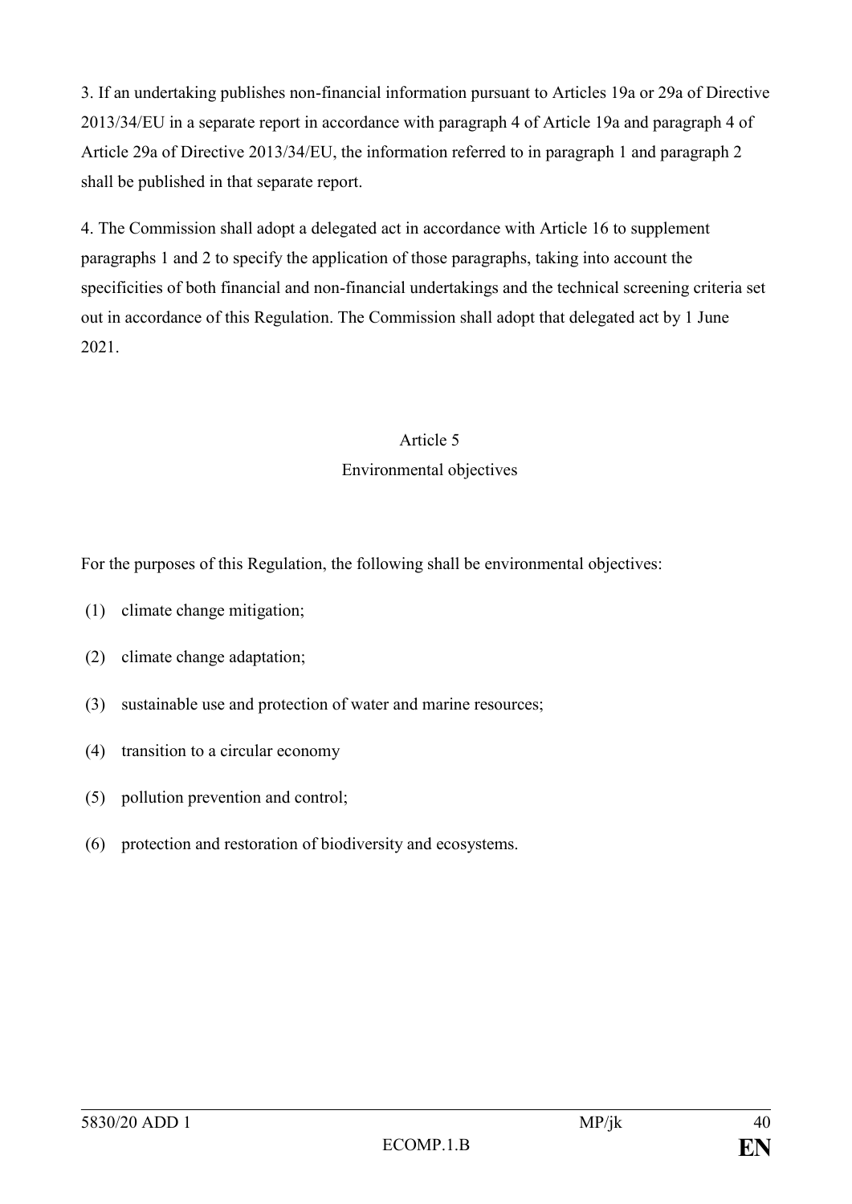3. If an undertaking publishes non-financial information pursuant to Articles 19a or 29a of Directive 2013/34/EU in a separate report in accordance with paragraph 4 of Article 19a and paragraph 4 of Article 29a of Directive 2013/34/EU, the information referred to in paragraph 1 and paragraph 2 shall be published in that separate report.

4. The Commission shall adopt a delegated act in accordance with Article 16 to supplement paragraphs 1 and 2 to specify the application of those paragraphs, taking into account the specificities of both financial and non-financial undertakings and the technical screening criteria set out in accordance of this Regulation. The Commission shall adopt that delegated act by 1 June 2021.

## Article 5
## Environmental objectives

For the purposes of this Regulation, the following shall be environmental objectives:

(1) climate change mitigation;

(2) climate change adaptation;

(3) sustainable use and protection of water and marine resources;

(4) transition to a circular economy

(5) pollution prevention and control;

(6) protection and restoration of biodiversity and ecosystems.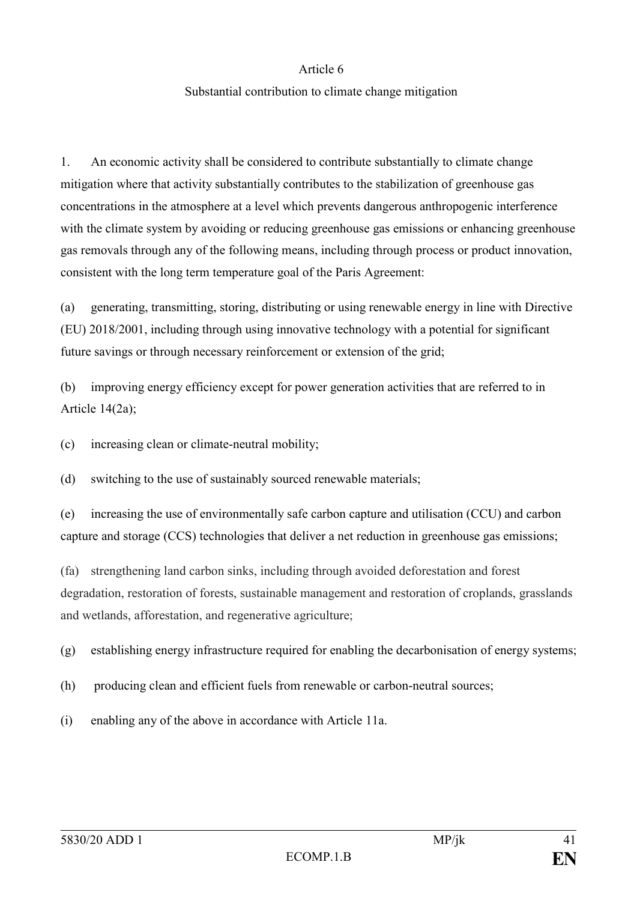## Article 6

### Substantial contribution to climate change mitigation

1. An economic activity shall be considered to contribute substantially to climate change mitigation where that activity substantially contributes to the stabilization of greenhouse gas concentrations in the atmosphere at a level which prevents dangerous anthropogenic interference with the climate system by avoiding or reducing greenhouse gas emissions or enhancing greenhouse gas removals through any of the following means, including through process or product innovation, consistent with the long term temperature goal of the Paris Agreement:

(a) generating, transmitting, storing, distributing or using renewable energy in line with Directive (EU) 2018/2001, including through using innovative technology with a potential for significant future savings or through necessary reinforcement or extension of the grid;

(b) improving energy efficiency except for power generation activities that are referred to in Article 14(2a);

(c) increasing clean or climate-neutral mobility;

(d) switching to the use of sustainably sourced renewable materials;

(e) increasing the use of environmentally safe carbon capture and utilisation (CCU) and carbon capture and storage (CCS) technologies that deliver a net reduction in greenhouse gas emissions;

(fa) strengthening land carbon sinks, including through avoided deforestation and forest degradation, restoration of forests, sustainable management and restoration of croplands, grasslands and wetlands, afforestation, and regenerative agriculture;

(g) establishing energy infrastructure required for enabling the decarbonisation of energy systems;

(h) producing clean and efficient fuels from renewable or carbon-neutral sources;

(i) enabling any of the above in accordance with Article 11a.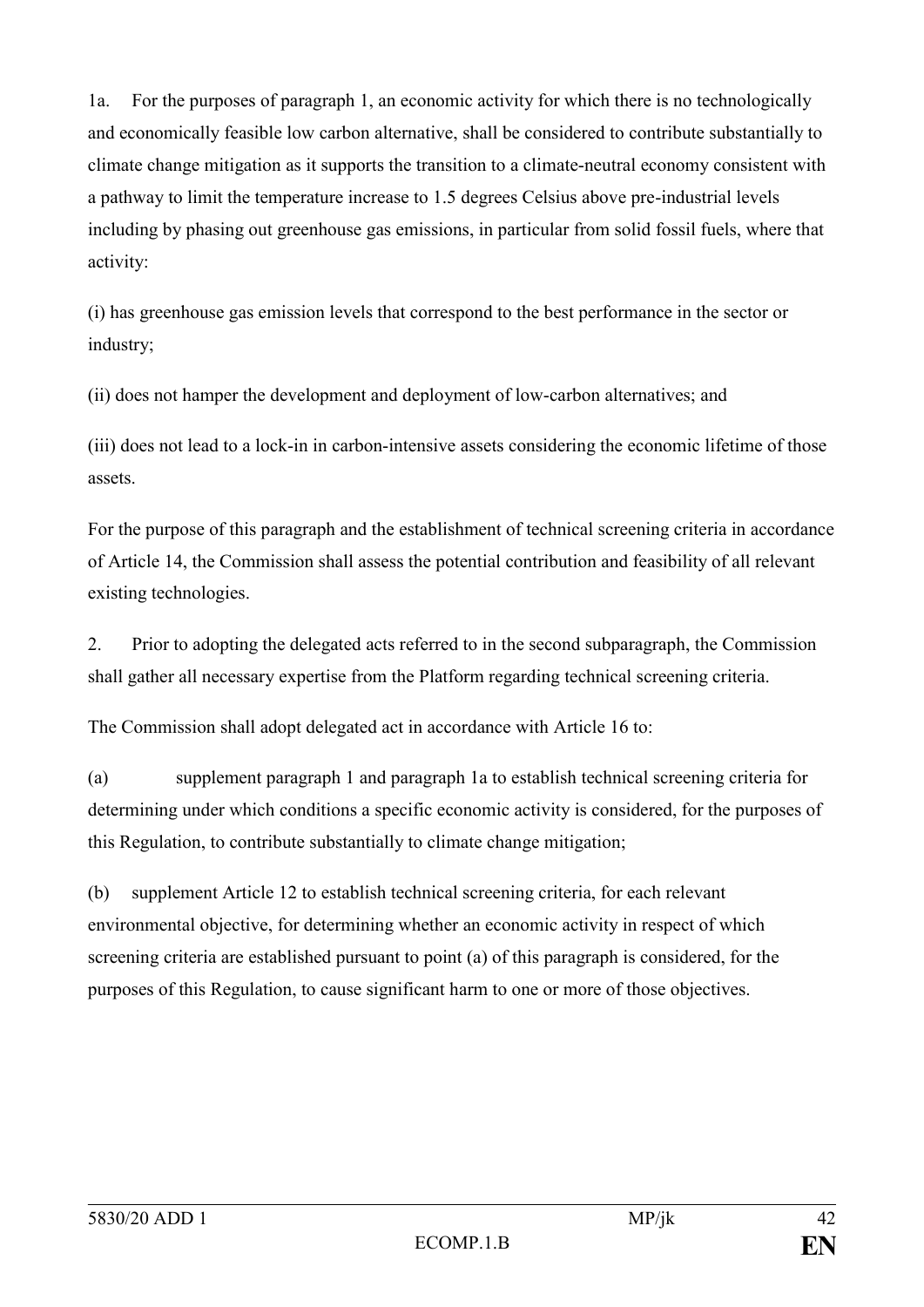1a. For the purposes of paragraph 1, an economic activity for which there is no technologically and economically feasible low carbon alternative, shall be considered to contribute substantially to climate change mitigation as it supports the transition to a climate-neutral economy consistent with a pathway to limit the temperature increase to 1.5 degrees Celsius above pre-industrial levels including by phasing out greenhouse gas emissions, in particular from solid fossil fuels, where that activity:

(i) has greenhouse gas emission levels that correspond to the best performance in the sector or industry;

(ii) does not hamper the development and deployment of low-carbon alternatives; and

(iii) does not lead to a lock-in in carbon-intensive assets considering the economic lifetime of those assets.

For the purpose of this paragraph and the establishment of technical screening criteria in accordance of Article 14, the Commission shall assess the potential contribution and feasibility of all relevant existing technologies.

2. Prior to adopting the delegated acts referred to in the second subparagraph, the Commission shall gather all necessary expertise from the Platform regarding technical screening criteria.

The Commission shall adopt delegated act in accordance with Article 16 to:

(a) supplement paragraph 1 and paragraph 1a to establish technical screening criteria for determining under which conditions a specific economic activity is considered, for the purposes of this Regulation, to contribute substantially to climate change mitigation;

(b) supplement Article 12 to establish technical screening criteria, for each relevant environmental objective, for determining whether an economic activity in respect of which screening criteria are established pursuant to point (a) of this paragraph is considered, for the purposes of this Regulation, to cause significant harm to one or more of those objectives.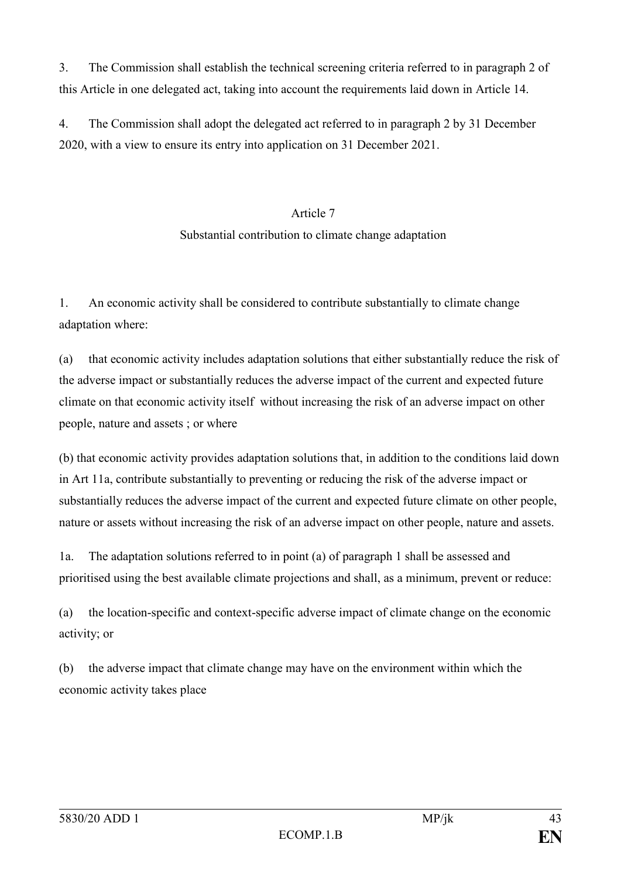3. The Commission shall establish the technical screening criteria referred to in paragraph 2 of this Article in one delegated act, taking into account the requirements laid down in Article 14.

4. The Commission shall adopt the delegated act referred to in paragraph 2 by 31 December 2020, with a view to ensure its entry into application on 31 December 2021.

Article 7

Substantial contribution to climate change adaptation

1. An economic activity shall be considered to contribute substantially to climate change adaptation where:

(a) that economic activity includes adaptation solutions that either substantially reduce the risk of the adverse impact or substantially reduces the adverse impact of the current and expected future climate on that economic activity itself without increasing the risk of an adverse impact on other people, nature and assets ; or where

(b) that economic activity provides adaptation solutions that, in addition to the conditions laid down in Art 11a, contribute substantially to preventing or reducing the risk of the adverse impact or substantially reduces the adverse impact of the current and expected future climate on other people, nature or assets without increasing the risk of an adverse impact on other people, nature and assets.

1a. The adaptation solutions referred to in point (a) of paragraph 1 shall be assessed and prioritised using the best available climate projections and shall, as a minimum, prevent or reduce:

(a) the location-specific and context-specific adverse impact of climate change on the economic activity; or

(b) the adverse impact that climate change may have on the environment within which the economic activity takes place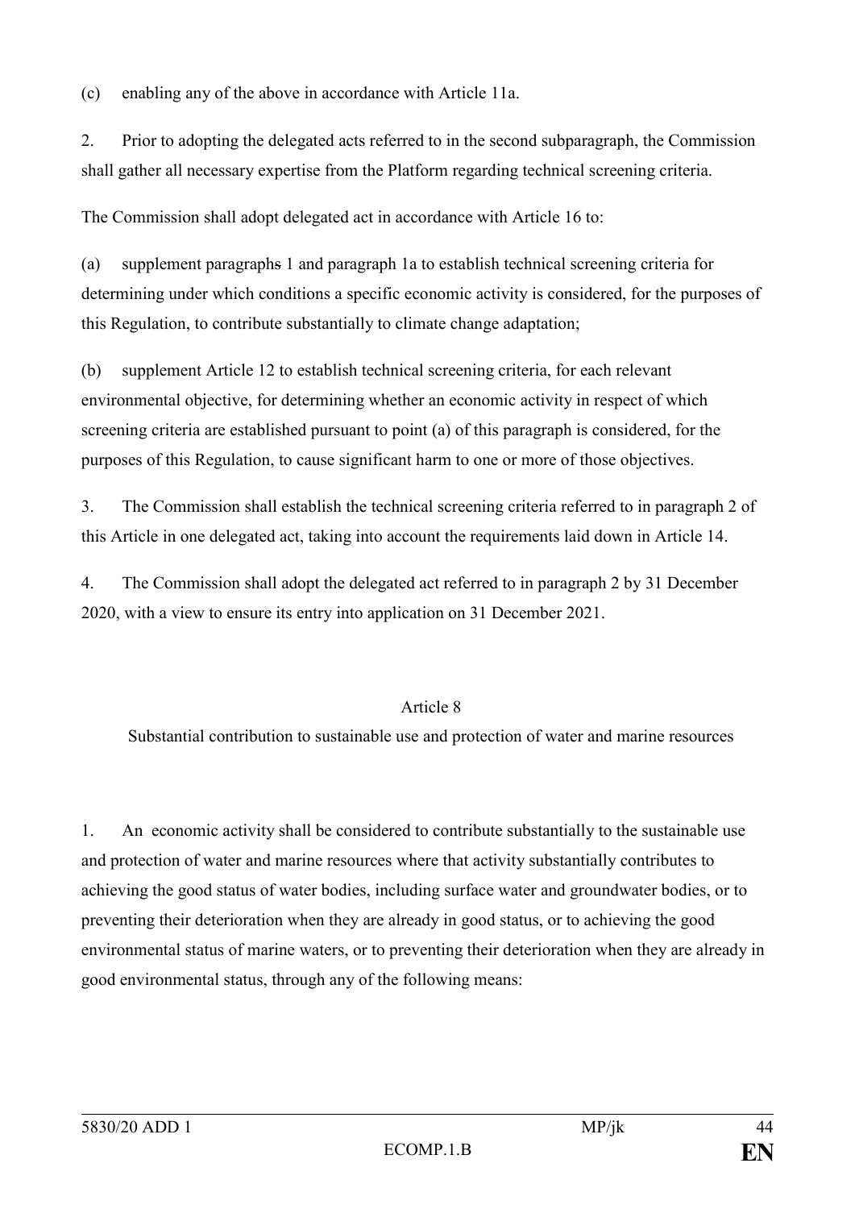(c) enabling any of the above in accordance with Article 11a.

2. Prior to adopting the delegated acts referred to in the second subparagraph, the Commission shall gather all necessary expertise from the Platform regarding technical screening criteria.

The Commission shall adopt delegated act in accordance with Article 16 to:

(a) supplement paragraphs 1 and paragraph 1a to establish technical screening criteria for determining under which conditions a specific economic activity is considered, for the purposes of this Regulation, to contribute substantially to climate change adaptation;

(b) supplement Article 12 to establish technical screening criteria, for each relevant environmental objective, for determining whether an economic activity in respect of which screening criteria are established pursuant to point (a) of this paragraph is considered, for the purposes of this Regulation, to cause significant harm to one or more of those objectives.

3. The Commission shall establish the technical screening criteria referred to in paragraph 2 of this Article in one delegated act, taking into account the requirements laid down in Article 14.

4. The Commission shall adopt the delegated act referred to in paragraph 2 by 31 December 2020, with a view to ensure its entry into application on 31 December 2021.

## Article 8

### Substantial contribution to sustainable use and protection of water and marine resources

1. An economic activity shall be considered to contribute substantially to the sustainable use and protection of water and marine resources where that activity substantially contributes to achieving the good status of water bodies, including surface water and groundwater bodies, or to preventing their deterioration when they are already in good status, or to achieving the good environmental status of marine waters, or to preventing their deterioration when they are already in good environmental status, through any of the following means: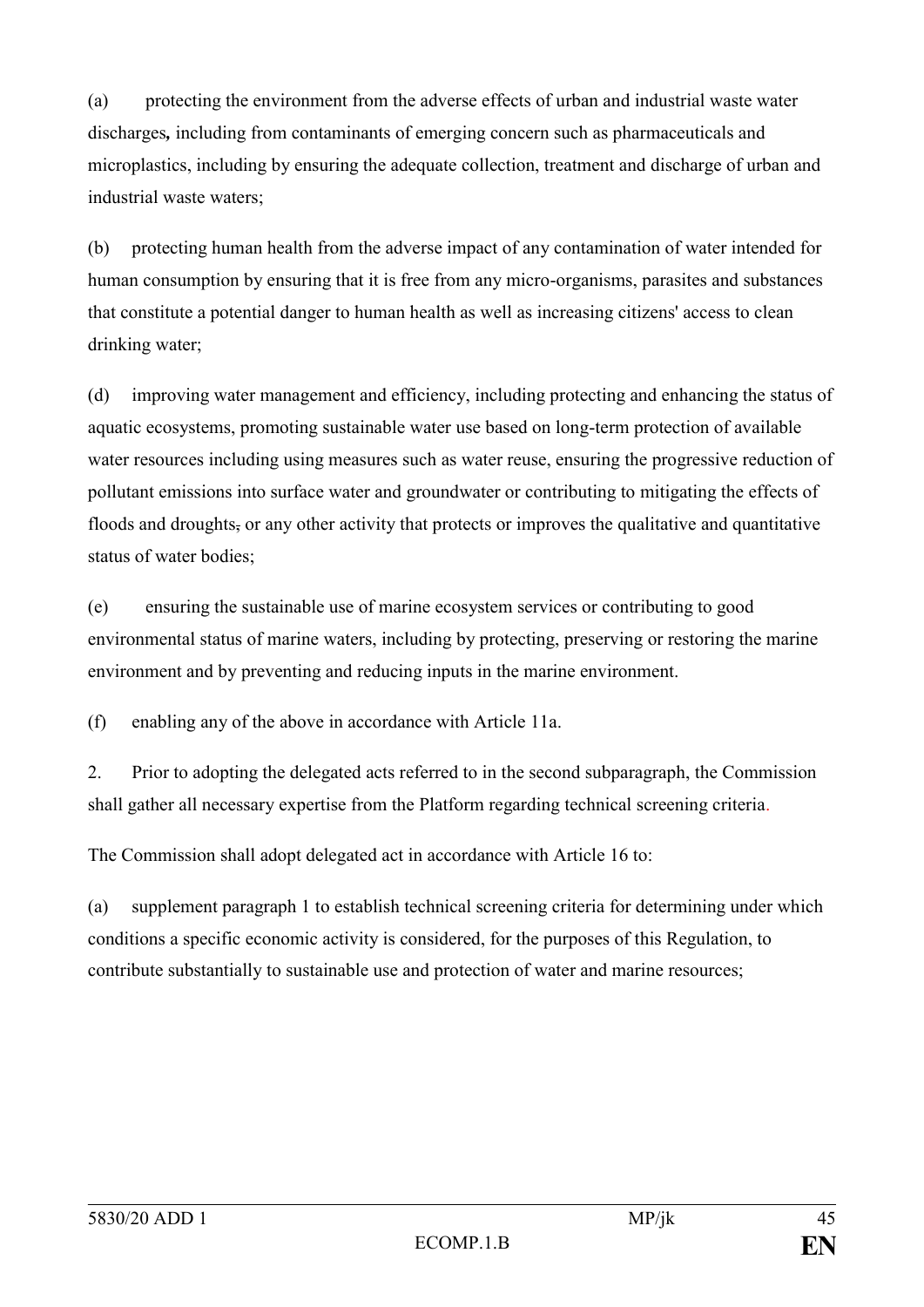(a) protecting the environment from the adverse effects of urban and industrial waste water discharges**,** including from contaminants of emerging concern such as pharmaceuticals and microplastics, including by ensuring the adequate collection, treatment and discharge of urban and industrial waste waters;

(b) protecting human health from the adverse impact of any contamination of water intended for human consumption by ensuring that it is free from any micro-organisms, parasites and substances that constitute a potential danger to human health as well as increasing citizens' access to clean drinking water;

(d) improving water management and efficiency, including protecting and enhancing the status of aquatic ecosystems, promoting sustainable water use based on long-term protection of available water resources including using measures such as water reuse, ensuring the progressive reduction of pollutant emissions into surface water and groundwater or contributing to mitigating the effects of floods and droughts~~,~~ or any other activity that protects or improves the qualitative and quantitative status of water bodies;

(e) ensuring the sustainable use of marine ecosystem services or contributing to good environmental status of marine waters, including by protecting, preserving or restoring the marine environment and by preventing and reducing inputs in the marine environment.

(f) enabling any of the above in accordance with Article 11a.

2. Prior to adopting the delegated acts referred to in the second subparagraph, the Commission shall gather all necessary expertise from the Platform regarding technical screening criteria.

The Commission shall adopt delegated act in accordance with Article 16 to:

(a) supplement paragraph 1 to establish technical screening criteria for determining under which conditions a specific economic activity is considered, for the purposes of this Regulation, to contribute substantially to sustainable use and protection of water and marine resources;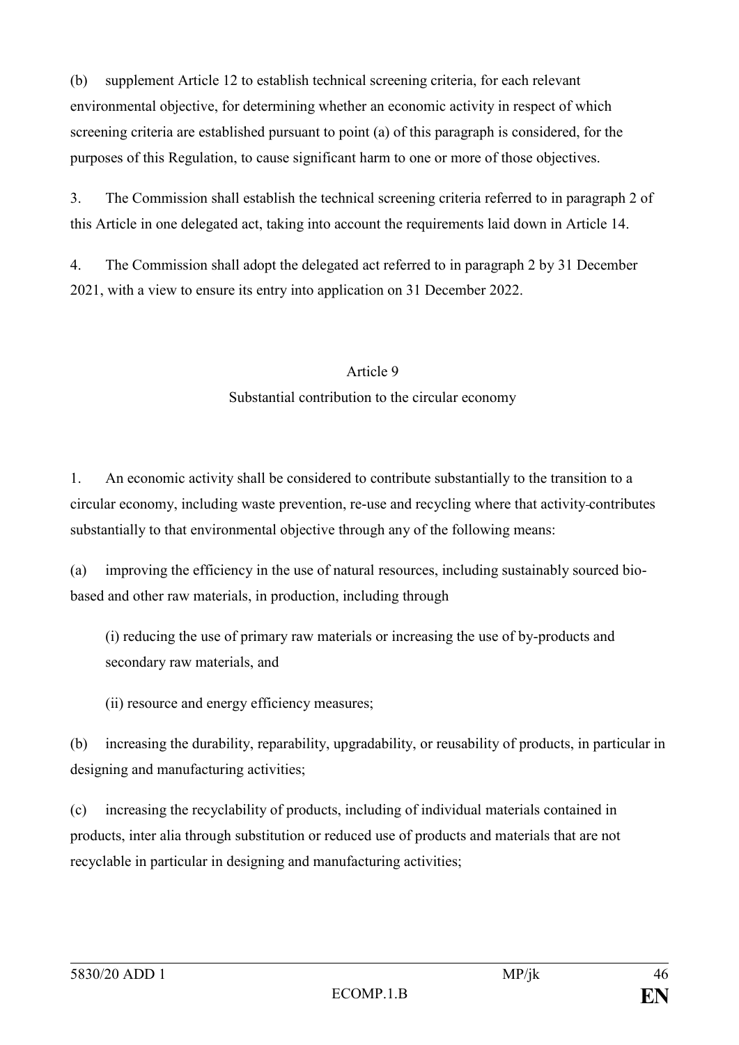(b) supplement Article 12 to establish technical screening criteria, for each relevant environmental objective, for determining whether an economic activity in respect of which screening criteria are established pursuant to point (a) of this paragraph is considered, for the purposes of this Regulation, to cause significant harm to one or more of those objectives.

3. The Commission shall establish the technical screening criteria referred to in paragraph 2 of this Article in one delegated act, taking into account the requirements laid down in Article 14.

4. The Commission shall adopt the delegated act referred to in paragraph 2 by 31 December 2021, with a view to ensure its entry into application on 31 December 2022.

## Article 9
## Substantial contribution to the circular economy

1. An economic activity shall be considered to contribute substantially to the transition to a circular economy, including waste prevention, re-use and recycling where that activity contributes substantially to that environmental objective through any of the following means:

(a) improving the efficiency in the use of natural resources, including sustainably sourced bio-based and other raw materials, in production, including through

(i) reducing the use of primary raw materials or increasing the use of by-products and secondary raw materials, and

(ii) resource and energy efficiency measures;

(b) increasing the durability, reparability, upgradability, or reusability of products, in particular in designing and manufacturing activities;

(c) increasing the recyclability of products, including of individual materials contained in products, inter alia through substitution or reduced use of products and materials that are not recyclable in particular in designing and manufacturing activities;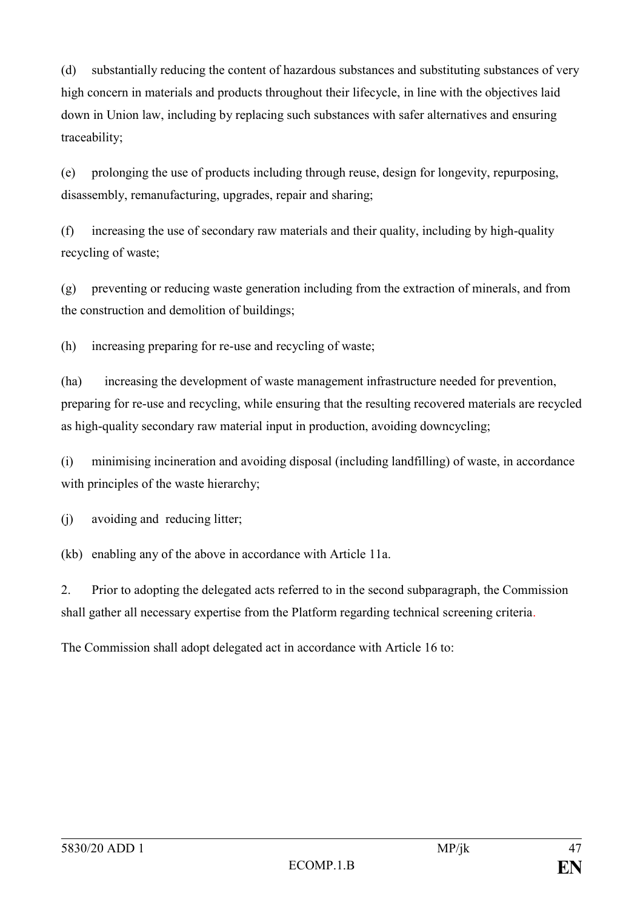(d) substantially reducing the content of hazardous substances and substituting substances of very high concern in materials and products throughout their lifecycle, in line with the objectives laid down in Union law, including by replacing such substances with safer alternatives and ensuring traceability;

(e) prolonging the use of products including through reuse, design for longevity, repurposing, disassembly, remanufacturing, upgrades, repair and sharing;

(f) increasing the use of secondary raw materials and their quality, including by high-quality recycling of waste;

(g) preventing or reducing waste generation including from the extraction of minerals, and from the construction and demolition of buildings;

(h) increasing preparing for re-use and recycling of waste;

(ha) increasing the development of waste management infrastructure needed for prevention, preparing for re-use and recycling, while ensuring that the resulting recovered materials are recycled as high-quality secondary raw material input in production, avoiding downcycling;

(i) minimising incineration and avoiding disposal (including landfilling) of waste, in accordance with principles of the waste hierarchy;

(j) avoiding and reducing litter;

(kb) enabling any of the above in accordance with Article 11a.

2. Prior to adopting the delegated acts referred to in the second subparagraph, the Commission shall gather all necessary expertise from the Platform regarding technical screening criteria.

The Commission shall adopt delegated act in accordance with Article 16 to: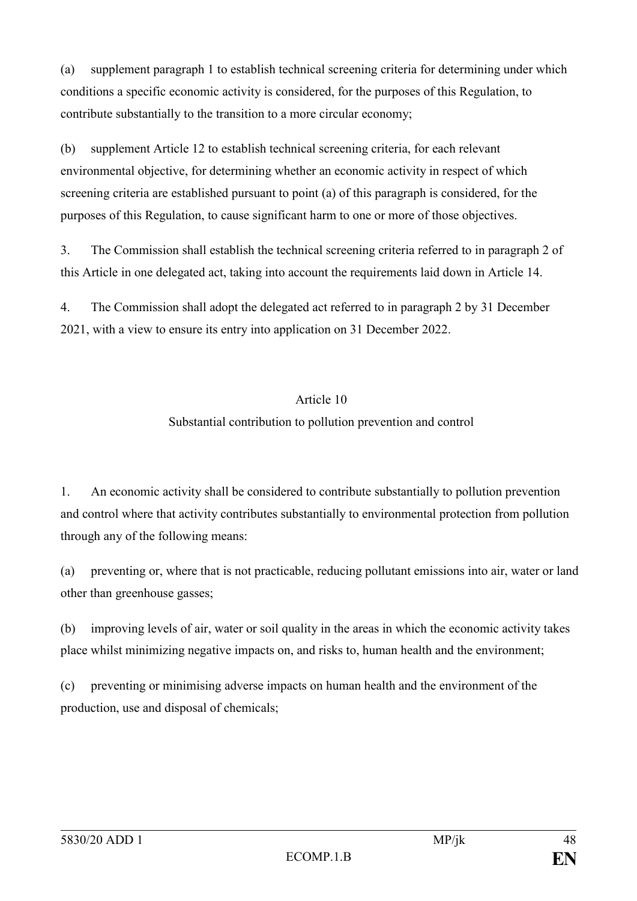(a) supplement paragraph 1 to establish technical screening criteria for determining under which conditions a specific economic activity is considered, for the purposes of this Regulation, to contribute substantially to the transition to a more circular economy;

(b) supplement Article 12 to establish technical screening criteria, for each relevant environmental objective, for determining whether an economic activity in respect of which screening criteria are established pursuant to point (a) of this paragraph is considered, for the purposes of this Regulation, to cause significant harm to one or more of those objectives.

3. The Commission shall establish the technical screening criteria referred to in paragraph 2 of this Article in one delegated act, taking into account the requirements laid down in Article 14.

4. The Commission shall adopt the delegated act referred to in paragraph 2 by 31 December 2021, with a view to ensure its entry into application on 31 December 2022.

### Article 10
### Substantial contribution to pollution prevention and control

1. An economic activity shall be considered to contribute substantially to pollution prevention and control where that activity contributes substantially to environmental protection from pollution through any of the following means:

(a) preventing or, where that is not practicable, reducing pollutant emissions into air, water or land other than greenhouse gasses;

(b) improving levels of air, water or soil quality in the areas in which the economic activity takes place whilst minimizing negative impacts on, and risks to, human health and the environment;

(c) preventing or minimising adverse impacts on human health and the environment of the production, use and disposal of chemicals;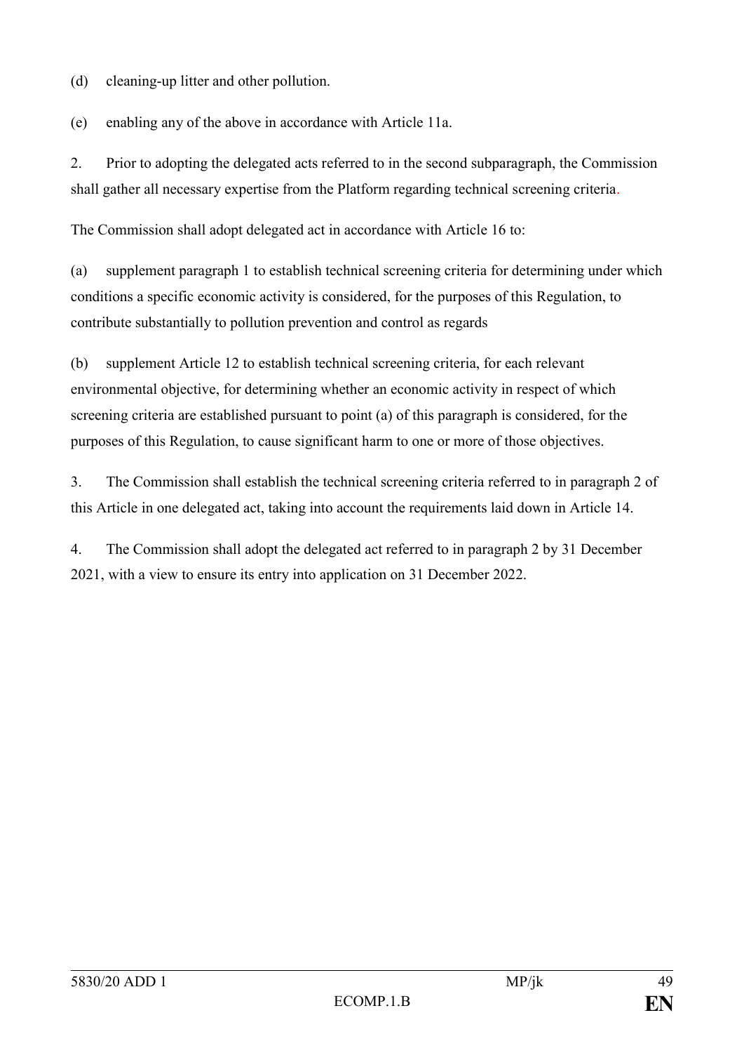(d) cleaning-up litter and other pollution.

(e) enabling any of the above in accordance with Article 11a.

2. Prior to adopting the delegated acts referred to in the second subparagraph, the Commission shall gather all necessary expertise from the Platform regarding technical screening criteria.

The Commission shall adopt delegated act in accordance with Article 16 to:

(a) supplement paragraph 1 to establish technical screening criteria for determining under which conditions a specific economic activity is considered, for the purposes of this Regulation, to contribute substantially to pollution prevention and control as regards

(b) supplement Article 12 to establish technical screening criteria, for each relevant environmental objective, for determining whether an economic activity in respect of which screening criteria are established pursuant to point (a) of this paragraph is considered, for the purposes of this Regulation, to cause significant harm to one or more of those objectives.

3. The Commission shall establish the technical screening criteria referred to in paragraph 2 of this Article in one delegated act, taking into account the requirements laid down in Article 14.

4. The Commission shall adopt the delegated act referred to in paragraph 2 by 31 December 2021, with a view to ensure its entry into application on 31 December 2022.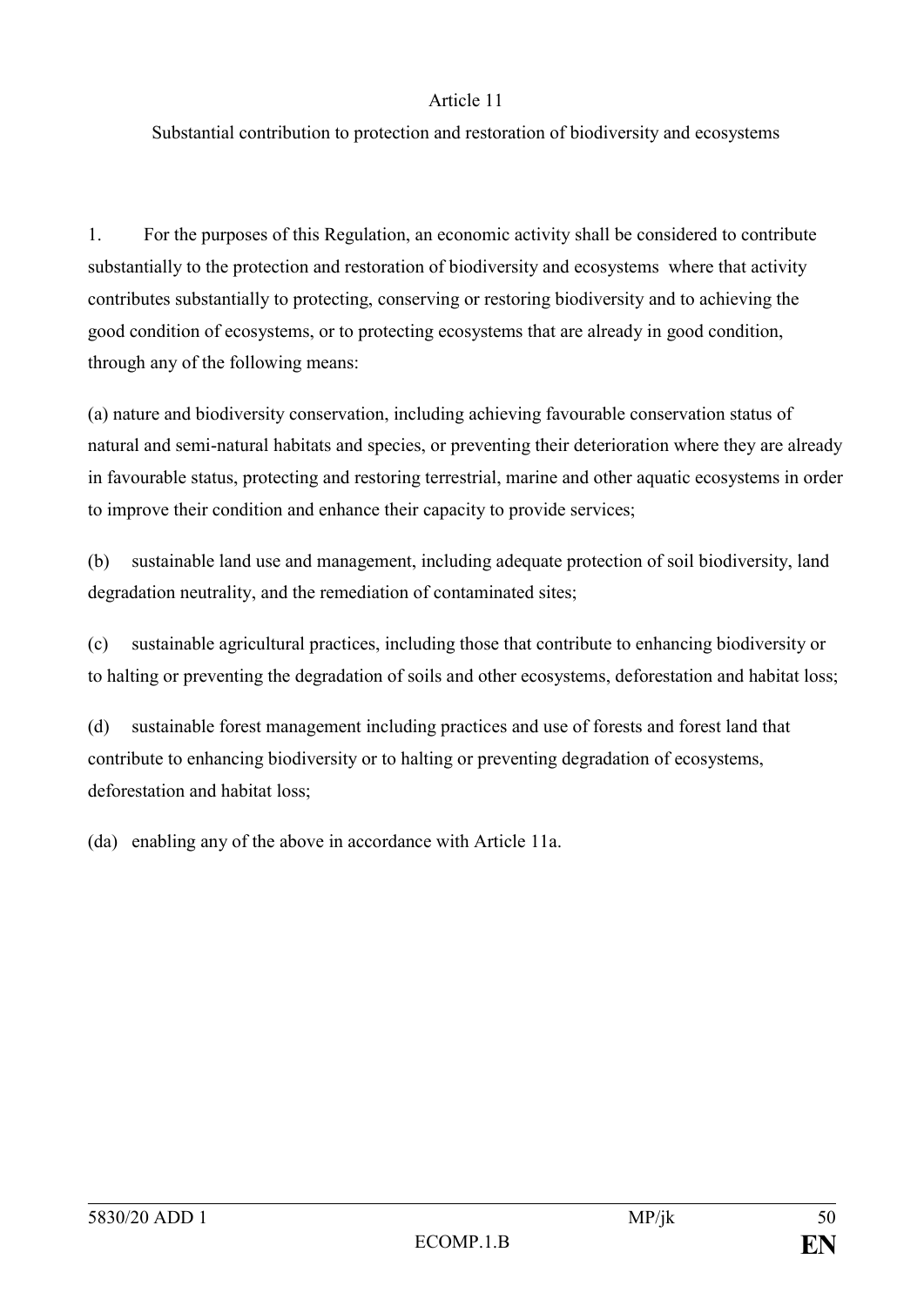## Article 11

### Substantial contribution to protection and restoration of biodiversity and ecosystems

1. For the purposes of this Regulation, an economic activity shall be considered to contribute substantially to the protection and restoration of biodiversity and ecosystems where that activity contributes substantially to protecting, conserving or restoring biodiversity and to achieving the good condition of ecosystems, or to protecting ecosystems that are already in good condition, through any of the following means:

(a) nature and biodiversity conservation, including achieving favourable conservation status of natural and semi-natural habitats and species, or preventing their deterioration where they are already in favourable status, protecting and restoring terrestrial, marine and other aquatic ecosystems in order to improve their condition and enhance their capacity to provide services;

(b) sustainable land use and management, including adequate protection of soil biodiversity, land degradation neutrality, and the remediation of contaminated sites;

(c) sustainable agricultural practices, including those that contribute to enhancing biodiversity or to halting or preventing the degradation of soils and other ecosystems, deforestation and habitat loss;

(d) sustainable forest management including practices and use of forests and forest land that contribute to enhancing biodiversity or to halting or preventing degradation of ecosystems, deforestation and habitat loss;

(da) enabling any of the above in accordance with Article 11a.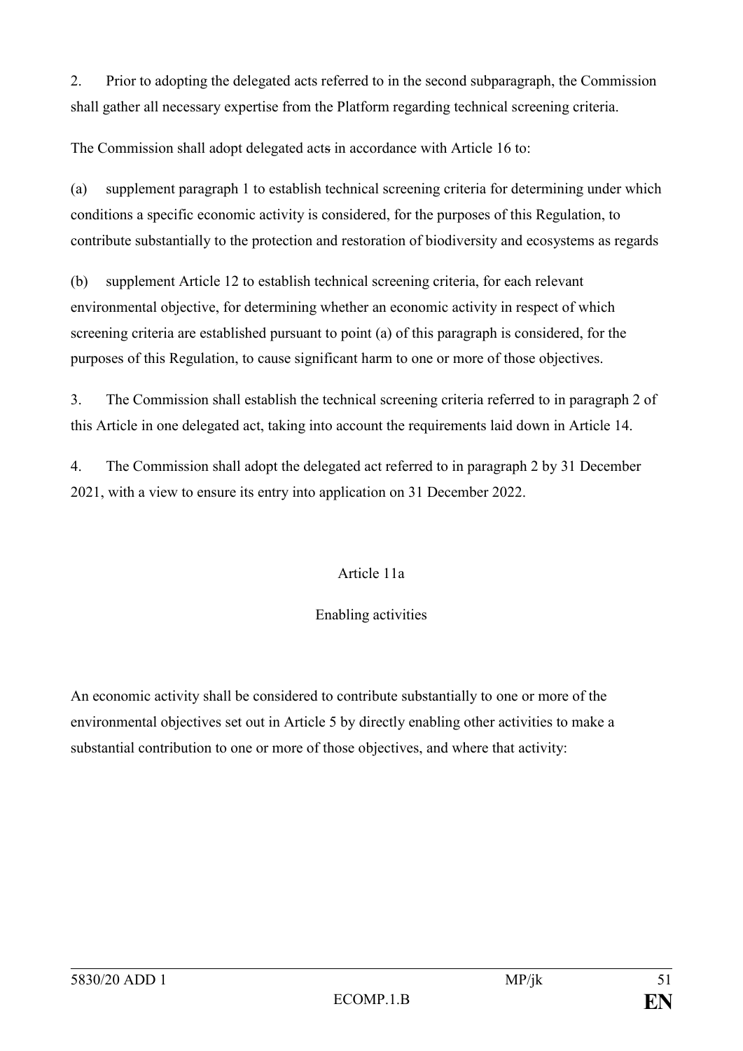2. Prior to adopting the delegated acts referred to in the second subparagraph, the Commission shall gather all necessary expertise from the Platform regarding technical screening criteria.

The Commission shall adopt delegated acts in accordance with Article 16 to:

(a) supplement paragraph 1 to establish technical screening criteria for determining under which conditions a specific economic activity is considered, for the purposes of this Regulation, to contribute substantially to the protection and restoration of biodiversity and ecosystems as regards

(b) supplement Article 12 to establish technical screening criteria, for each relevant environmental objective, for determining whether an economic activity in respect of which screening criteria are established pursuant to point (a) of this paragraph is considered, for the purposes of this Regulation, to cause significant harm to one or more of those objectives.

3. The Commission shall establish the technical screening criteria referred to in paragraph 2 of this Article in one delegated act, taking into account the requirements laid down in Article 14.

4. The Commission shall adopt the delegated act referred to in paragraph 2 by 31 December 2021, with a view to ensure its entry into application on 31 December 2022.

Article 11a

Enabling activities

An economic activity shall be considered to contribute substantially to one or more of the environmental objectives set out in Article 5 by directly enabling other activities to make a substantial contribution to one or more of those objectives, and where that activity: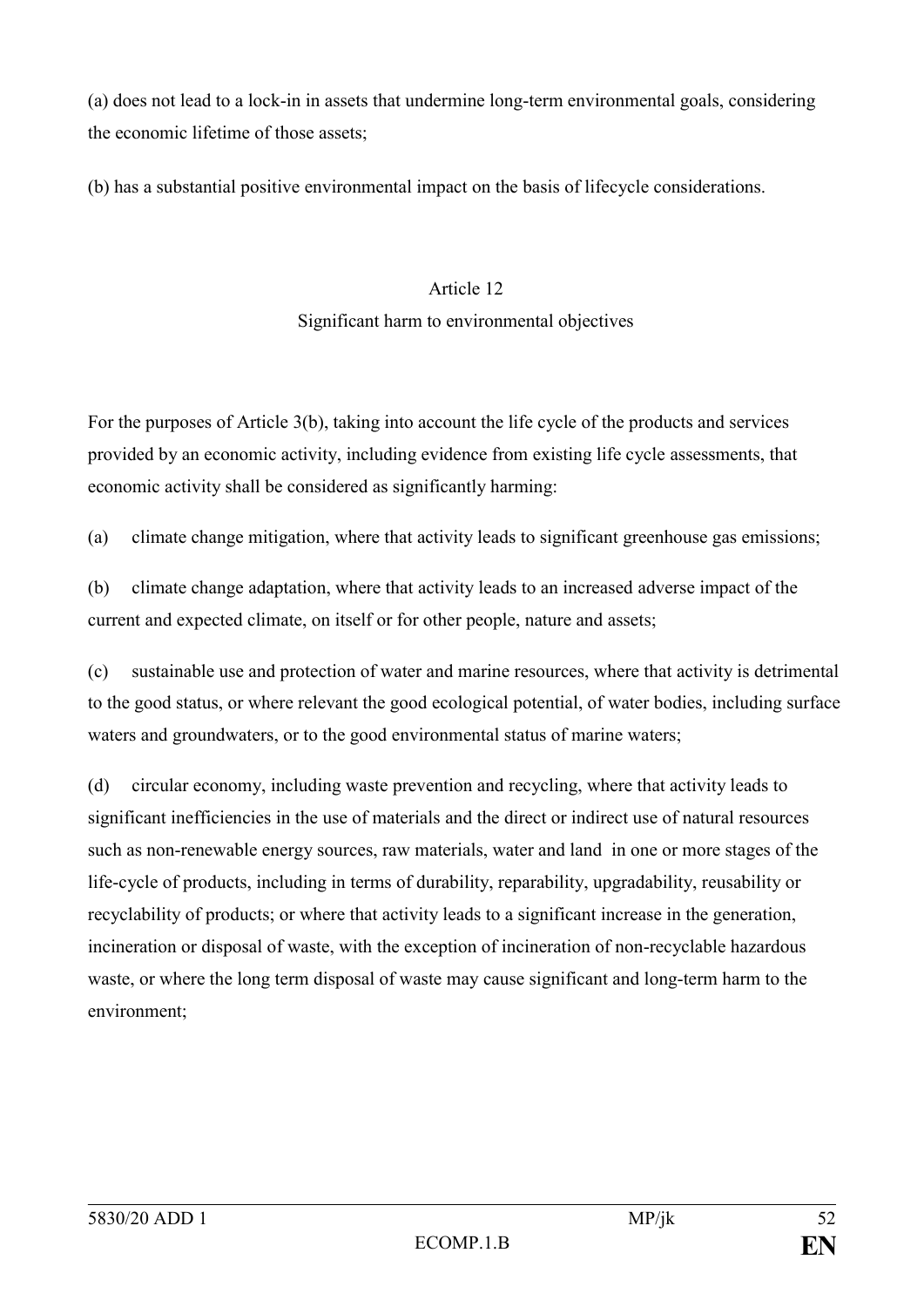(a) does not lead to a lock-in in assets that undermine long-term environmental goals, considering the economic lifetime of those assets;

(b) has a substantial positive environmental impact on the basis of lifecycle considerations.

## Article 12
## Significant harm to environmental objectives

For the purposes of Article 3(b), taking into account the life cycle of the products and services provided by an economic activity, including evidence from existing life cycle assessments, that economic activity shall be considered as significantly harming:

(a) climate change mitigation, where that activity leads to significant greenhouse gas emissions;

(b) climate change adaptation, where that activity leads to an increased adverse impact of the current and expected climate, on itself or for other people, nature and assets;

(c) sustainable use and protection of water and marine resources, where that activity is detrimental to the good status, or where relevant the good ecological potential, of water bodies, including surface waters and groundwaters, or to the good environmental status of marine waters;

(d) circular economy, including waste prevention and recycling, where that activity leads to significant inefficiencies in the use of materials and the direct or indirect use of natural resources such as non-renewable energy sources, raw materials, water and land in one or more stages of the life-cycle of products, including in terms of durability, reparability, upgradability, reusability or recyclability of products; or where that activity leads to a significant increase in the generation, incineration or disposal of waste, with the exception of incineration of non-recyclable hazardous waste, or where the long term disposal of waste may cause significant and long-term harm to the environment;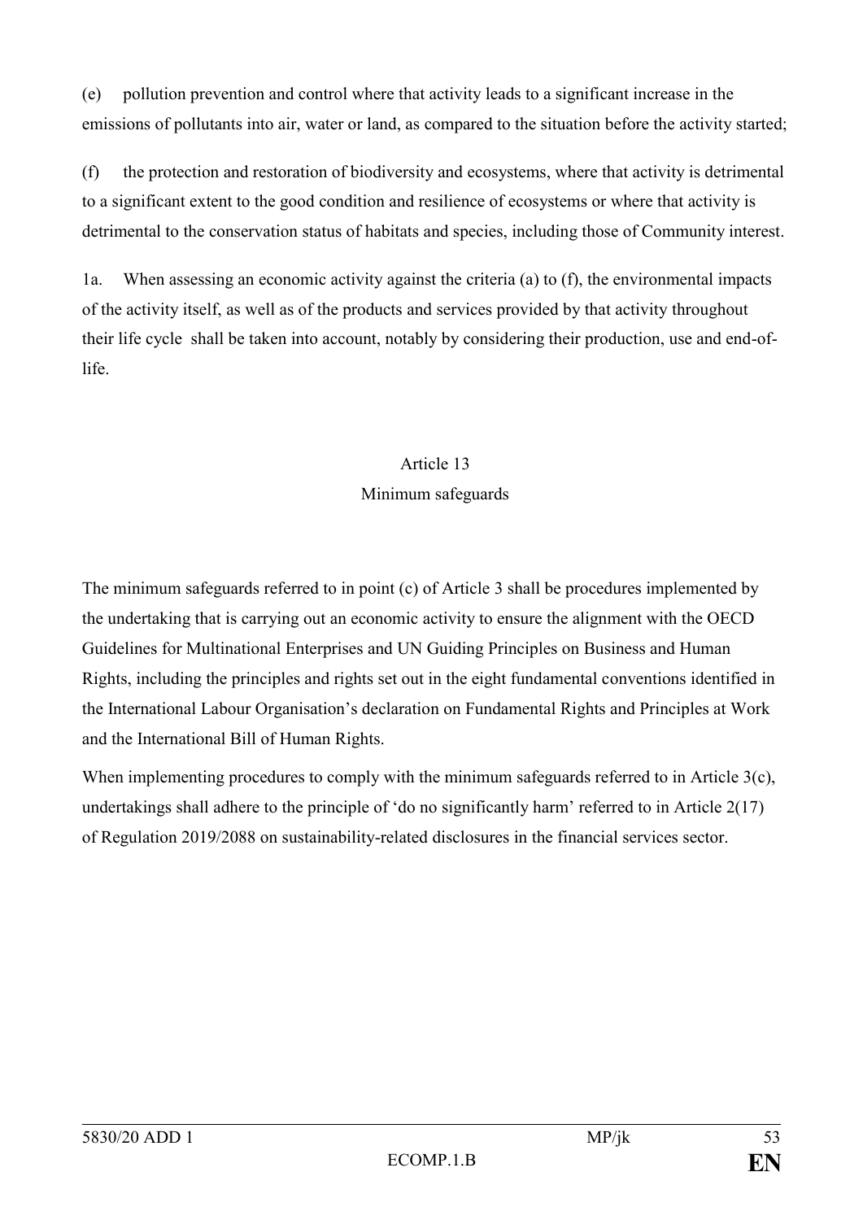(e) pollution prevention and control where that activity leads to a significant increase in the emissions of pollutants into air, water or land, as compared to the situation before the activity started;

(f) the protection and restoration of biodiversity and ecosystems, where that activity is detrimental to a significant extent to the good condition and resilience of ecosystems or where that activity is detrimental to the conservation status of habitats and species, including those of Community interest.

1a. When assessing an economic activity against the criteria (a) to (f), the environmental impacts of the activity itself, as well as of the products and services provided by that activity throughout their life cycle shall be taken into account, notably by considering their production, use and end-of-life.

## Article 13
## Minimum safeguards

The minimum safeguards referred to in point (c) of Article 3 shall be procedures implemented by the undertaking that is carrying out an economic activity to ensure the alignment with the OECD Guidelines for Multinational Enterprises and UN Guiding Principles on Business and Human Rights, including the principles and rights set out in the eight fundamental conventions identified in the International Labour Organisation's declaration on Fundamental Rights and Principles at Work and the International Bill of Human Rights.

When implementing procedures to comply with the minimum safeguards referred to in Article 3(c), undertakings shall adhere to the principle of 'do no significantly harm' referred to in Article 2(17) of Regulation 2019/2088 on sustainability-related disclosures in the financial services sector.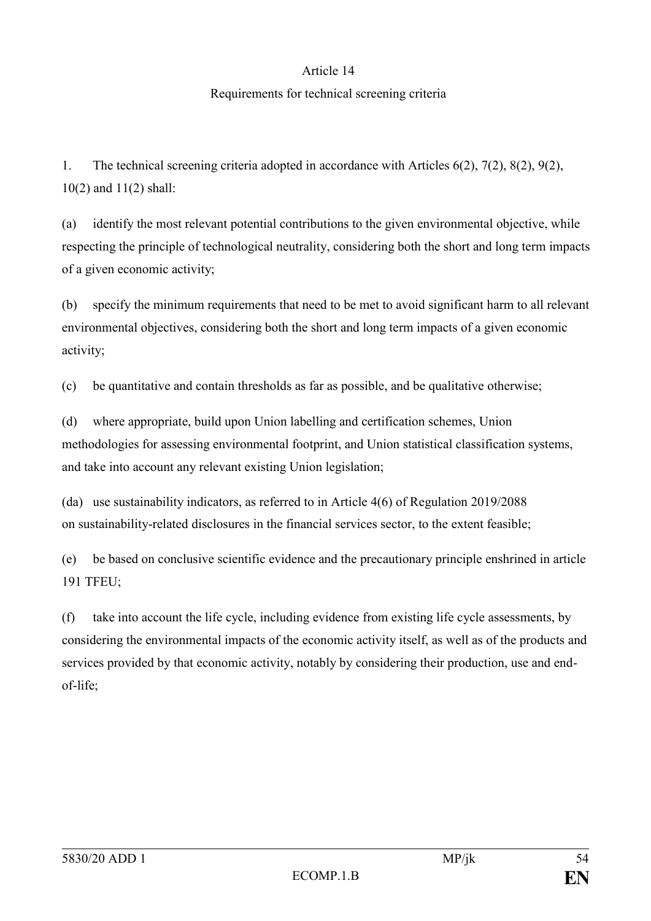## Article 14

### Requirements for technical screening criteria

1. The technical screening criteria adopted in accordance with Articles 6(2), 7(2), 8(2), 9(2), 10(2) and 11(2) shall:

(a) identify the most relevant potential contributions to the given environmental objective, while respecting the principle of technological neutrality, considering both the short and long term impacts of a given economic activity;

(b) specify the minimum requirements that need to be met to avoid significant harm to all relevant environmental objectives, considering both the short and long term impacts of a given economic activity;

(c) be quantitative and contain thresholds as far as possible, and be qualitative otherwise;

(d) where appropriate, build upon Union labelling and certification schemes, Union methodologies for assessing environmental footprint, and Union statistical classification systems, and take into account any relevant existing Union legislation;

(da) use sustainability indicators, as referred to in Article 4(6) of Regulation 2019/2088 on sustainability-related disclosures in the financial services sector, to the extent feasible;

(e) be based on conclusive scientific evidence and the precautionary principle enshrined in article 191 TFEU;

(f) take into account the life cycle, including evidence from existing life cycle assessments, by considering the environmental impacts of the economic activity itself, as well as of the products and services provided by that economic activity, notably by considering their production, use and end-of-life;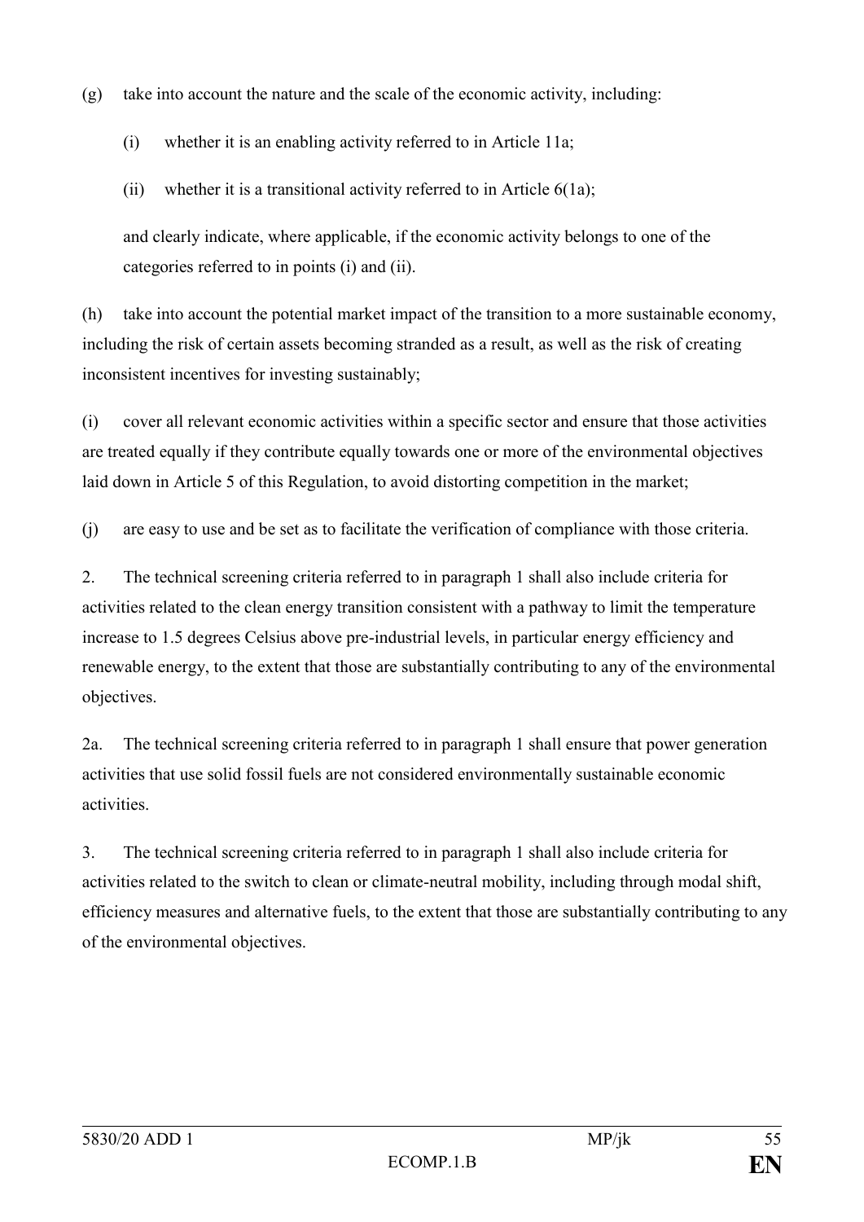(g) take into account the nature and the scale of the economic activity, including:

(i) whether it is an enabling activity referred to in Article 11a;

(ii) whether it is a transitional activity referred to in Article 6(1a);

and clearly indicate, where applicable, if the economic activity belongs to one of the categories referred to in points (i) and (ii).

(h) take into account the potential market impact of the transition to a more sustainable economy, including the risk of certain assets becoming stranded as a result, as well as the risk of creating inconsistent incentives for investing sustainably;

(i) cover all relevant economic activities within a specific sector and ensure that those activities are treated equally if they contribute equally towards one or more of the environmental objectives laid down in Article 5 of this Regulation, to avoid distorting competition in the market;

(j) are easy to use and be set as to facilitate the verification of compliance with those criteria.

2. The technical screening criteria referred to in paragraph 1 shall also include criteria for activities related to the clean energy transition consistent with a pathway to limit the temperature increase to 1.5 degrees Celsius above pre-industrial levels, in particular energy efficiency and renewable energy, to the extent that those are substantially contributing to any of the environmental objectives.

2a. The technical screening criteria referred to in paragraph 1 shall ensure that power generation activities that use solid fossil fuels are not considered environmentally sustainable economic activities.

3. The technical screening criteria referred to in paragraph 1 shall also include criteria for activities related to the switch to clean or climate-neutral mobility, including through modal shift, efficiency measures and alternative fuels, to the extent that those are substantially contributing to any of the environmental objectives.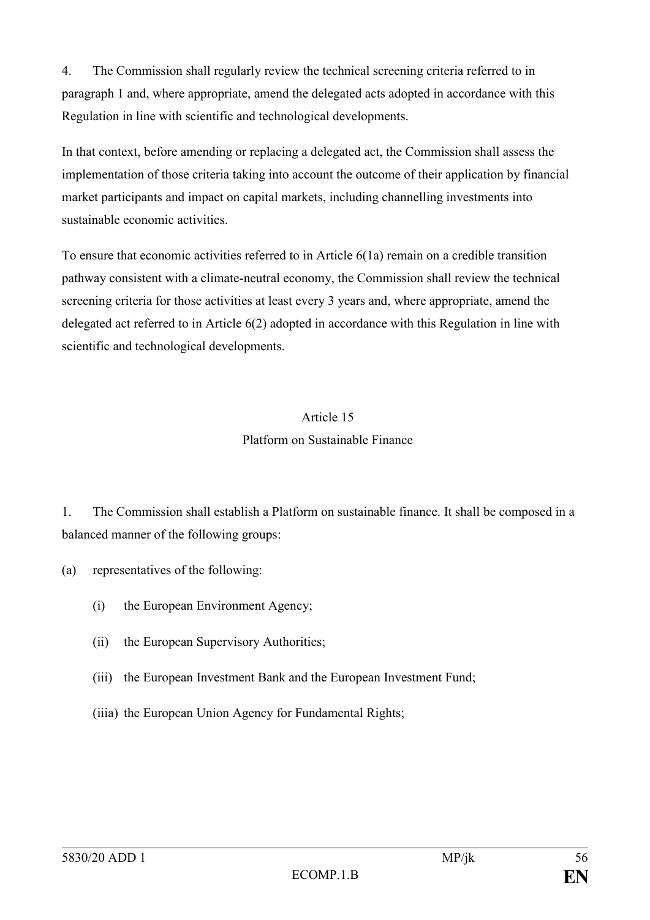4. The Commission shall regularly review the technical screening criteria referred to in paragraph 1 and, where appropriate, amend the delegated acts adopted in accordance with this Regulation in line with scientific and technological developments.

In that context, before amending or replacing a delegated act, the Commission shall assess the implementation of those criteria taking into account the outcome of their application by financial market participants and impact on capital markets, including channelling investments into sustainable economic activities.

To ensure that economic activities referred to in Article 6(1a) remain on a credible transition pathway consistent with a climate-neutral economy, the Commission shall review the technical screening criteria for those activities at least every 3 years and, where appropriate, amend the delegated act referred to in Article 6(2) adopted in accordance with this Regulation in line with scientific and technological developments.

## Article 15
## Platform on Sustainable Finance

1. The Commission shall establish a Platform on sustainable finance. It shall be composed in a balanced manner of the following groups:

(a) representatives of the following:

- (i) the European Environment Agency;
- (ii) the European Supervisory Authorities;
- (iii) the European Investment Bank and the European Investment Fund;
- (iiia) the European Union Agency for Fundamental Rights;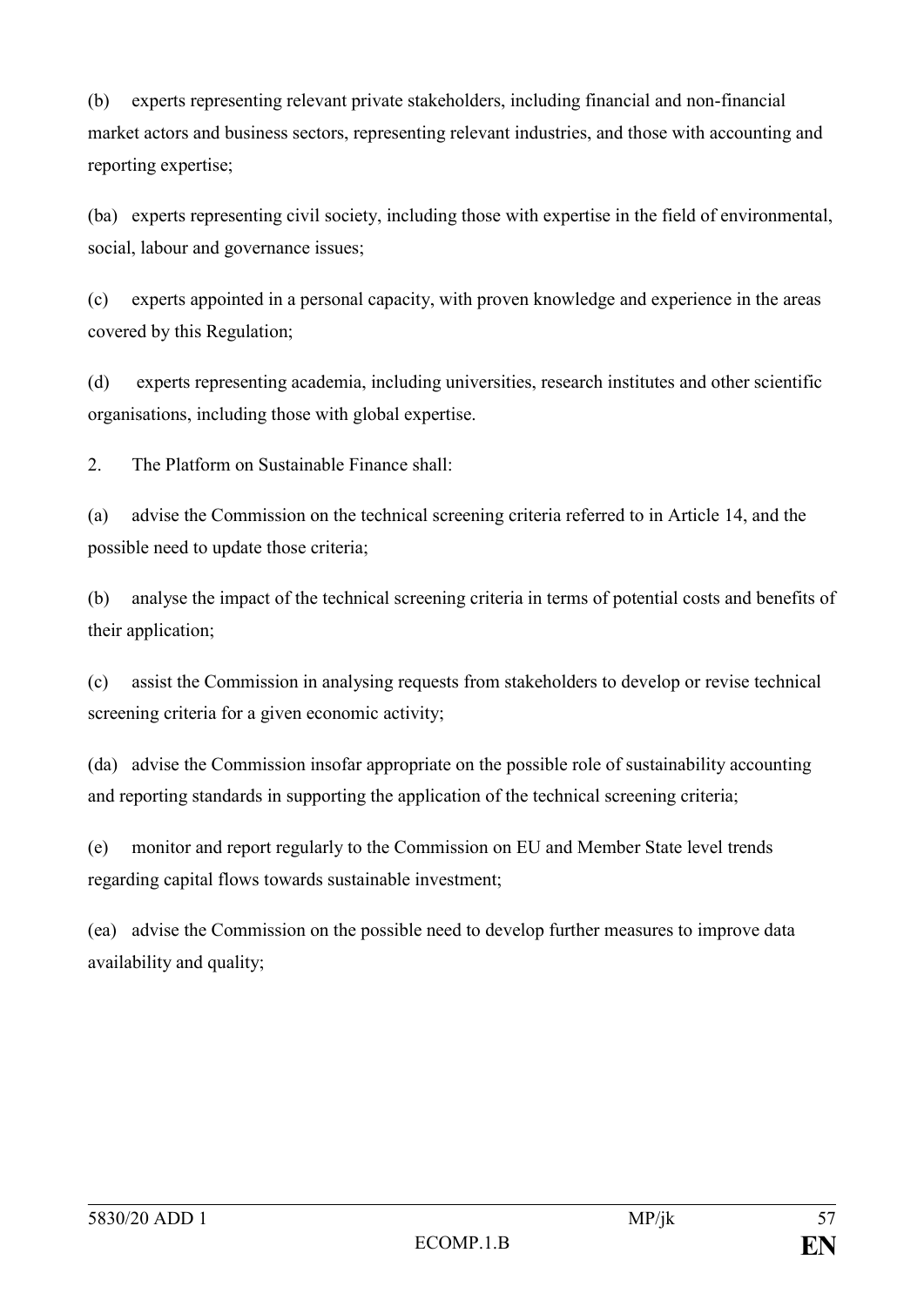(b) experts representing relevant private stakeholders, including financial and non-financial market actors and business sectors, representing relevant industries, and those with accounting and reporting expertise;

(ba) experts representing civil society, including those with expertise in the field of environmental, social, labour and governance issues;

(c) experts appointed in a personal capacity, with proven knowledge and experience in the areas covered by this Regulation;

(d) experts representing academia, including universities, research institutes and other scientific organisations, including those with global expertise.

2. The Platform on Sustainable Finance shall:

(a) advise the Commission on the technical screening criteria referred to in Article 14, and the possible need to update those criteria;

(b) analyse the impact of the technical screening criteria in terms of potential costs and benefits of their application;

(c) assist the Commission in analysing requests from stakeholders to develop or revise technical screening criteria for a given economic activity;

(da) advise the Commission insofar appropriate on the possible role of sustainability accounting and reporting standards in supporting the application of the technical screening criteria;

(e) monitor and report regularly to the Commission on EU and Member State level trends regarding capital flows towards sustainable investment;

(ea) advise the Commission on the possible need to develop further measures to improve data availability and quality;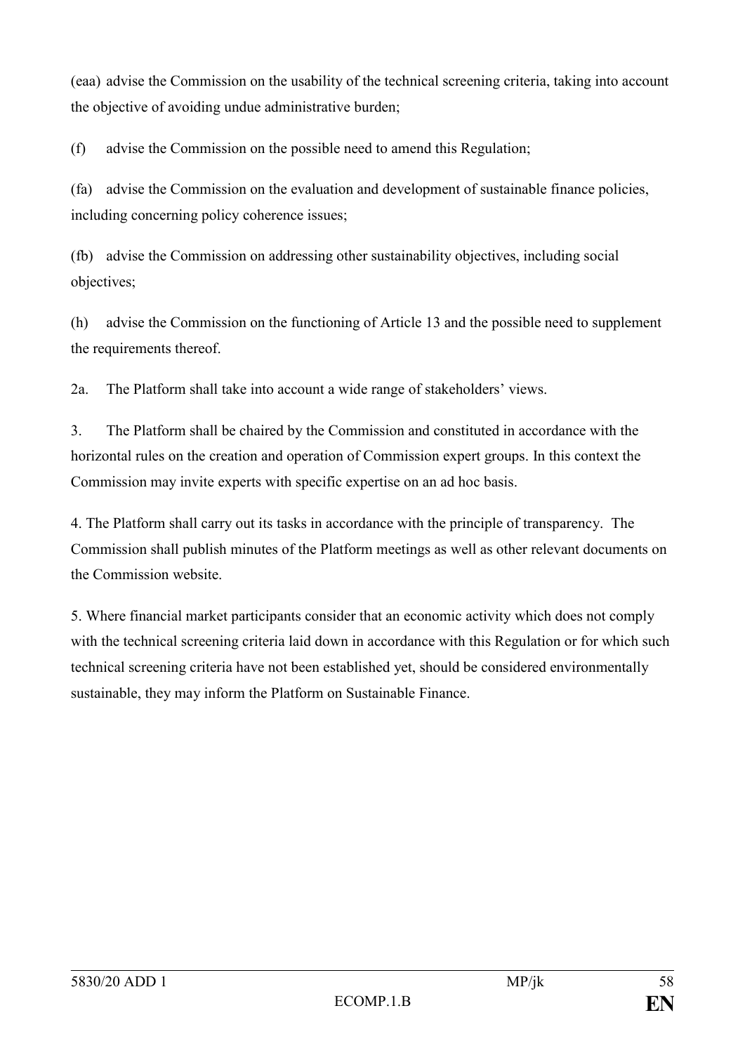(eaa) advise the Commission on the usability of the technical screening criteria, taking into account the objective of avoiding undue administrative burden;

(f) advise the Commission on the possible need to amend this Regulation;

(fa) advise the Commission on the evaluation and development of sustainable finance policies, including concerning policy coherence issues;

(fb) advise the Commission on addressing other sustainability objectives, including social objectives;

(h) advise the Commission on the functioning of Article 13 and the possible need to supplement the requirements thereof.

2a. The Platform shall take into account a wide range of stakeholders' views.

3. The Platform shall be chaired by the Commission and constituted in accordance with the horizontal rules on the creation and operation of Commission expert groups. In this context the Commission may invite experts with specific expertise on an ad hoc basis.

4. The Platform shall carry out its tasks in accordance with the principle of transparency. The Commission shall publish minutes of the Platform meetings as well as other relevant documents on the Commission website.

5. Where financial market participants consider that an economic activity which does not comply with the technical screening criteria laid down in accordance with this Regulation or for which such technical screening criteria have not been established yet, should be considered environmentally sustainable, they may inform the Platform on Sustainable Finance.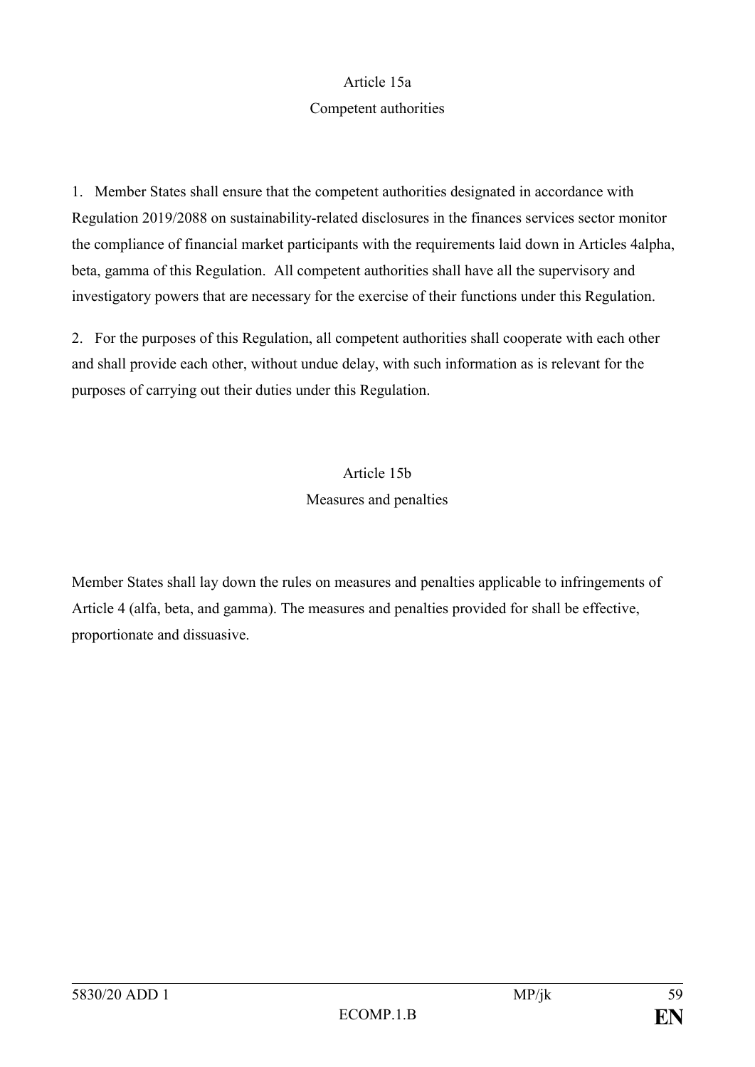Article 15a

Competent authorities

1. Member States shall ensure that the competent authorities designated in accordance with Regulation 2019/2088 on sustainability-related disclosures in the finances services sector monitor the compliance of financial market participants with the requirements laid down in Articles 4alpha, beta, gamma of this Regulation. All competent authorities shall have all the supervisory and investigatory powers that are necessary for the exercise of their functions under this Regulation.

2. For the purposes of this Regulation, all competent authorities shall cooperate with each other and shall provide each other, without undue delay, with such information as is relevant for the purposes of carrying out their duties under this Regulation.

Article 15b

Measures and penalties

Member States shall lay down the rules on measures and penalties applicable to infringements of Article 4 (alfa, beta, and gamma). The measures and penalties provided for shall be effective, proportionate and dissuasive.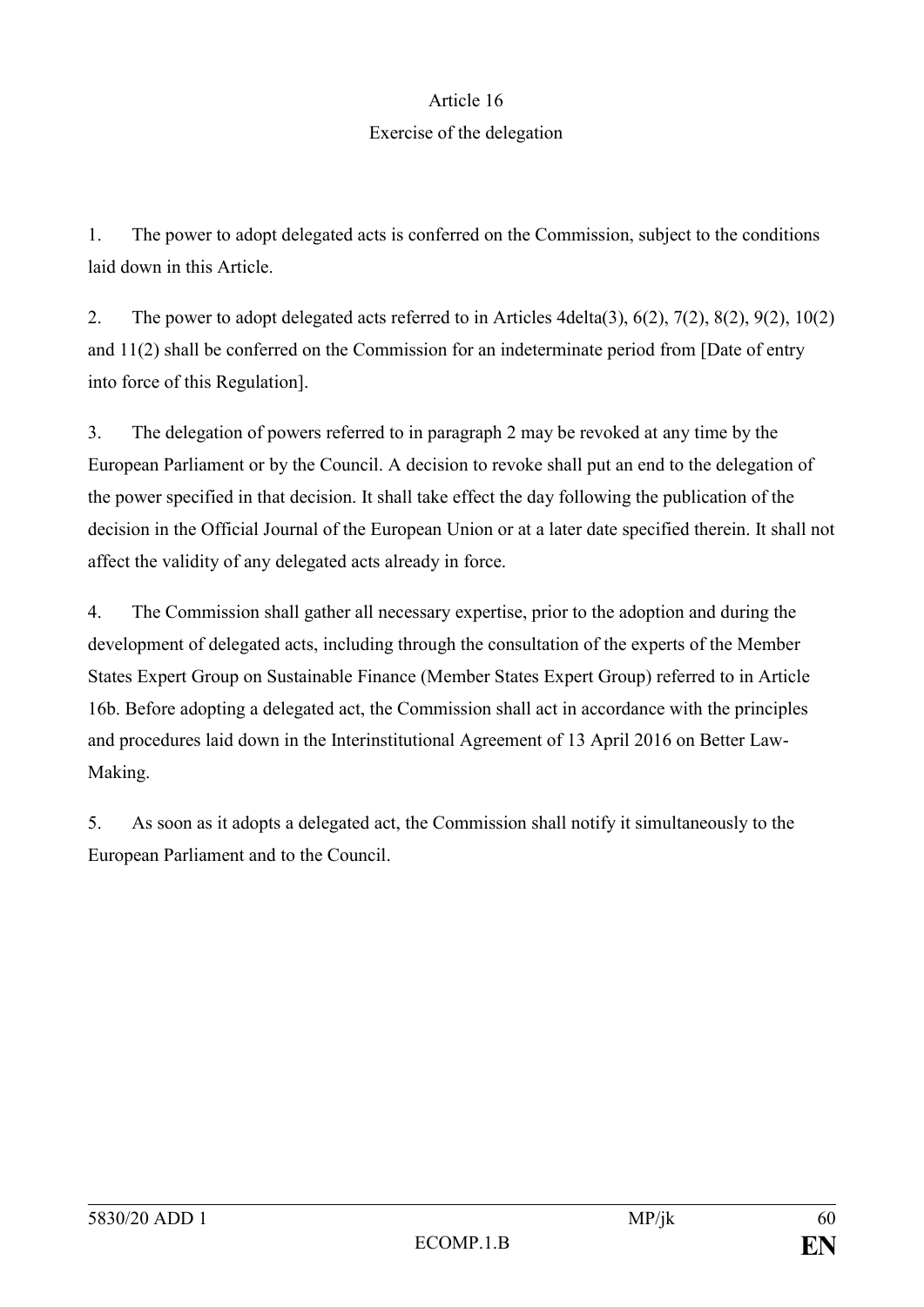# Article 16

## Exercise of the delegation

1. The power to adopt delegated acts is conferred on the Commission, subject to the conditions laid down in this Article.

2. The power to adopt delegated acts referred to in Articles 4delta(3), 6(2), 7(2), 8(2), 9(2), 10(2) and 11(2) shall be conferred on the Commission for an indeterminate period from [Date of entry into force of this Regulation].

3. The delegation of powers referred to in paragraph 2 may be revoked at any time by the European Parliament or by the Council. A decision to revoke shall put an end to the delegation of the power specified in that decision. It shall take effect the day following the publication of the decision in the Official Journal of the European Union or at a later date specified therein. It shall not affect the validity of any delegated acts already in force.

4. The Commission shall gather all necessary expertise, prior to the adoption and during the development of delegated acts, including through the consultation of the experts of the Member States Expert Group on Sustainable Finance (Member States Expert Group) referred to in Article 16b. Before adopting a delegated act, the Commission shall act in accordance with the principles and procedures laid down in the Interinstitutional Agreement of 13 April 2016 on Better Law-Making.

5. As soon as it adopts a delegated act, the Commission shall notify it simultaneously to the European Parliament and to the Council.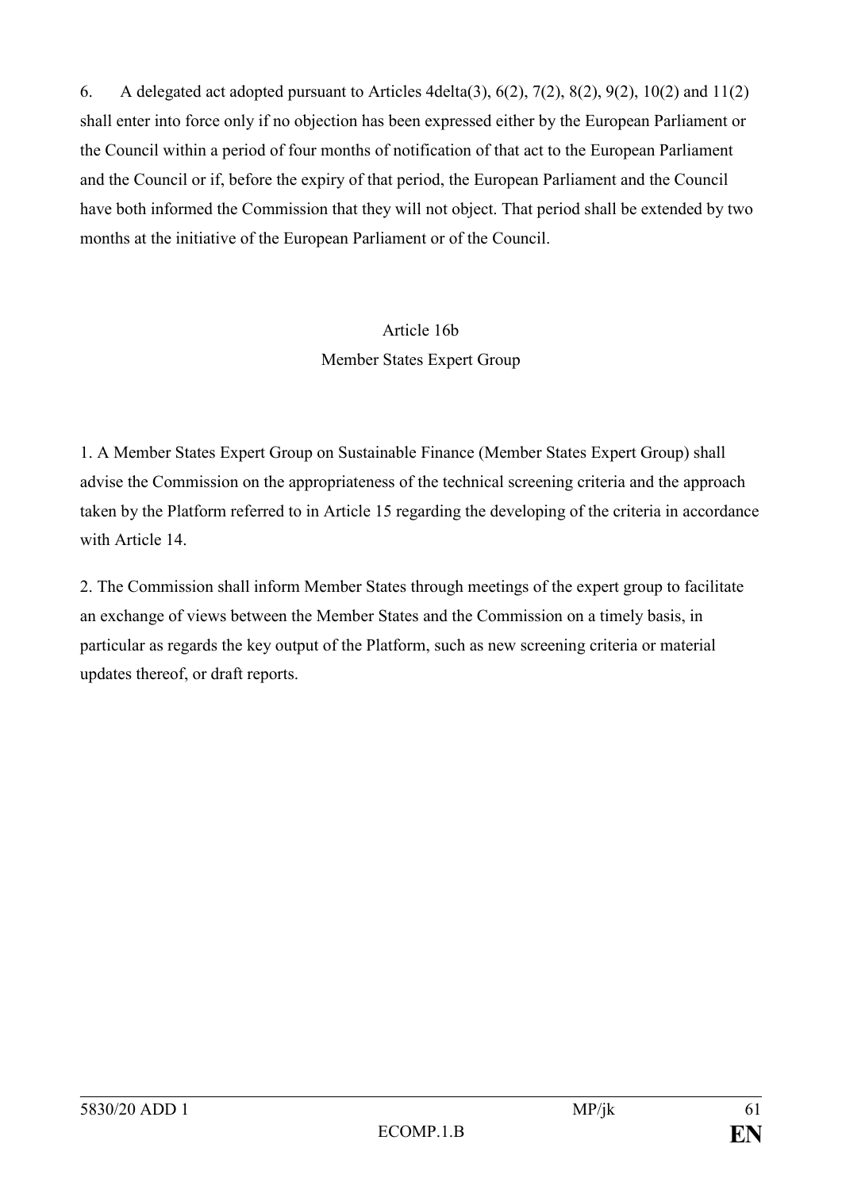6. A delegated act adopted pursuant to Articles 4delta(3), 6(2), 7(2), 8(2), 9(2), 10(2) and 11(2) shall enter into force only if no objection has been expressed either by the European Parliament or the Council within a period of four months of notification of that act to the European Parliament and the Council or if, before the expiry of that period, the European Parliament and the Council have both informed the Commission that they will not object. That period shall be extended by two months at the initiative of the European Parliament or of the Council.

## Article 16b
## Member States Expert Group

1. A Member States Expert Group on Sustainable Finance (Member States Expert Group) shall advise the Commission on the appropriateness of the technical screening criteria and the approach taken by the Platform referred to in Article 15 regarding the developing of the criteria in accordance with Article 14.

2. The Commission shall inform Member States through meetings of the expert group to facilitate an exchange of views between the Member States and the Commission on a timely basis, in particular as regards the key output of the Platform, such as new screening criteria or material updates thereof, or draft reports.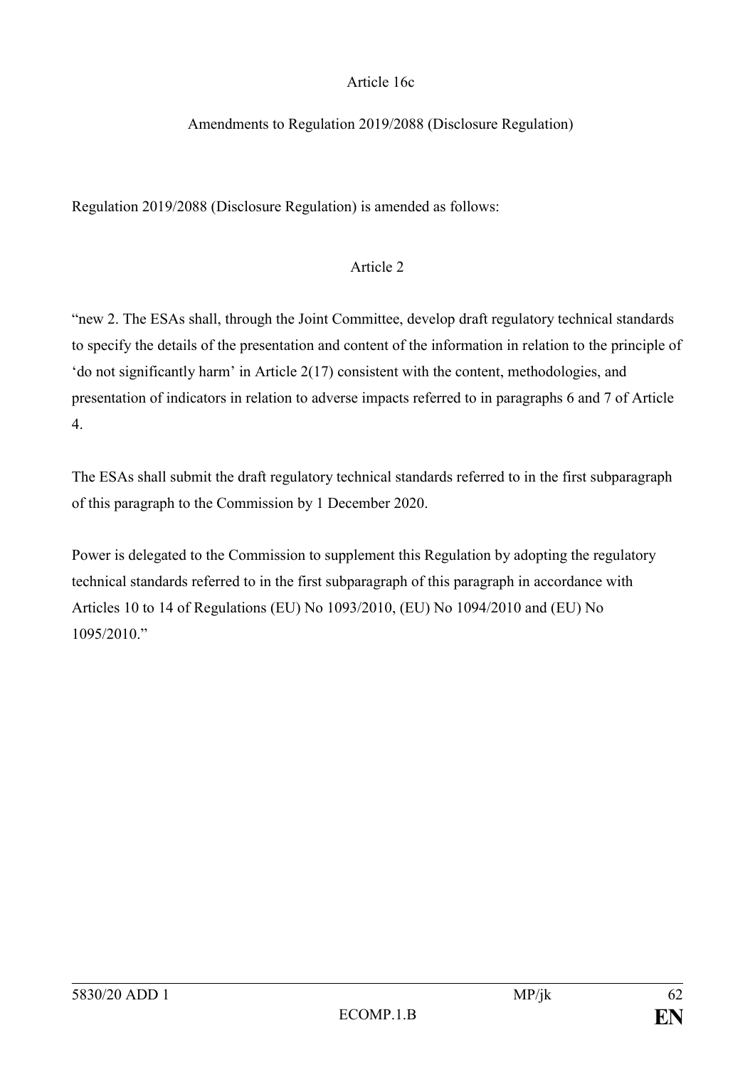Article 16c

Amendments to Regulation 2019/2088 (Disclosure Regulation)

Regulation 2019/2088 (Disclosure Regulation) is amended as follows:

Article 2

"new 2. The ESAs shall, through the Joint Committee, develop draft regulatory technical standards to specify the details of the presentation and content of the information in relation to the principle of 'do not significantly harm' in Article 2(17) consistent with the content, methodologies, and presentation of indicators in relation to adverse impacts referred to in paragraphs 6 and 7 of Article 4.

The ESAs shall submit the draft regulatory technical standards referred to in the first subparagraph of this paragraph to the Commission by 1 December 2020.

Power is delegated to the Commission to supplement this Regulation by adopting the regulatory technical standards referred to in the first subparagraph of this paragraph in accordance with Articles 10 to 14 of Regulations (EU) No 1093/2010, (EU) No 1094/2010 and (EU) No 1095/2010."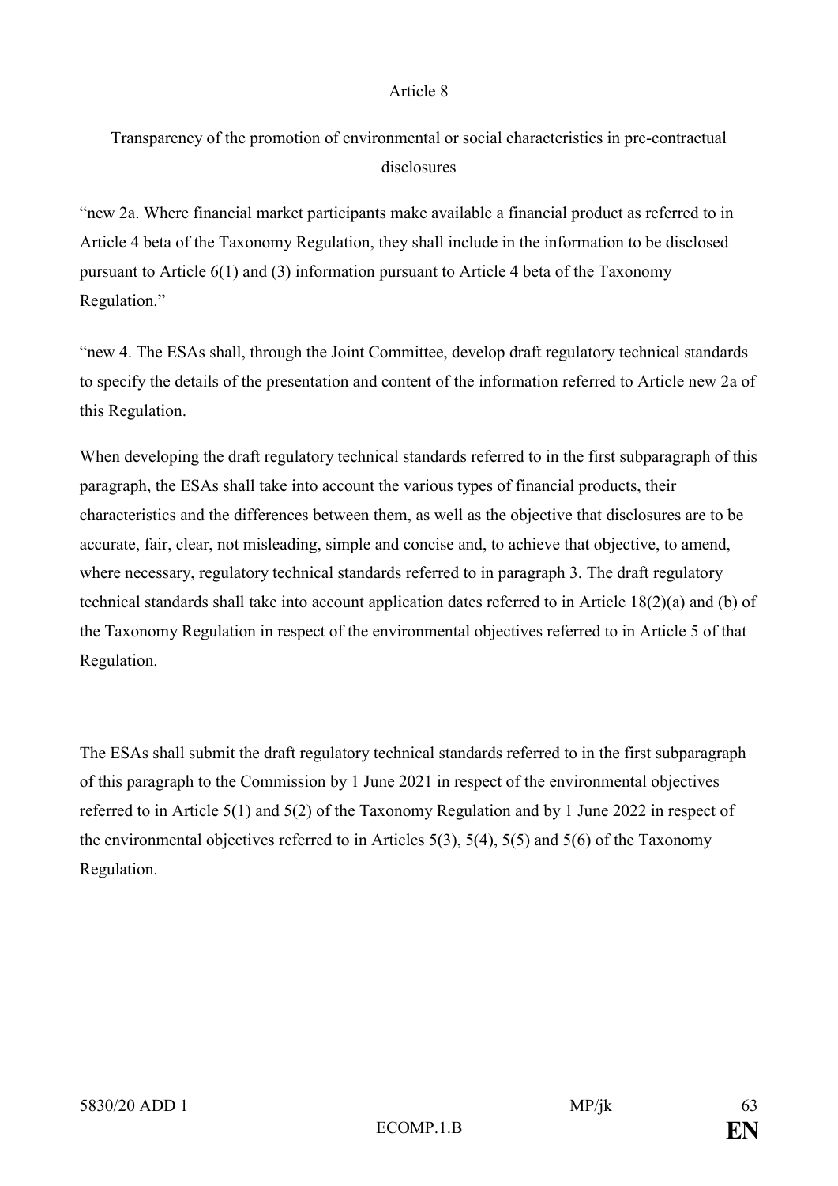Article 8

Transparency of the promotion of environmental or social characteristics in pre-contractual disclosures

"new 2a. Where financial market participants make available a financial product as referred to in Article 4 beta of the Taxonomy Regulation, they shall include in the information to be disclosed pursuant to Article 6(1) and (3) information pursuant to Article 4 beta of the Taxonomy Regulation."

"new 4. The ESAs shall, through the Joint Committee, develop draft regulatory technical standards to specify the details of the presentation and content of the information referred to Article new 2a of this Regulation.

When developing the draft regulatory technical standards referred to in the first subparagraph of this paragraph, the ESAs shall take into account the various types of financial products, their characteristics and the differences between them, as well as the objective that disclosures are to be accurate, fair, clear, not misleading, simple and concise and, to achieve that objective, to amend, where necessary, regulatory technical standards referred to in paragraph 3. The draft regulatory technical standards shall take into account application dates referred to in Article 18(2)(a) and (b) of the Taxonomy Regulation in respect of the environmental objectives referred to in Article 5 of that Regulation.

The ESAs shall submit the draft regulatory technical standards referred to in the first subparagraph of this paragraph to the Commission by 1 June 2021 in respect of the environmental objectives referred to in Article 5(1) and 5(2) of the Taxonomy Regulation and by 1 June 2022 in respect of the environmental objectives referred to in Articles 5(3), 5(4), 5(5) and 5(6) of the Taxonomy Regulation.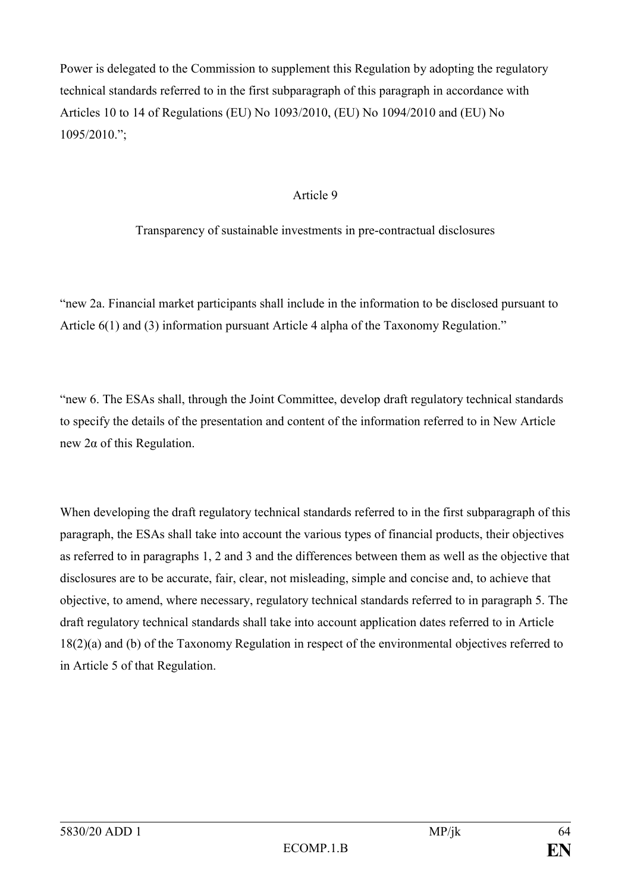Power is delegated to the Commission to supplement this Regulation by adopting the regulatory technical standards referred to in the first subparagraph of this paragraph in accordance with Articles 10 to 14 of Regulations (EU) No 1093/2010, (EU) No 1094/2010 and (EU) No 1095/2010.";

Article 9

Transparency of sustainable investments in pre-contractual disclosures

"new 2a. Financial market participants shall include in the information to be disclosed pursuant to Article 6(1) and (3) information pursuant Article 4 alpha of the Taxonomy Regulation."

"new 6. The ESAs shall, through the Joint Committee, develop draft regulatory technical standards to specify the details of the presentation and content of the information referred to in New Article new 2α of this Regulation.

When developing the draft regulatory technical standards referred to in the first subparagraph of this paragraph, the ESAs shall take into account the various types of financial products, their objectives as referred to in paragraphs 1, 2 and 3 and the differences between them as well as the objective that disclosures are to be accurate, fair, clear, not misleading, simple and concise and, to achieve that objective, to amend, where necessary, regulatory technical standards referred to in paragraph 5. The draft regulatory technical standards shall take into account application dates referred to in Article 18(2)(a) and (b) of the Taxonomy Regulation in respect of the environmental objectives referred to in Article 5 of that Regulation.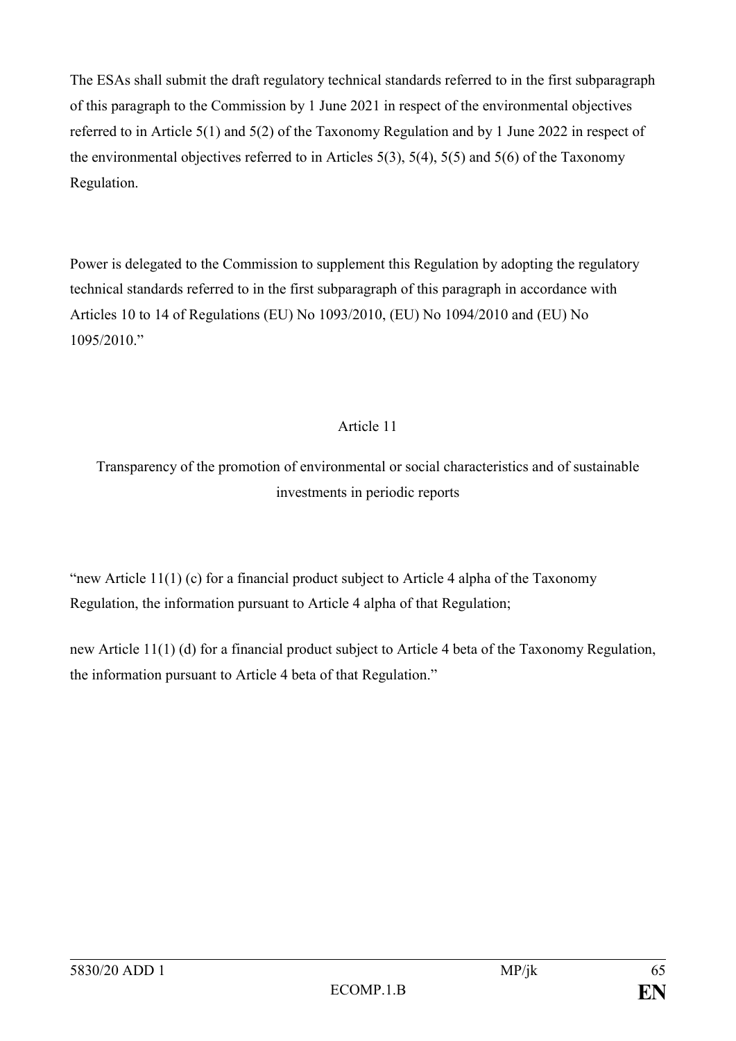The ESAs shall submit the draft regulatory technical standards referred to in the first subparagraph of this paragraph to the Commission by 1 June 2021 in respect of the environmental objectives referred to in Article 5(1) and 5(2) of the Taxonomy Regulation and by 1 June 2022 in respect of the environmental objectives referred to in Articles 5(3), 5(4), 5(5) and 5(6) of the Taxonomy Regulation.

Power is delegated to the Commission to supplement this Regulation by adopting the regulatory technical standards referred to in the first subparagraph of this paragraph in accordance with Articles 10 to 14 of Regulations (EU) No 1093/2010, (EU) No 1094/2010 and (EU) No 1095/2010."

### Article 11

### Transparency of the promotion of environmental or social characteristics and of sustainable investments in periodic reports

"new Article 11(1) (c) for a financial product subject to Article 4 alpha of the Taxonomy Regulation, the information pursuant to Article 4 alpha of that Regulation;

new Article 11(1) (d) for a financial product subject to Article 4 beta of the Taxonomy Regulation, the information pursuant to Article 4 beta of that Regulation."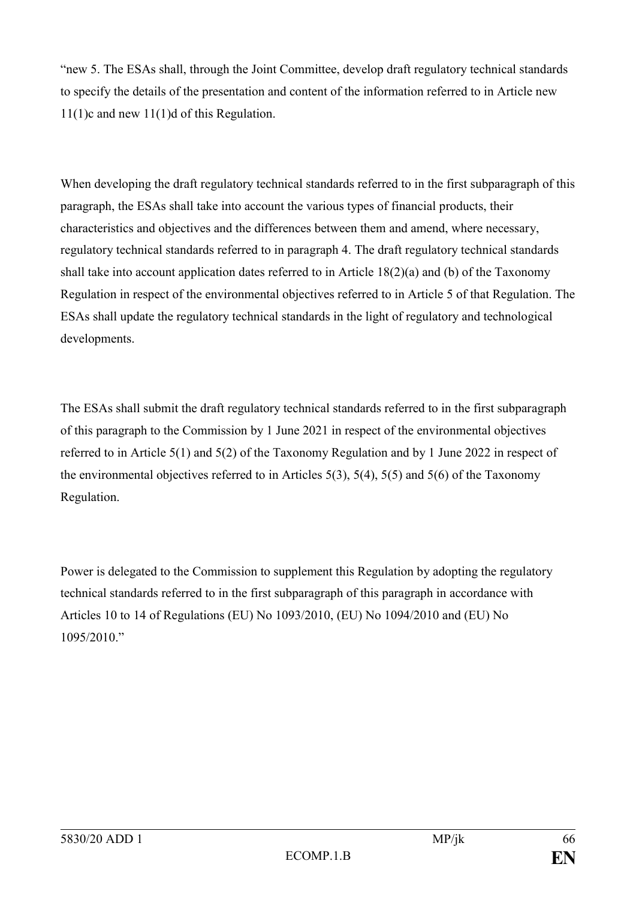“new 5. The ESAs shall, through the Joint Committee, develop draft regulatory technical standards to specify the details of the presentation and content of the information referred to in Article new 11(1)c and new 11(1)d of this Regulation.

When developing the draft regulatory technical standards referred to in the first subparagraph of this paragraph, the ESAs shall take into account the various types of financial products, their characteristics and objectives and the differences between them and amend, where necessary, regulatory technical standards referred to in paragraph 4. The draft regulatory technical standards shall take into account application dates referred to in Article 18(2)(a) and (b) of the Taxonomy Regulation in respect of the environmental objectives referred to in Article 5 of that Regulation. The ESAs shall update the regulatory technical standards in the light of regulatory and technological developments.

The ESAs shall submit the draft regulatory technical standards referred to in the first subparagraph of this paragraph to the Commission by 1 June 2021 in respect of the environmental objectives referred to in Article 5(1) and 5(2) of the Taxonomy Regulation and by 1 June 2022 in respect of the environmental objectives referred to in Articles 5(3), 5(4), 5(5) and 5(6) of the Taxonomy Regulation.

Power is delegated to the Commission to supplement this Regulation by adopting the regulatory technical standards referred to in the first subparagraph of this paragraph in accordance with Articles 10 to 14 of Regulations (EU) No 1093/2010, (EU) No 1094/2010 and (EU) No 1095/2010.”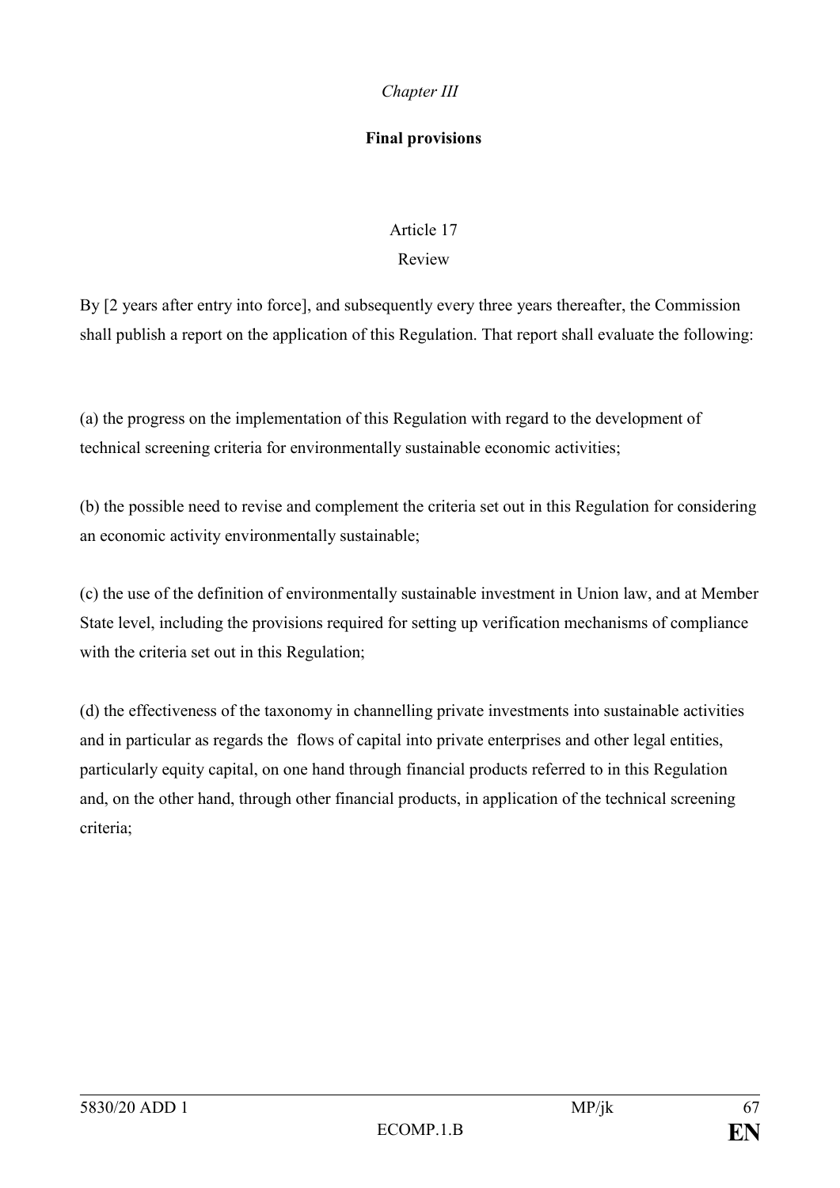*Chapter III*

**Final provisions**

Article 17

Review

By [2 years after entry into force], and subsequently every three years thereafter, the Commission shall publish a report on the application of this Regulation. That report shall evaluate the following:

(a) the progress on the implementation of this Regulation with regard to the development of technical screening criteria for environmentally sustainable economic activities;

(b) the possible need to revise and complement the criteria set out in this Regulation for considering an economic activity environmentally sustainable;

(c) the use of the definition of environmentally sustainable investment in Union law, and at Member State level, including the provisions required for setting up verification mechanisms of compliance with the criteria set out in this Regulation;

(d) the effectiveness of the taxonomy in channelling private investments into sustainable activities and in particular as regards the flows of capital into private enterprises and other legal entities, particularly equity capital, on one hand through financial products referred to in this Regulation and, on the other hand, through other financial products, in application of the technical screening criteria;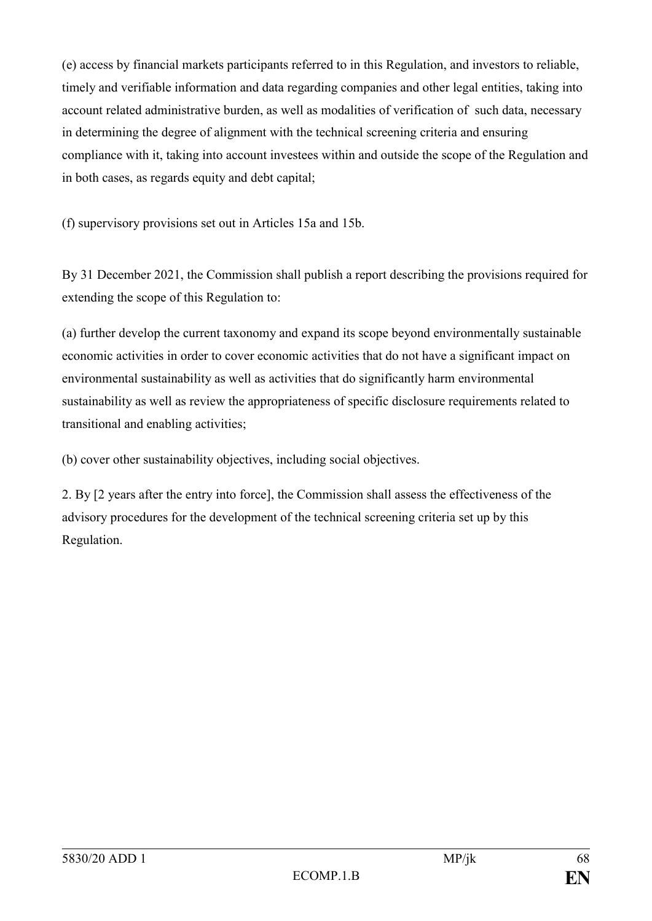(e) access by financial markets participants referred to in this Regulation, and investors to reliable, timely and verifiable information and data regarding companies and other legal entities, taking into account related administrative burden, as well as modalities of verification of such data, necessary in determining the degree of alignment with the technical screening criteria and ensuring compliance with it, taking into account investees within and outside the scope of the Regulation and in both cases, as regards equity and debt capital;

(f) supervisory provisions set out in Articles 15a and 15b.

By 31 December 2021, the Commission shall publish a report describing the provisions required for extending the scope of this Regulation to:

(a) further develop the current taxonomy and expand its scope beyond environmentally sustainable economic activities in order to cover economic activities that do not have a significant impact on environmental sustainability as well as activities that do significantly harm environmental sustainability as well as review the appropriateness of specific disclosure requirements related to transitional and enabling activities;

(b) cover other sustainability objectives, including social objectives.

2. By [2 years after the entry into force], the Commission shall assess the effectiveness of the advisory procedures for the development of the technical screening criteria set up by this Regulation.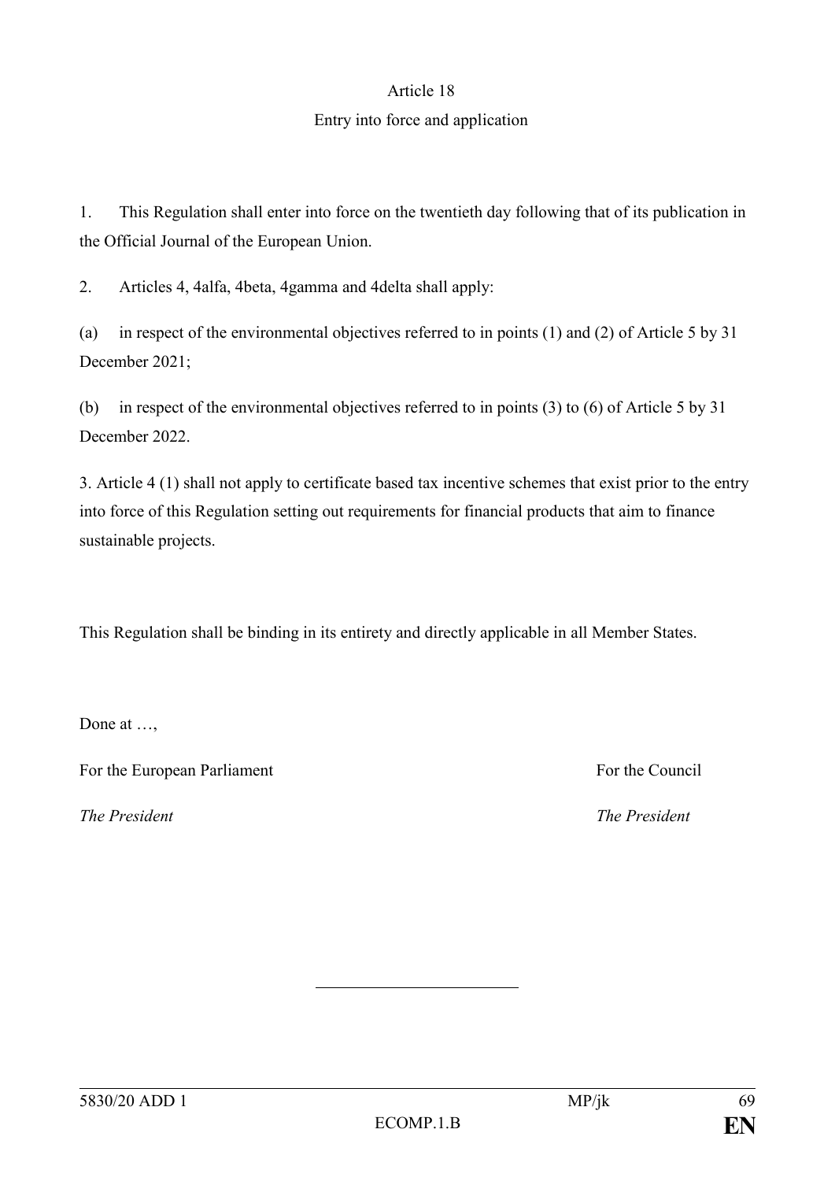## Article 18

### Entry into force and application

1. This Regulation shall enter into force on the twentieth day following that of its publication in the Official Journal of the European Union.

2. Articles 4, 4alfa, 4beta, 4gamma and 4delta shall apply:

(a) in respect of the environmental objectives referred to in points (1) and (2) of Article 5 by 31 December 2021;

(b) in respect of the environmental objectives referred to in points (3) to (6) of Article 5 by 31 December 2022.

3. Article 4 (1) shall not apply to certificate based tax incentive schemes that exist prior to the entry into force of this Regulation setting out requirements for financial products that aim to finance sustainable projects.

This Regulation shall be binding in its entirety and directly applicable in all Member States.

Done at …,

For the European Parliament

*The President*

For the Council

*The President*